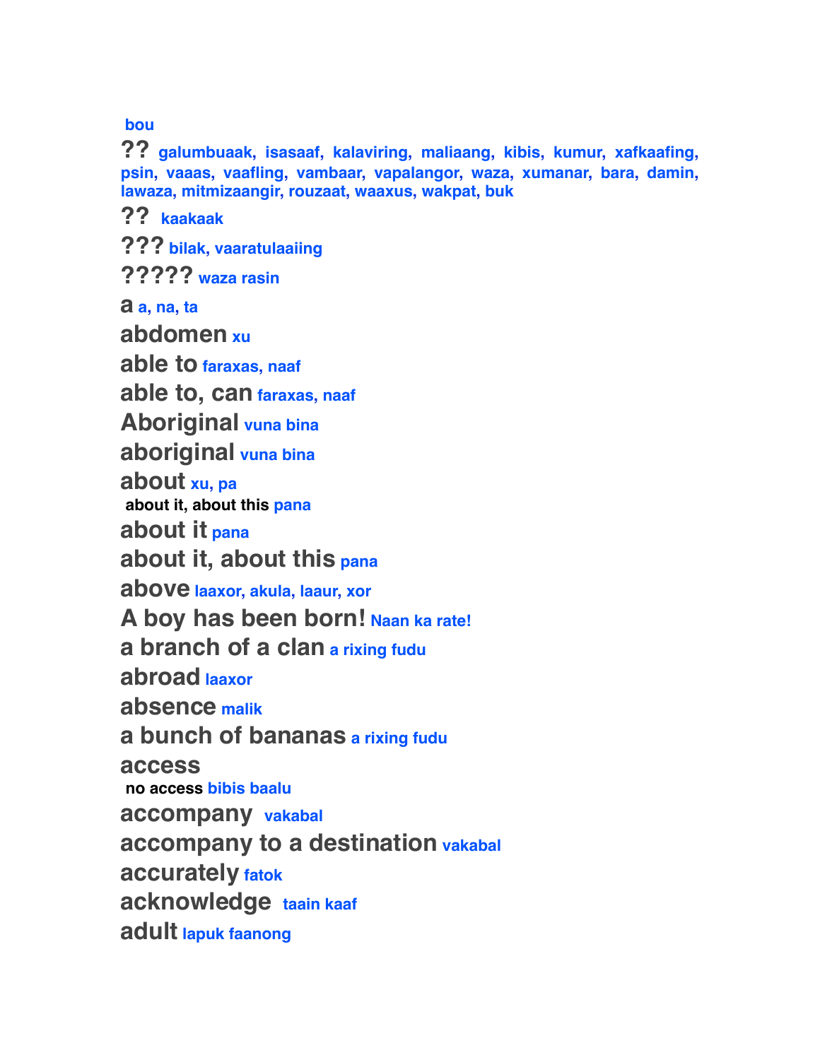bou

**??** galumbuaak, isasaaf, kalaviring, maliaang, kibis, kumur, xafkaafing, psin, vaaas, vaafling, vambaar, vapalangor, waza, xumanar, bara, damin, lawaza, mitmizaangir, rouzaat, waaxus, wakpat, buk

**??** kaakaak

**???** bilak, vaaratulaaiing

**?????** waza rasin

**a** a, na, ta

**abdomen** xu

**able to** faraxas, naaf

**able to, can** faraxas, naaf

**Aboriginal** vuna bina

**aboriginal** vuna bina

**about** xu, pa

**about it, about this** pana

**about it** pana

**about it, about this** pana

**above** laaxor, akula, laaur, xor

**A boy has been born!** Naan ka rate!

**a branch of a clan** a rixing fudu

**abroad** laaxor

**absence** malik

**a bunch of bananas** a rixing fudu

**access**

**no access** bibis baalu

**accompany** vakabal

**accompany to a destination** vakabal

**accurately** fatok

**acknowledge** taain kaaf

**adult** lapuk faanong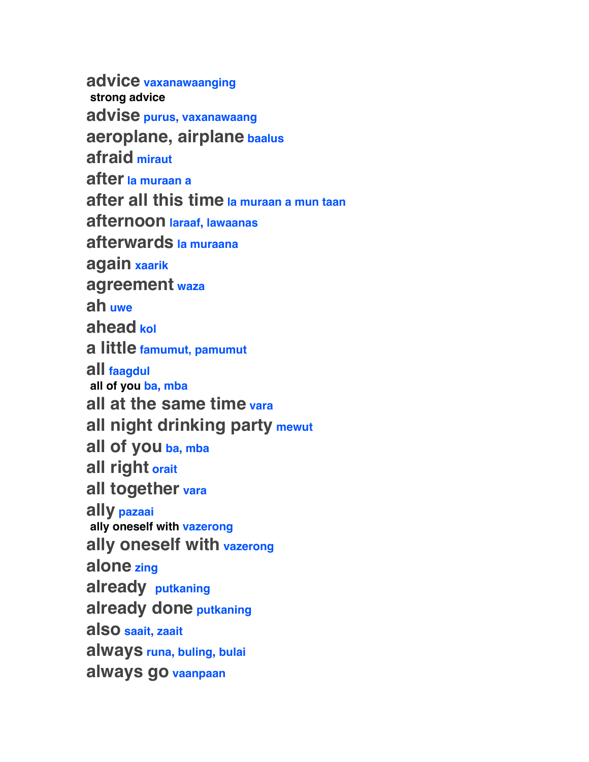**advice** vaxanawaanging

strong advice

**advise** purus, vaxanawaang

**aeroplane, airplane** baalus

**afraid** miraut

**after** la muraan a

**after all this time** la muraan a mun taan

**afternoon** laraaf, lawaanas

**afterwards** la muraana

**again** xaarik

**agreement** waza

**ah** uwe

**ahead** kol

**a little** famumut, pamumut

**all** faagdul

all of you ba, mba

**all at the same time** vara

**all night drinking party** mewut

**all of you** ba, mba

**all right** orait

**all together** vara

**ally** pazaai

ally oneself with vazerong

**ally oneself with** vazerong

**alone** zing

**already** putkaning

**already done** putkaning

**also** saait, zaait

**always** runa, buling, bulai

**always go** vaanpaan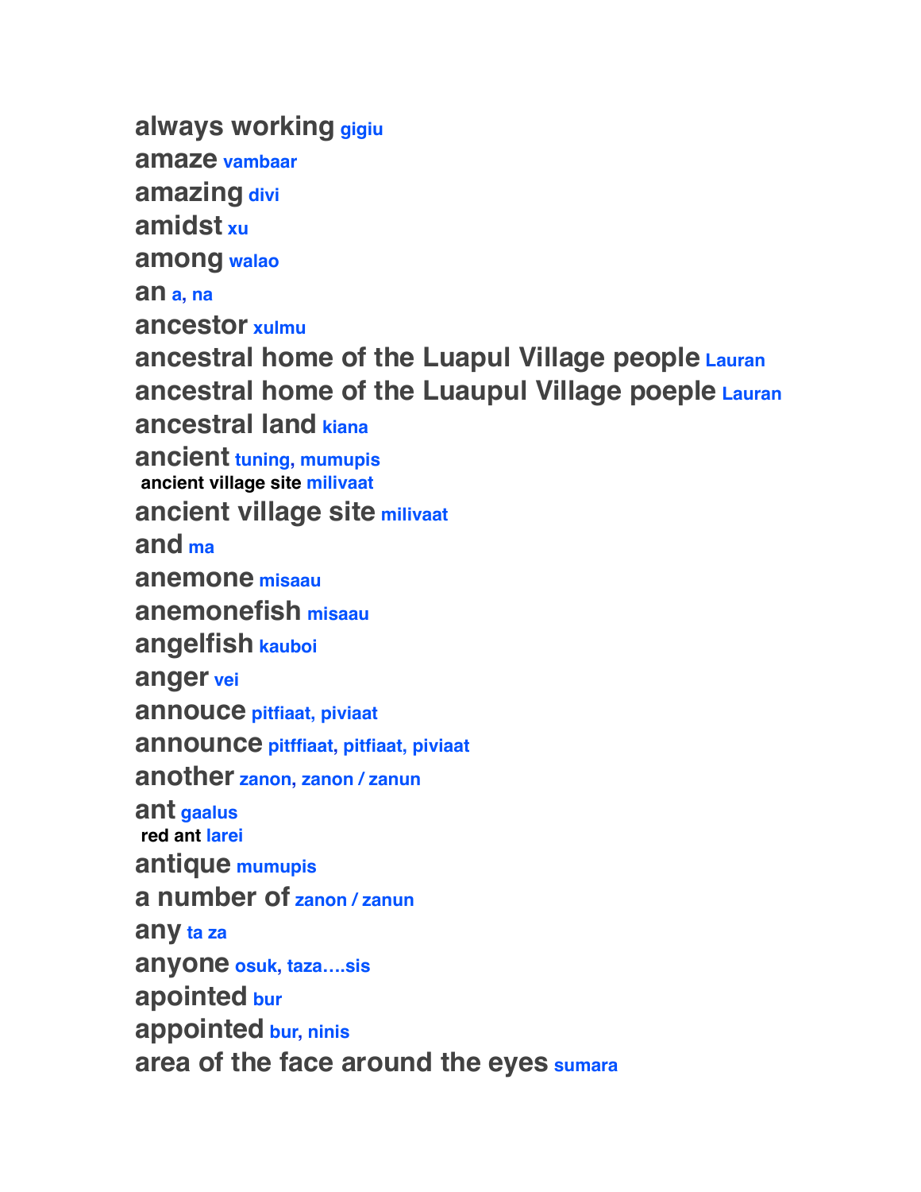**always working** gigiu

**amaze** vambaar

**amazing** divi

**amidst** xu

**among** walao

**an** a, na

**ancestor** xulmu

**ancestral home of the Luapul Village people** Lauran

**ancestral home of the Luaupul Village poeple** Lauran

**ancestral land** kiana

**ancient** tuning, mumupis

&nbsp;&nbsp;**ancient village site** milivaat

**ancient village site** milivaat

**and** ma

**anemone** misaau

**anemonefish** misaau

**angelfish** kauboi

**anger** vei

**annouce** pitfiaat, piviaat

**announce** pitffiaat, pitfiaat, piviaat

**another** zanon, zanon / zanun

**ant** gaalus

&nbsp;&nbsp;**red ant** larei

**antique** mumupis

**a number of** zanon / zanun

**any** ta za

**anyone** osuk, taza….sis

**apointed** bur

**appointed** bur, ninis

**area of the face around the eyes** sumara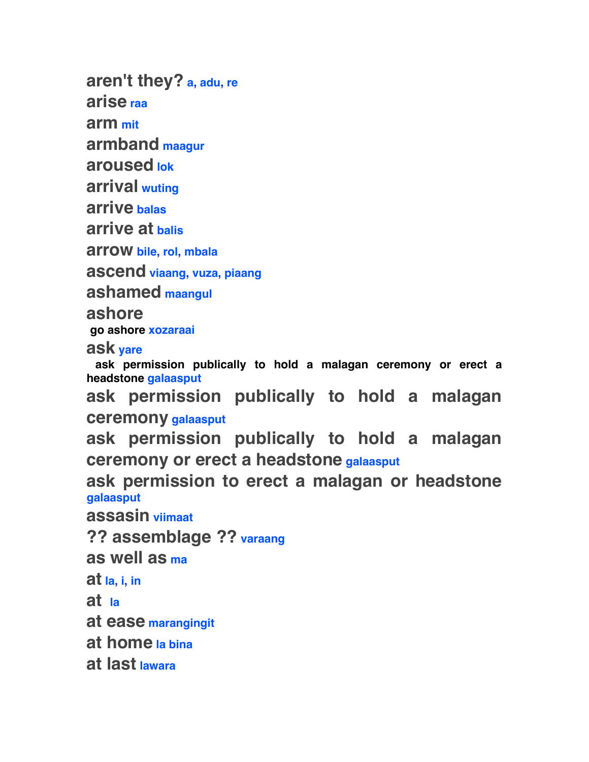**aren't they?** a, adu, re

**arise** raa

**arm** mit

**armband** maagur

**aroused** lok

**arrival** wuting

**arrive** balas

**arrive at** balis

**arrow** bile, rol, mbala

**ascend** viaang, vuza, piaang

**ashamed** maangul

**ashore**

go ashore xozaraai

**ask** yare

ask permission publically to hold a malagan ceremony or erect a headstone galaasput

**ask permission publically to hold a malagan ceremony** galaasput

**ask permission publically to hold a malagan ceremony or erect a headstone** galaasput

**ask permission to erect a malagan or headstone** galaasput

**assasin** viimaat

**?? assemblage ??** varaang

**as well as** ma

**at** la, i, in

**at** la

**at ease** marangingit

**at home** la bina

**at last** lawara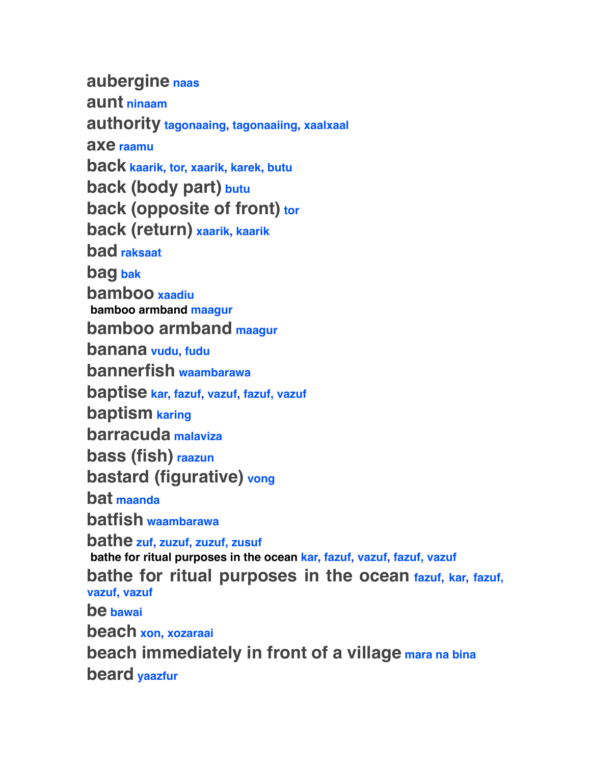**aubergine** naas

**aunt** ninaam

**authority** tagonaaing, tagonaaiing, xaalxaal

**axe** raamu

**back** kaarik, tor, xaarik, karek, butu

**back (body part)** butu

**back (opposite of front)** tor

**back (return)** xaarik, kaarik

**bad** raksaat

**bag** bak

**bamboo** xaadiu

**bamboo armband** maagur

**bamboo armband** maagur

**banana** vudu, fudu

**bannerfish** waambarawa

**baptise** kar, fazuf, vazuf, fazuf, vazuf

**baptism** karing

**barracuda** malaviza

**bass (fish)** raazun

**bastard (figurative)** vong

**bat** maanda

**batfish** waambarawa

**bathe** zuf, zuzuf, zuzuf, zusuf

**bathe for ritual purposes in the ocean** kar, fazuf, vazuf, fazuf, vazuf

**bathe for ritual purposes in the ocean** fazuf, kar, fazuf, vazuf, vazuf

**be** bawai

**beach** xon, xozaraai

**beach immediately in front of a village** mara na bina

**beard** yaazfur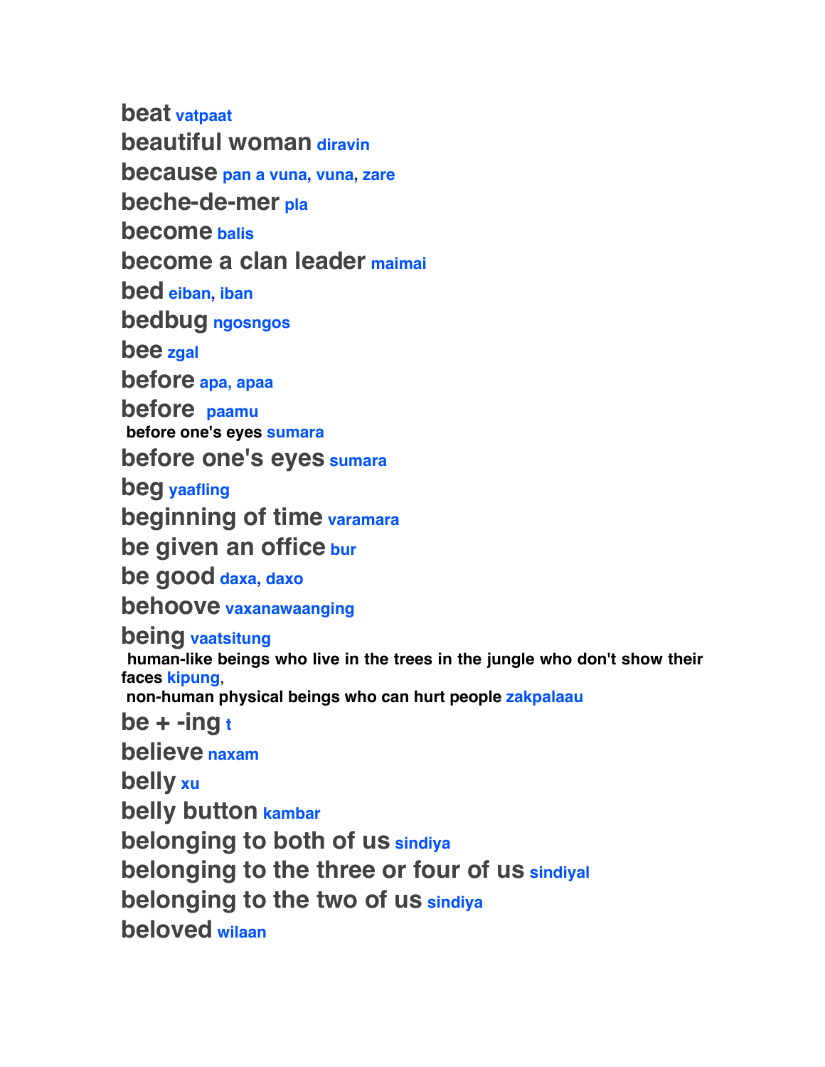**beat** vatpaat

**beautiful woman** diravin

**because** pan a vuna, vuna, zare

**beche-de-mer** pla

**become** balis

**become a clan leader** maimai

**bed** eiban, iban

**bedbug** ngosngos

**bee** zgal

**before** apa, apaa

**before** paamu

**before one's eyes** sumara

**before one's eyes** sumara

**beg** yaafling

**beginning of time** varamara

**be given an office** bur

**be good** daxa, daxo

**behoove** vaxanawaanging

**being** vaatsitung

human-like beings who live in the trees in the jungle who don't show their faces kipung,

non-human physical beings who can hurt people zakpalaau

**be + -ing** t

**believe** naxam

**belly** xu

**belly button** kambar

**belonging to both of us** sindiya

**belonging to the three or four of us** sindiyal

**belonging to the two of us** sindiya

**beloved** wilaan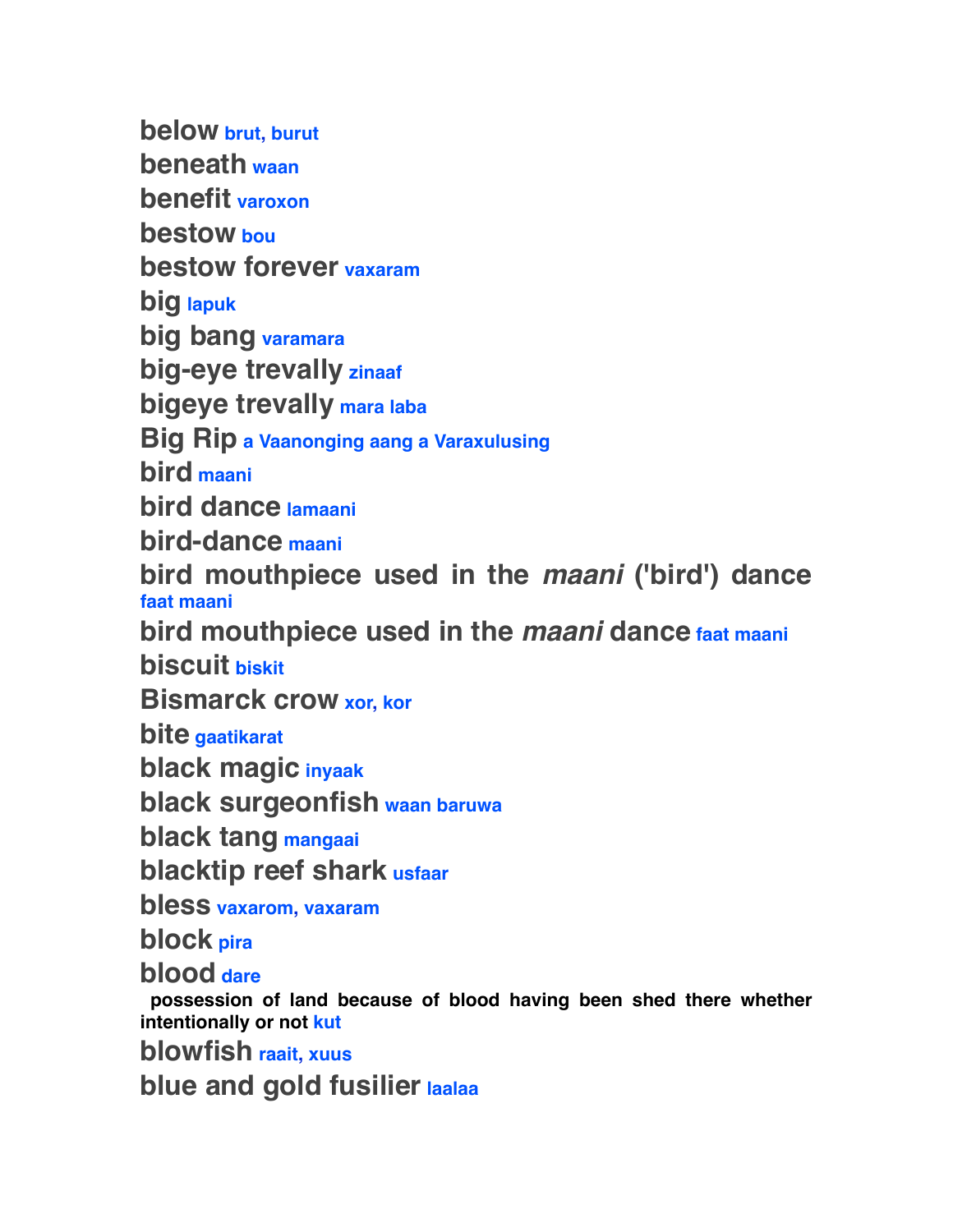**below** brut, burut

**beneath** waan

**benefit** varoxon

**bestow** bou

**bestow forever** vaxaram

**big** lapuk

**big bang** varamara

**big-eye trevally** zinaaf

**bigeye trevally** mara laba

**Big Rip** a Vaanonging aang a Varaxulusing

**bird** maani

**bird dance** lamaani

**bird-dance** maani

**bird mouthpiece used in the *maani* ('bird') dance** faat maani

**bird mouthpiece used in the *maani* dance** faat maani

**biscuit** biskit

**Bismarck crow** xor, kor

**bite** gaatikarat

**black magic** inyaak

**black surgeonfish** waan baruwa

**black tang** mangaai

**blacktip reef shark** usfaar

**bless** vaxarom, vaxaram

**block** pira

**blood** dare

**possession of land because of blood having been shed there whether intentionally or not** kut

**blowfish** raait, xuus

**blue and gold fusilier** laalaa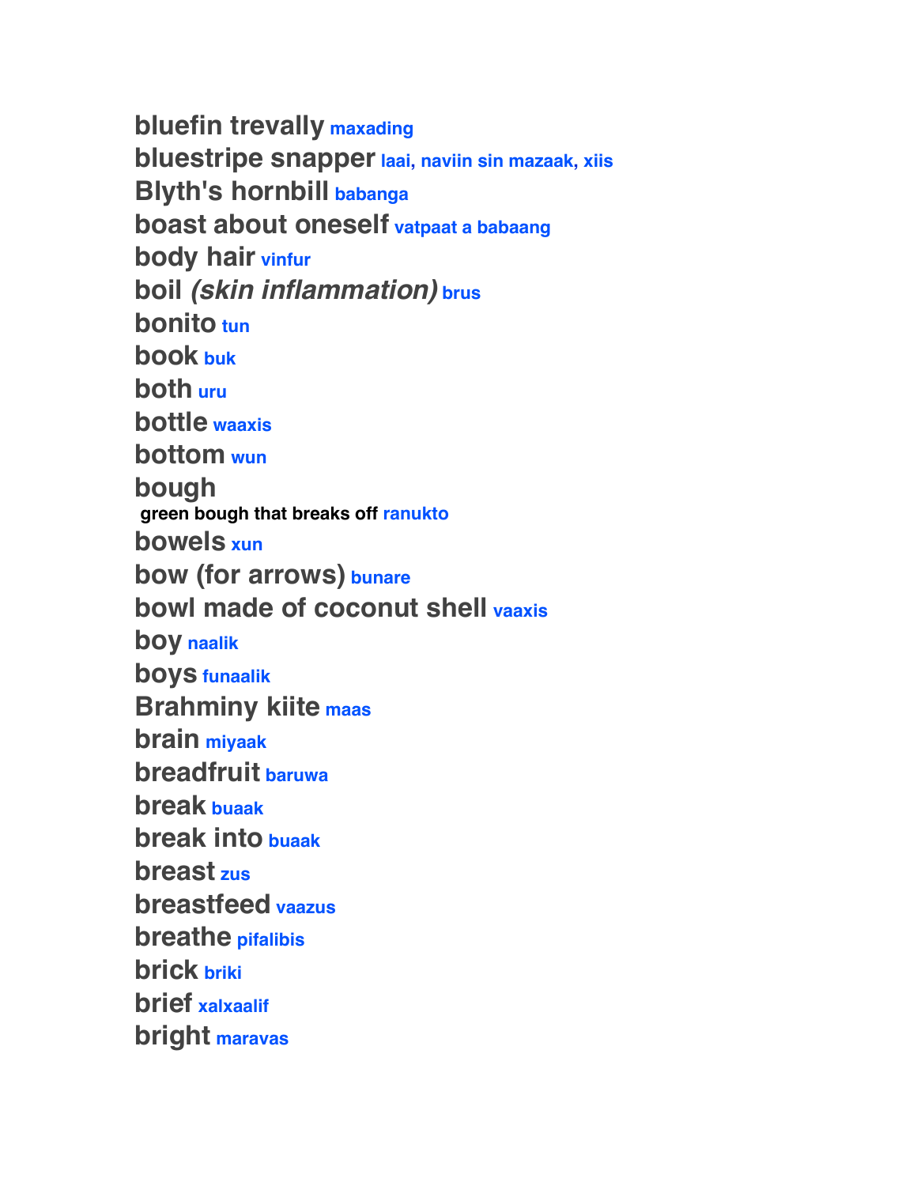**bluefin trevally** maxading

**bluestripe snapper** laai, naviin sin mazaak, xiis

**Blyth's hornbill** babanga

**boast about oneself** vatpaat a babaang

**body hair** vinfur

**boil** ***(skin inflammation)*** brus

**bonito** tun

**book** buk

**both** uru

**bottle** waaxis

**bottom** wun

**bough**

**green bough that breaks off** ranukto

**bowels** xun

**bow (for arrows)** bunare

**bowl made of coconut shell** vaaxis

**boy** naalik

**boys** funaalik

**Brahminy kiite** maas

**brain** miyaak

**breadfruit** baruwa

**break** buaak

**break into** buaak

**breast** zus

**breastfeed** vaazus

**breathe** pifalibis

**brick** briki

**brief** xalxaalif

**bright** maravas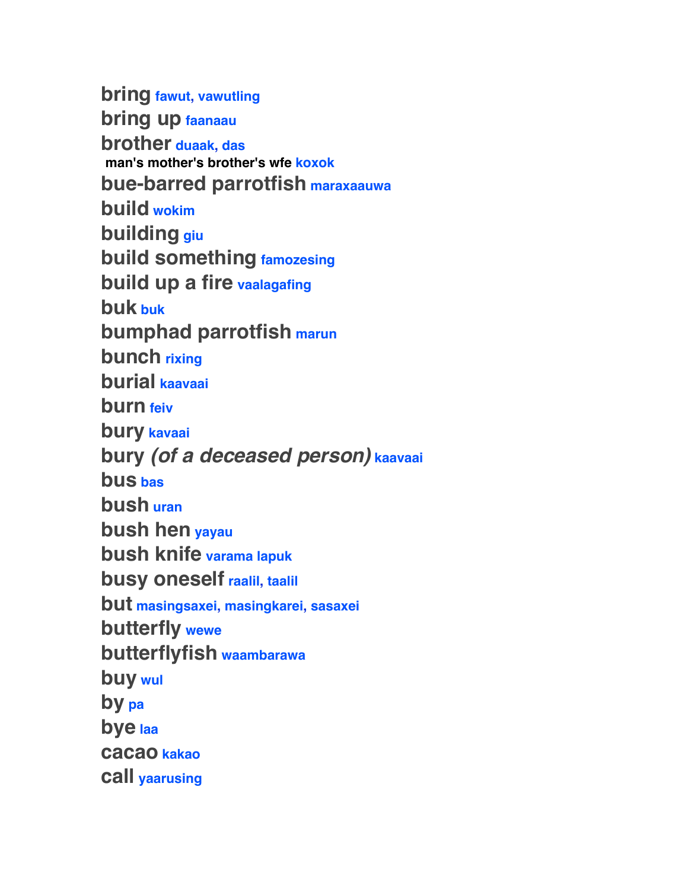**bring** fawut, vawutling
**bring up** faanaau
**brother** duaak, das
**man's mother's brother's wfe** koxok
**bue-barred parrotfish** maraxaauwa
**build** wokim
**building** giu
**build something** famozesing
**build up a fire** vaalagafing
**buk** buk
**bumphad parrotfish** marun
**bunch** rixing
**burial** kaavaai
**burn** feiv
**bury** kavaai
**bury** ***(of a deceased person)*** kaavaai
**bus** bas
**bush** uran
**bush hen** yayau
**bush knife** varama lapuk
**busy oneself** raalil, taalil
**but** masingsaxei, masingkarei, sasaxei
**butterfly** wewe
**butterflyfish** waambarawa
**buy** wul
**by** pa
**bye** laa
**cacao** kakao
**call** yaarusing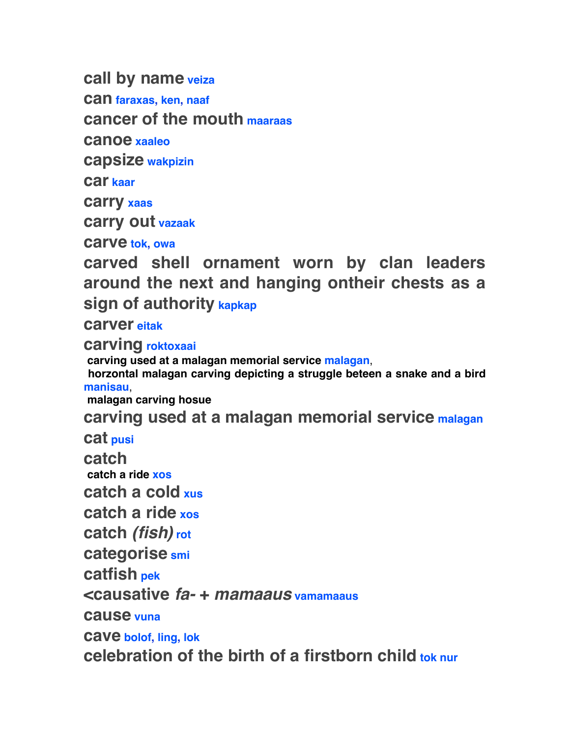**call by name** veiza

**can** faraxas, ken, naaf

**cancer of the mouth** maaraas

**canoe** xaaleo

**capsize** wakpizin

**car** kaar

**carry** xaas

**carry out** vazaak

**carve** tok, owa

**carved shell ornament worn by clan leaders around the next and hanging ontheir chests as a sign of authority** kapkap

**carver** eitak

**carving** roktoxaai

- **carving used at a malagan memorial service** malagan,
- **horzontal malagan carving depicting a struggle beteen a snake and a bird** manisau,
- **malagan carving hosue**

**carving used at a malagan memorial service** malagan

**cat** pusi

**catch**

- **catch a ride** xos

**catch a cold** xus

**catch a ride** xos

**catch *(fish)*** rot

**categorise** smi

**catfish** pek

**<causative *fa-* + *mamaaus*** vamamaaus

**cause** vuna

**cave** bolof, ling, lok

**celebration of the birth of a firstborn child** tok nur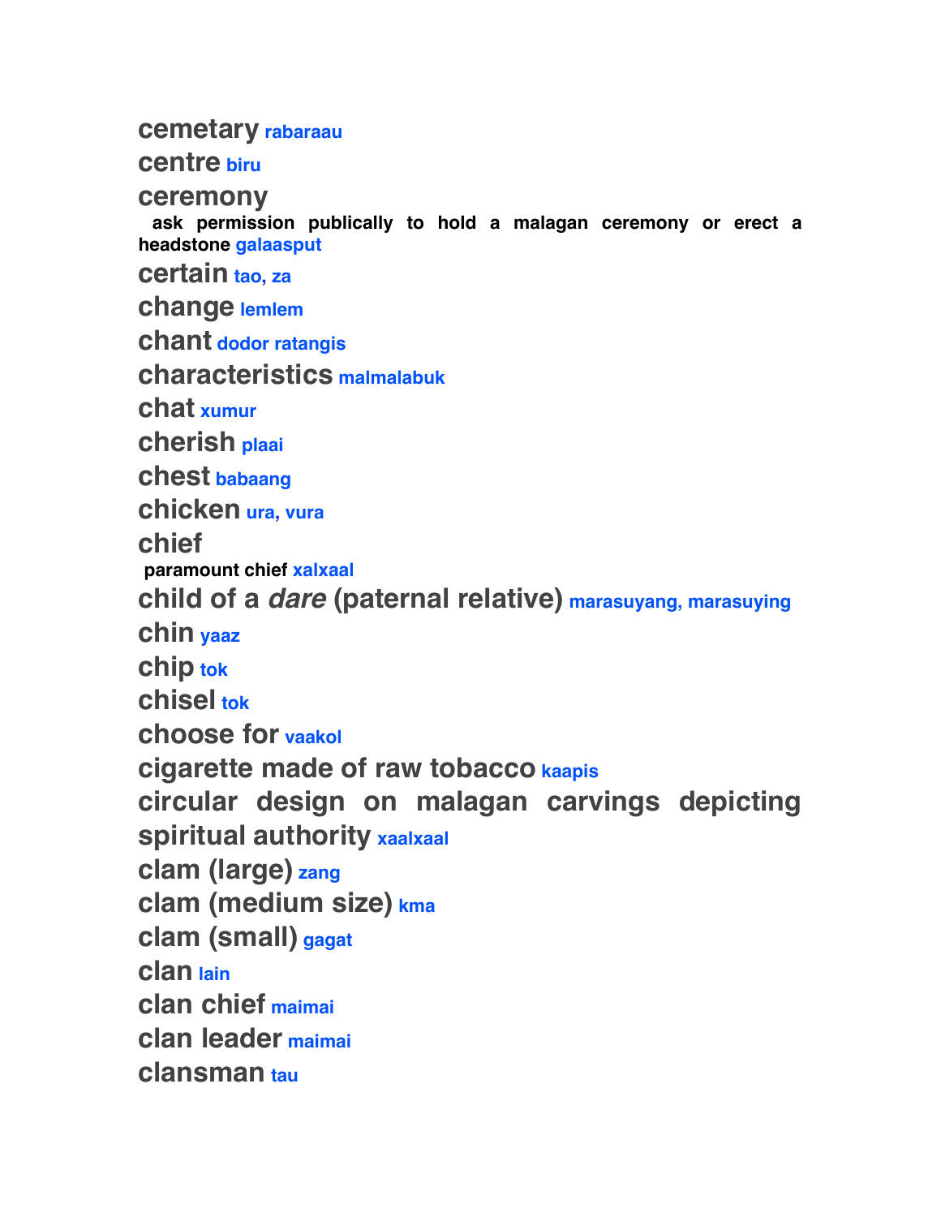**cemetary** rabaraau

**centre** biru

**ceremony**

  **ask permission publically to hold a malagan ceremony or erect a headstone** galaasput

**certain** tao, za

**change** lemlem

**chant** dodor ratangis

**characteristics** malmalabuk

**chat** xumur

**cherish** plaai

**chest** babaang

**chicken** ura, vura

**chief**

  **paramount chief** xalxaal

**child of a *dare* (paternal relative)** marasuyang, marasuying

**chin** yaaz

**chip** tok

**chisel** tok

**choose for** vaakol

**cigarette made of raw tobacco** kaapis

**circular design on malagan carvings depicting spiritual authority** xaalxaal

**clam (large)** zang

**clam (medium size)** kma

**clam (small)** gagat

**clan** lain

**clan chief** maimai

**clan leader** maimai

**clansman** tau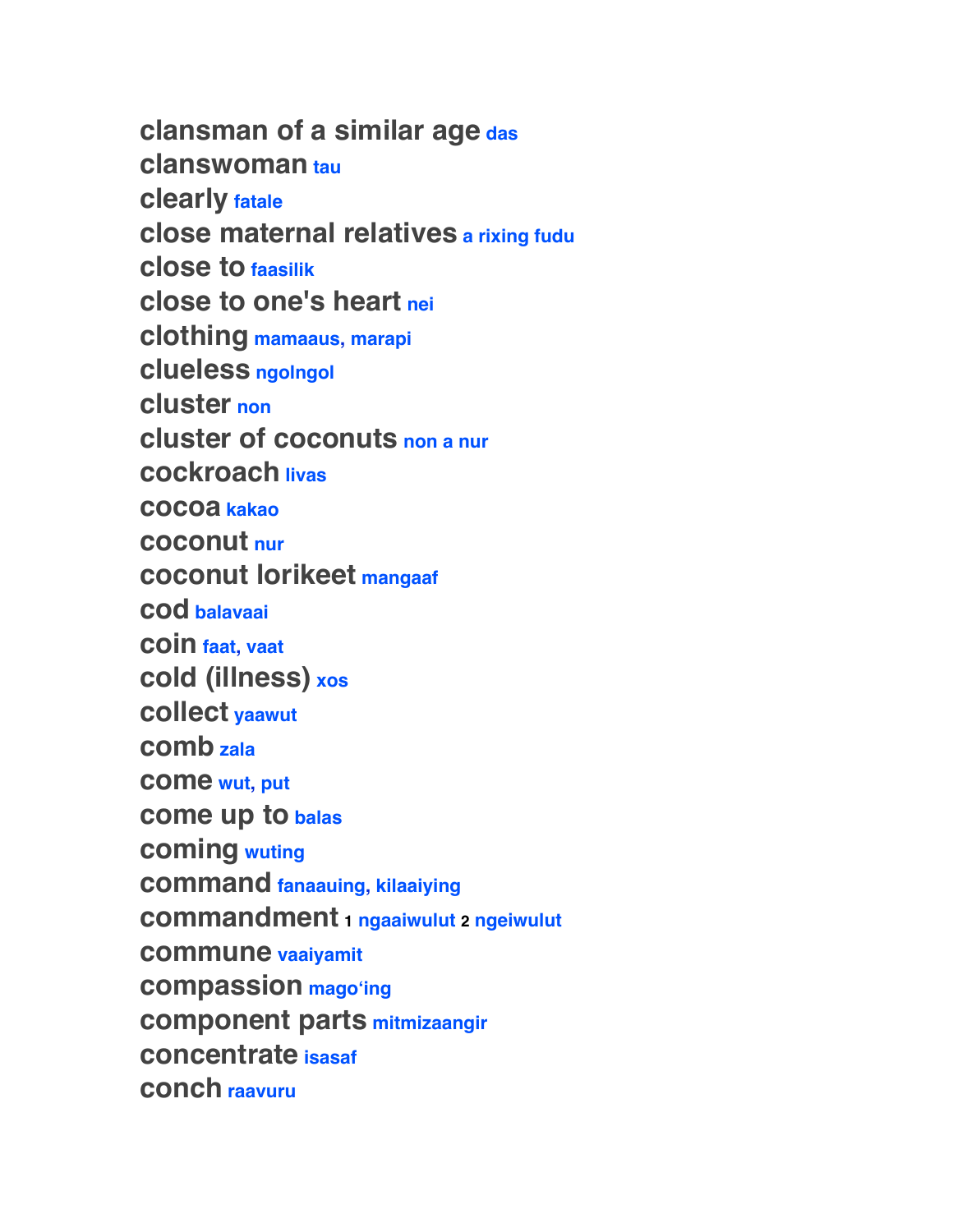**clansman of a similar age** das
**clanswoman** tau
**clearly** fatale
**close maternal relatives** a rixing fudu
**close to** faasilik
**close to one's heart** nei
**clothing** mamaaus, marapi
**clueless** ngolngol
**cluster** non
**cluster of coconuts** non a nur
**cockroach** livas
**cocoa** kakao
**coconut** nur
**coconut lorikeet** mangaaf
**cod** balavaai
**coin** faat, vaat
**cold (illness)** xos
**collect** yaawut
**comb** zala
**come** wut, put
**come up to** balas
**coming** wuting
**command** fanaauing, kilaaiying
**commandment** 1 ngaaiwulut 2 ngeiwulut
**commune** vaaiyamit
**compassion** mago'ing
**component parts** mitmizaangir
**concentrate** isasaf
**conch** raavuru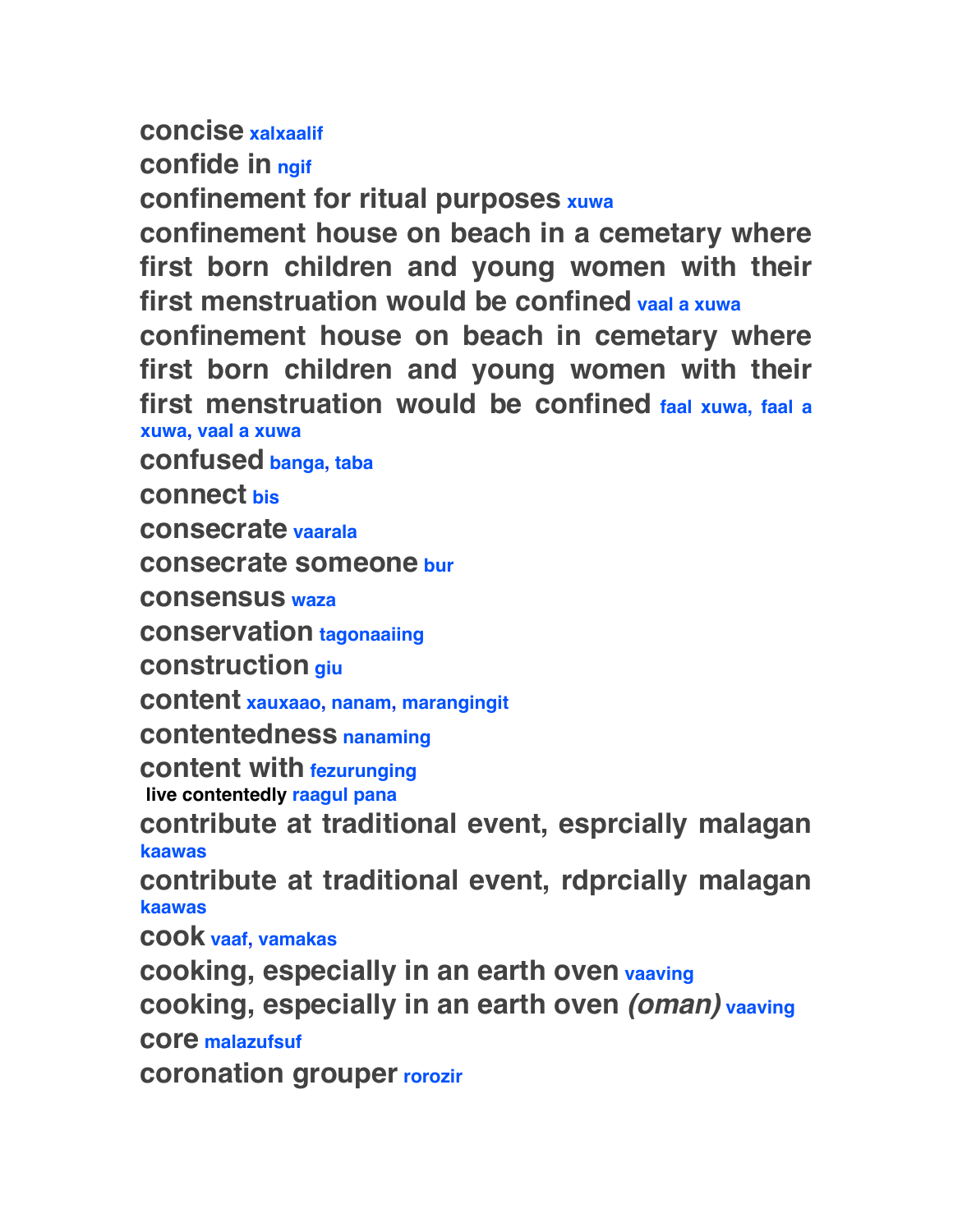**concise** xalxaalif

**confide in** ngif

**confinement for ritual purposes** xuwa

**confinement house on beach in a cemetary where first born children and young women with their first menstruation would be confined** vaal a xuwa

**confinement house on beach in cemetary where first born children and young women with their first menstruation would be confined** faal xuwa, faal a xuwa, vaal a xuwa

**confused** banga, taba

**connect** bis

**consecrate** vaarala

**consecrate someone** bur

**consensus** waza

**conservation** tagonaaiing

**construction** giu

**content** xauxaao, nanam, marangingit

**contentedness** nanaming

**content with** fezurunging

**live contentedly** raagul pana

**contribute at traditional event, esprcially malagan** kaawas

**contribute at traditional event, rdprcially malagan** kaawas

**cook** vaaf, vamakas

**cooking, especially in an earth oven** vaaving

**cooking, especially in an earth oven *(oman)*** vaaving

**core** malazufsuf

**coronation grouper** rorozir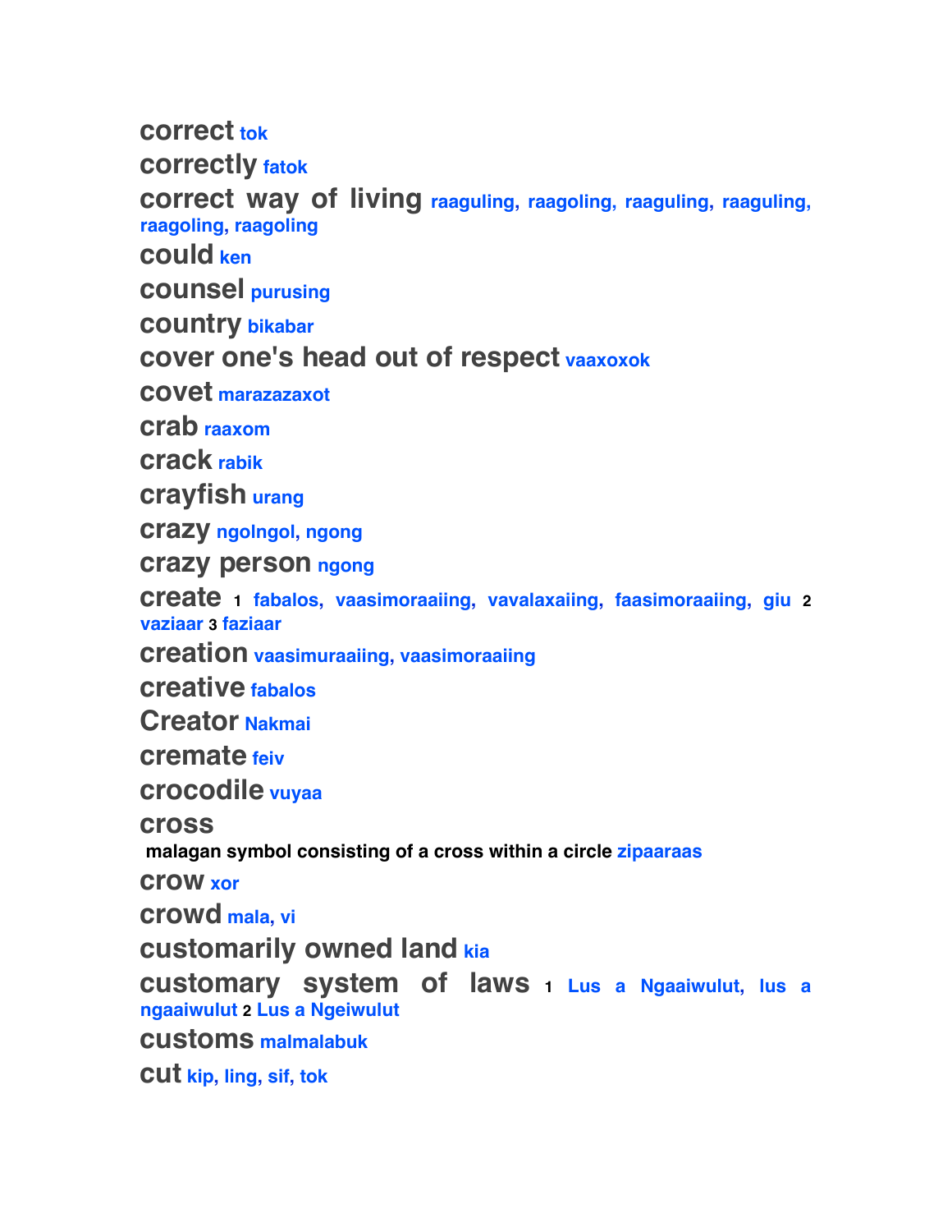**correct** tok
**correctly** fatok
**correct way of living** raaguling, raagoling, raaguling, raaguling, raagoling, raagoling
**could** ken
**counsel** purusing
**country** bikabar
**cover one's head out of respect** vaaxoxok
**covet** marazazaxot
**crab** raaxom
**crack** rabik
**crayfish** urang
**crazy** ngolngol, ngong
**crazy person** ngong
**create** 1 fabalos, vaasimoraaiing, vavalaxaiing, faasimoraaiing, giu 2 vaziaar 3 faziaar
**creation** vaasimuraaiing, vaasimoraaiing
**creative** fabalos
**Creator** Nakmai
**cremate** feiv
**crocodile** vuyaa
**cross**
malagan symbol consisting of a cross within a circle zipaaraas
**crow** xor
**crowd** mala, vi
**customarily owned land** kia
**customary system of laws** 1 Lus a Ngaaiwulut, lus a ngaaiwulut 2 Lus a Ngeiwulut
**customs** malmalabuk
**cut** kip, ling, sif, tok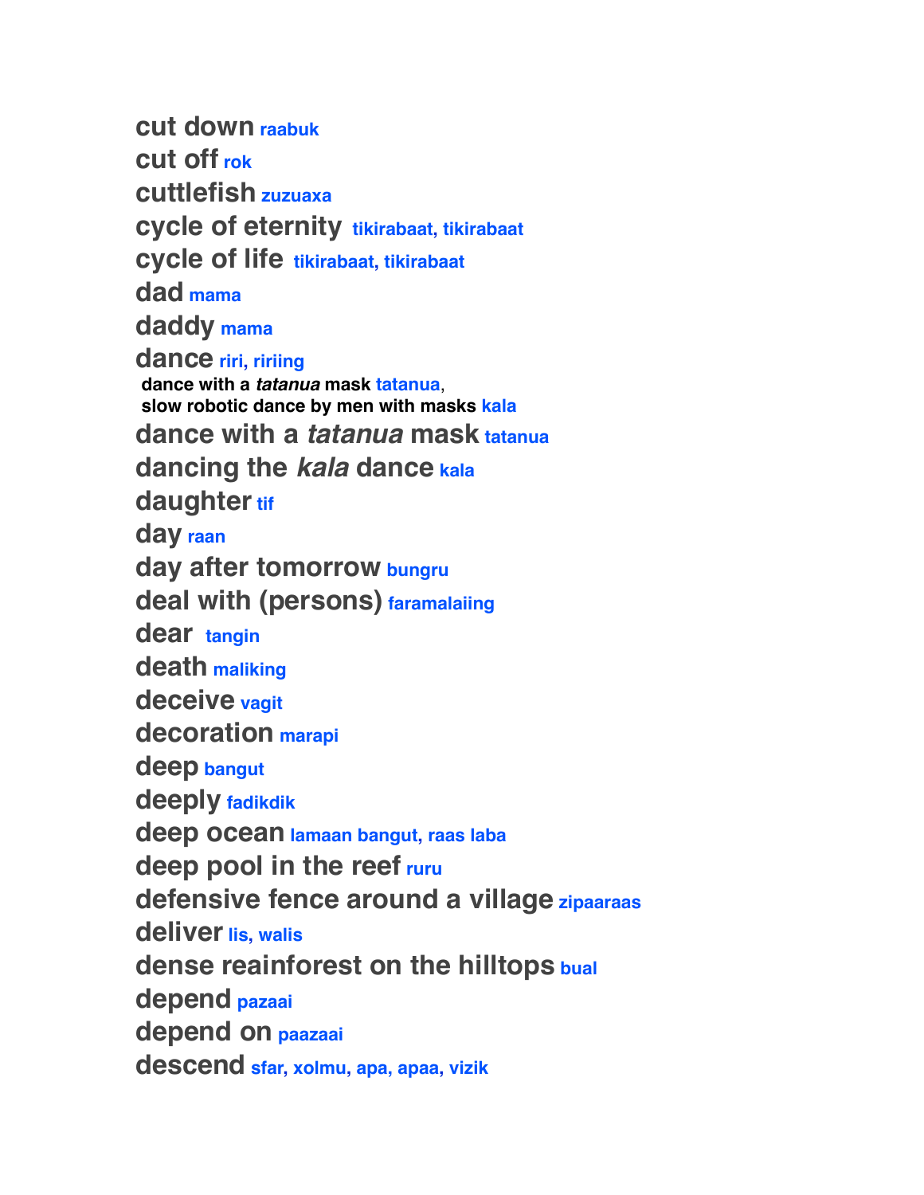**cut down** raabuk

**cut off** rok

**cuttlefish** zuzuaxa

**cycle of eternity** tikirabaat, tikirabaat

**cycle of life** tikirabaat, tikirabaat

**dad** mama

**daddy** mama

**dance** riri, ririing

  **dance with a *tatanua* mask** tatanua,
  **slow robotic dance by men with masks** kala

**dance with a *tatanua* mask** tatanua

**dancing the *kala* dance** kala

**daughter** tif

**day** raan

**day after tomorrow** bungru

**deal with (persons)** faramalaiing

**dear** tangin

**death** maliking

**deceive** vagit

**decoration** marapi

**deep** bangut

**deeply** fadikdik

**deep ocean** lamaan bangut, raas laba

**deep pool in the reef** ruru

**defensive fence around a village** zipaaraas

**deliver** lis, walis

**dense reainforest on the hilltops** bual

**depend** pazaai

**depend on** paazaai

**descend** sfar, xolmu, apa, apaa, vizik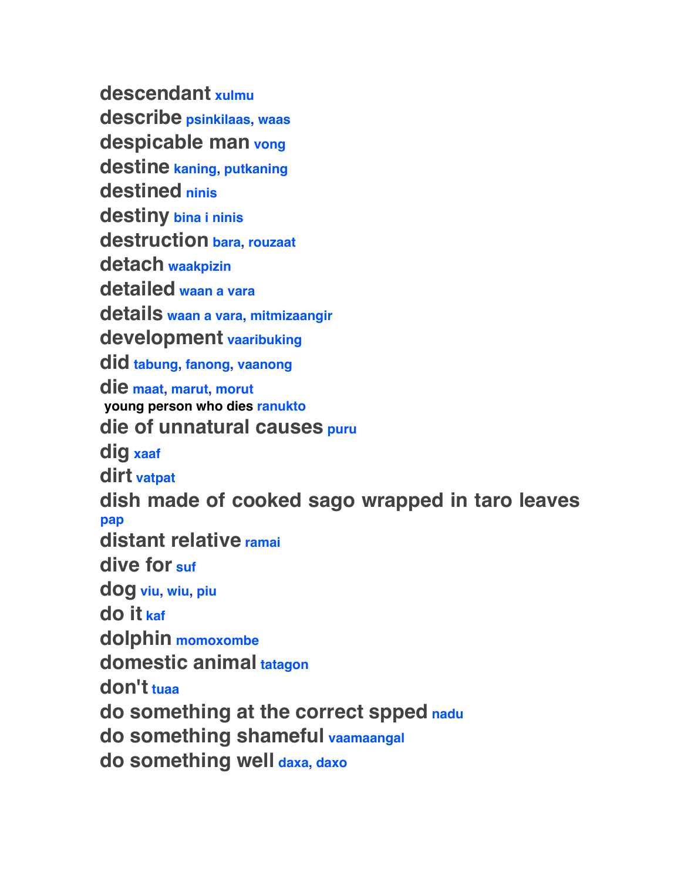**descendant** xulmu
**describe** psinkilaas, waas
**despicable man** vong
**destine** kaning, putkaning
**destined** ninis
**destiny** bina i ninis
**destruction** bara, rouzaat
**detach** waakpizin
**detailed** waan a vara
**details** waan a vara, mitmizaangir
**development** vaaribuking
**did** tabung, fanong, vaanong
**die** maat, marut, morut
 **young person who dies** ranukto
**die of unnatural causes** puru
**dig** xaaf
**dirt** vatpat
**dish made of cooked sago wrapped in taro leaves** pap
**distant relative** ramai
**dive for** suf
**dog** viu, wiu, piu
**do it** kaf
**dolphin** momoxombe
**domestic animal** tatagon
**don't** tuaa
**do something at the correct spped** nadu
**do something shameful** vaamaangal
**do something well** daxa, daxo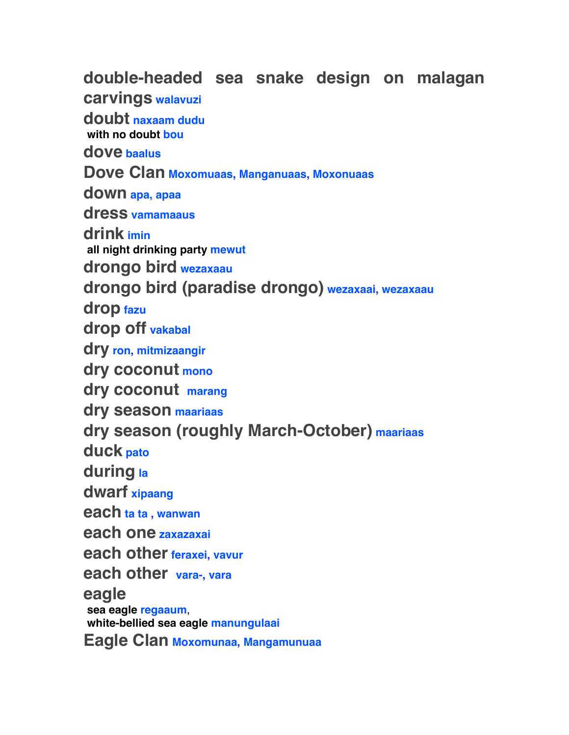**double-headed sea snake design on malagan carvings** walavuzi

**doubt** naxaam dudu

with no doubt bou

**dove** baalus

**Dove Clan** Moxomuaas, Manganuaas, Moxonuaas

**down** apa, apaa

**dress** vamamaaus

**drink** imin

all night drinking party mewut

**drongo bird** wezaxaau

**drongo bird (paradise drongo)** wezaxaai, wezaxaau

**drop** fazu

**drop off** vakabal

**dry** ron, mitmizaangir

**dry coconut** mono

**dry coconut** marang

**dry season** maariaas

**dry season (roughly March-October)** maariaas

**duck** pato

**during** la

**dwarf** xipaang

**each** ta ta , wanwan

**each one** zaxazaxai

**each other** feraxei, vavur

**each other** vara-, vara

**eagle**

sea eagle regaaum,

white-bellied sea eagle manungulaai

**Eagle Clan** Moxomunaa, Mangamunuaa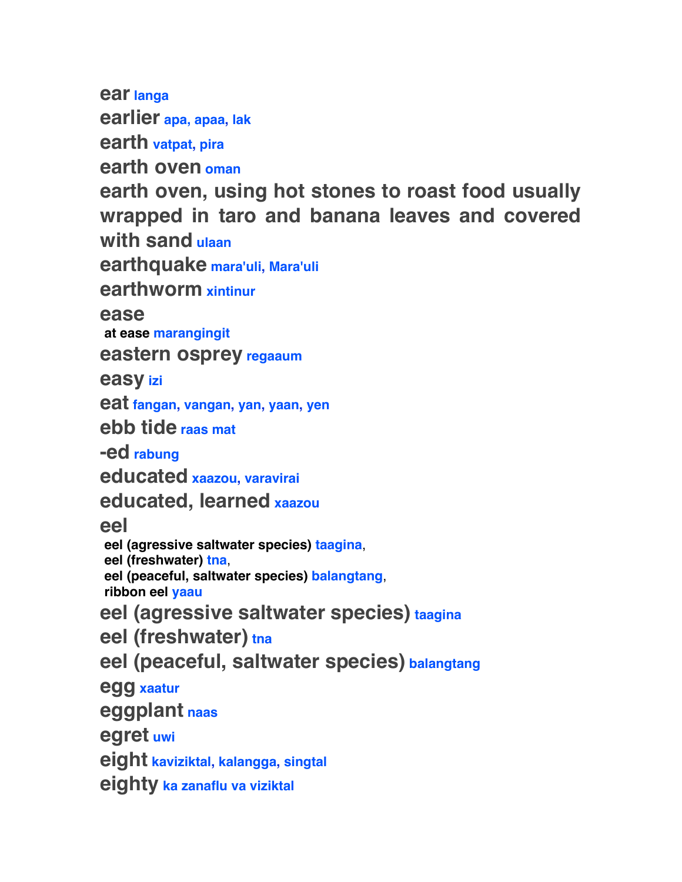**ear** langa

**earlier** apa, apaa, lak

**earth** vatpat, pira

**earth oven** oman

**earth oven, using hot stones to roast food usually wrapped in taro and banana leaves and covered with sand** ulaan

**earthquake** mara'uli, Mara'uli

**earthworm** xintinur

**ease**
 **at ease** marangingit

**eastern osprey** regaaum

**easy** izi

**eat** fangan, vangan, yan, yaan, yen

**ebb tide** raas mat

**-ed** rabung

**educated** xaazou, varavirai

**educated, learned** xaazou

**eel**
 **eel (agressive saltwater species)** taagina,
 **eel (freshwater)** tna,
 **eel (peaceful, saltwater species)** balangtang,
 **ribbon eel** yaau

**eel (agressive saltwater species)** taagina

**eel (freshwater)** tna

**eel (peaceful, saltwater species)** balangtang

**egg** xaatur

**eggplant** naas

**egret** uwi

**eight** kaviziktal, kalangga, singtal

**eighty** ka zanaflu va viziktal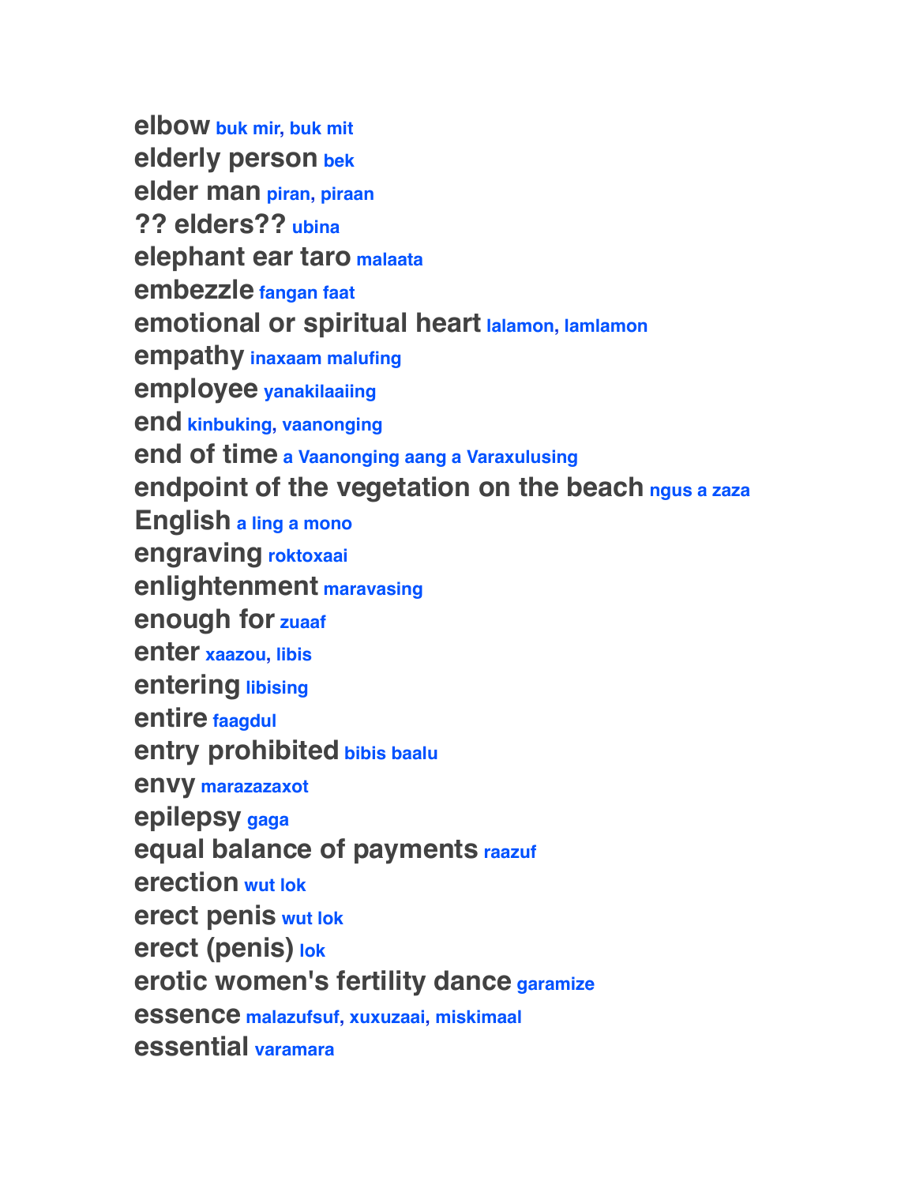**elbow** buk mir, buk mit
**elderly person** bek
**elder man** piran, piraan
**?? elders??** ubina
**elephant ear taro** malaata
**embezzle** fangan faat
**emotional or spiritual heart** lalamon, lamlamon
**empathy** inaxaam malufing
**employee** yanakilaaiing
**end** kinbuking, vaanonging
**end of time** a Vaanonging aang a Varaxulusing
**endpoint of the vegetation on the beach** ngus a zaza
**English** a ling a mono
**engraving** roktoxaai
**enlightenment** maravasing
**enough for** zuaaf
**enter** xaazou, libis
**entering** libising
**entire** faagdul
**entry prohibited** bibis baalu
**envy** marazazaxot
**epilepsy** gaga
**equal balance of payments** raazuf
**erection** wut lok
**erect penis** wut lok
**erect (penis)** lok
**erotic women's fertility dance** garamize
**essence** malazufsuf, xuxuzaai, miskimaal
**essential** varamara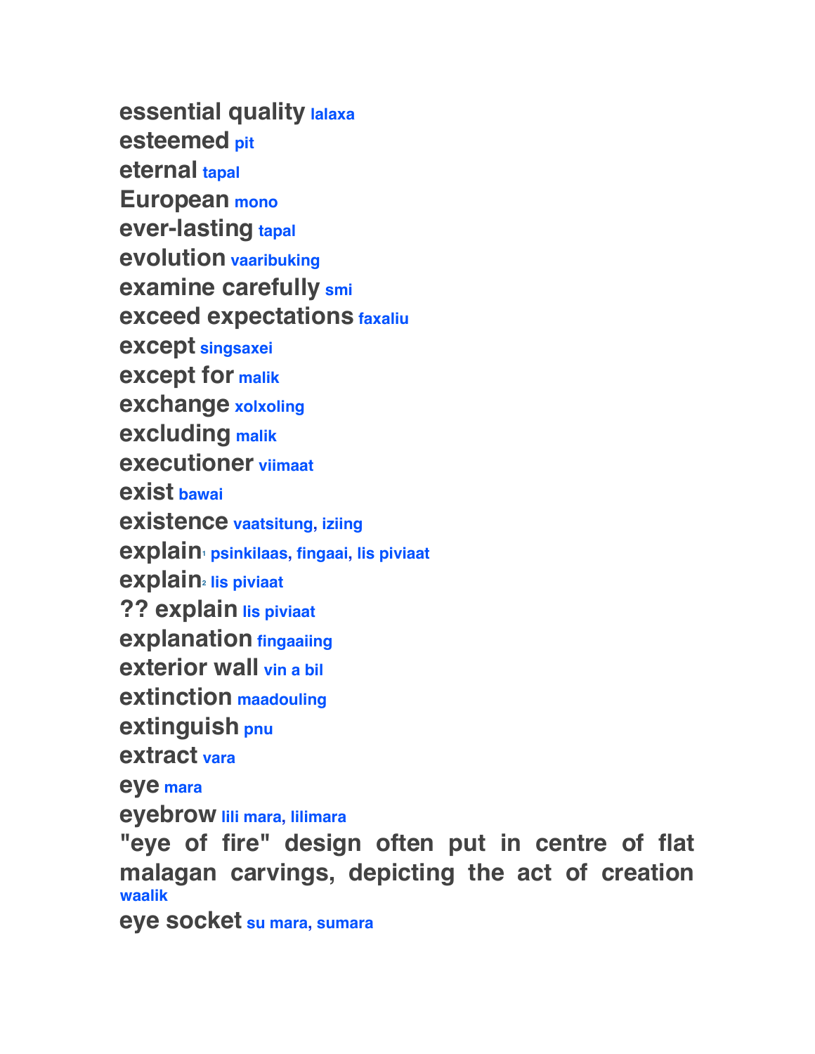**essential quality** lalaxa
**esteemed** pit
**eternal** tapal
**European** mono
**ever-lasting** tapal
**evolution** vaaribuking
**examine carefully** smi
**exceed expectations** faxaliu
**except** singsaxei
**except for** malik
**exchange** xolxoling
**excluding** malik
**executioner** viimaat
**exist** bawai
**existence** vaatsitung, iziing
**explain**[1] psinkilaas, fingaai, lis piviaat
**explain**[2] lis piviaat
**?? explain** lis piviaat
**explanation** fingaaiing
**exterior wall** vin a bil
**extinction** maadouling
**extinguish** pnu
**extract** vara
**eye** mara
**eyebrow** lili mara, lilimara
**"eye of fire" design often put in centre of flat malagan carvings, depicting the act of creation** waalik
**eye socket** su mara, sumara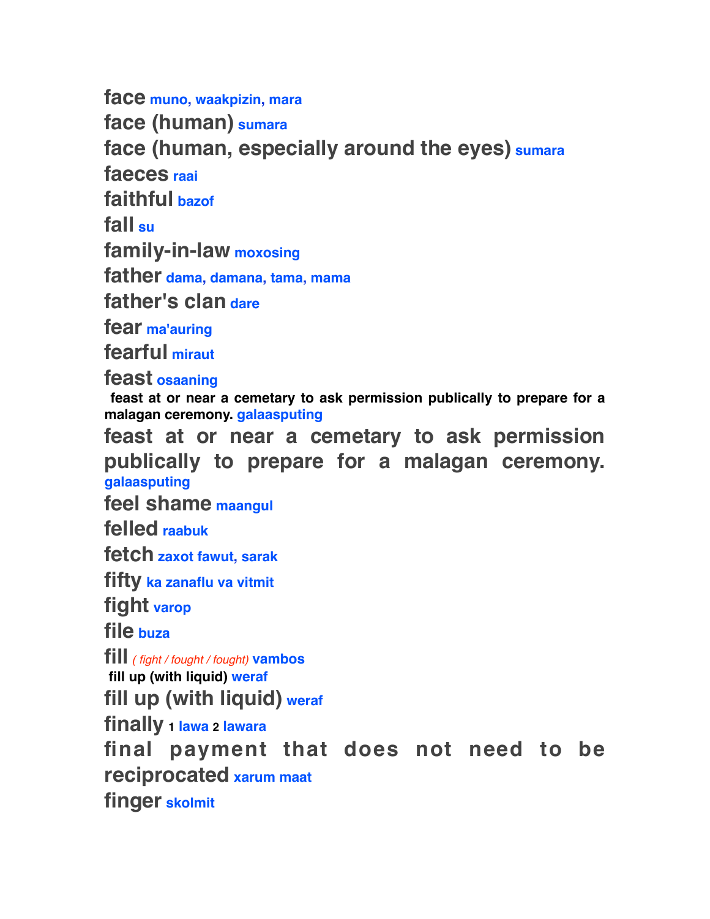**face** muno, waakpizin, mara

**face (human)** sumara

**face (human, especially around the eyes)** sumara

**faeces** raai

**faithful** bazof

**fall** su

**family-in-law** moxosing

**father** dama, damana, tama, mama

**father's clan** dare

**fear** ma'auring

**fearful** miraut

**feast** osaaning

**feast at or near a cemetary to ask permission publically to prepare for a malagan ceremony.** galaasputing

**feast at or near a cemetary to ask permission publically to prepare for a malagan ceremony.** galaasputing

**feel shame** maangul

**felled** raabuk

**fetch** zaxot fawut, sarak

**fifty** ka zanaflu va vitmit

**fight** varop

**file** buza

**fill** *( fight / fought / fought)* vambos

**fill up (with liquid)** weraf

**fill up (with liquid)** weraf

**finally** 1 lawa 2 lawara

**final payment that does not need to be reciprocated** xarum maat

**finger** skolmit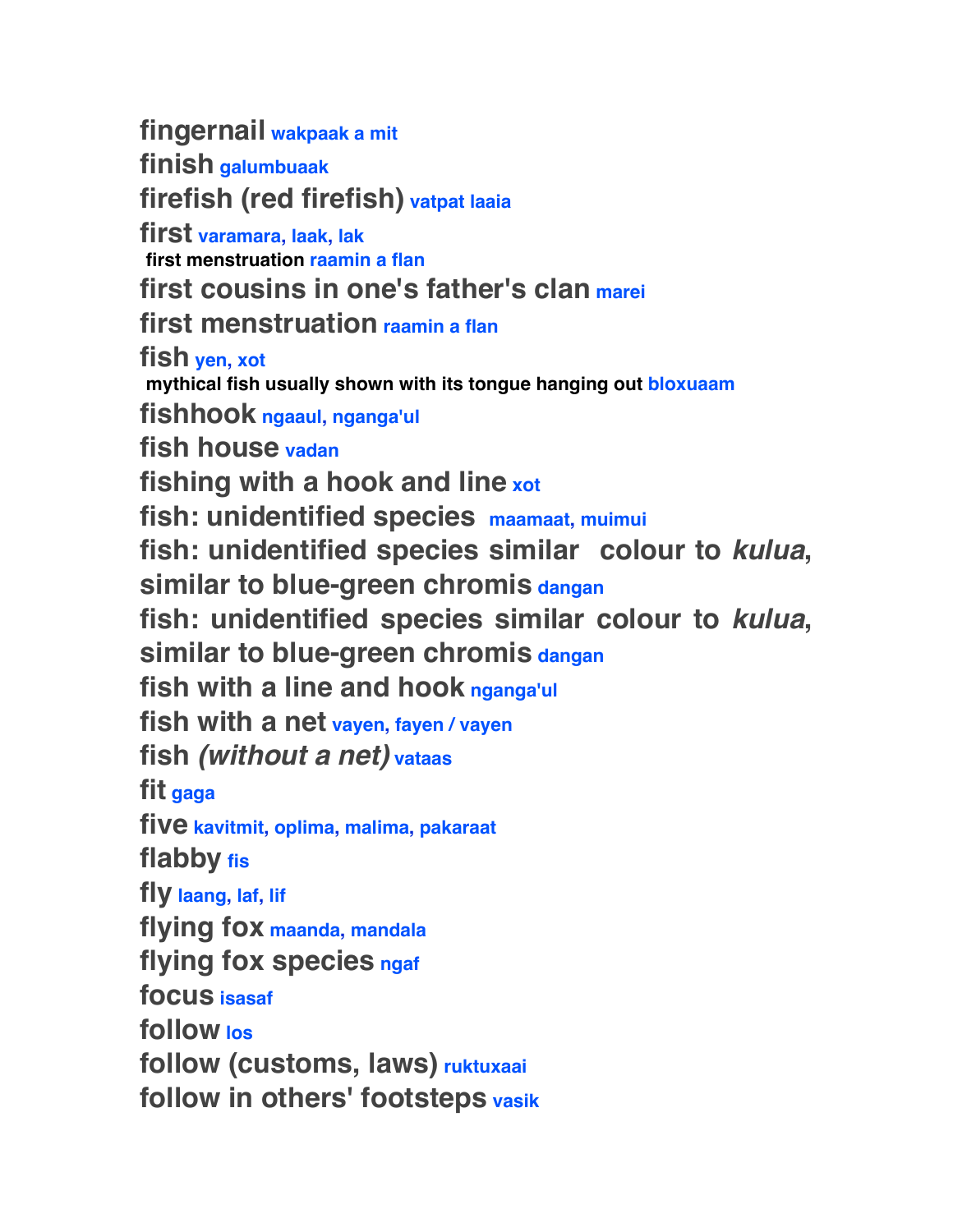**fingernail** wakpaak a mit
**finish** galumbuaak
**firefish (red firefish)** vatpat laaia
**first** varamara, laak, lak
 **first menstruation** raamin a flan
**first cousins in one's father's clan** marei
**first menstruation** raamin a flan
**fish** yen, xot
 **mythical fish usually shown with its tongue hanging out** bloxuaam
**fishhook** ngaaul, nganga'ul
**fish house** vadan
**fishing with a hook and line** xot
**fish: unidentified species** maamaat, muimui
**fish: unidentified species similar colour to *kulua*, similar to blue-green chromis** dangan
**fish: unidentified species similar colour to *kulua*, similar to blue-green chromis** dangan
**fish with a line and hook** nganga'ul
**fish with a net** vayen, fayen / vayen
**fish *(without a net)*** vataas
**fit** gaga
**five** kavitmit, oplima, malima, pakaraat
**flabby** fis
**fly** laang, laf, lif
**flying fox** maanda, mandala
**flying fox species** ngaf
**focus** isasaf
**follow** los
**follow (customs, laws)** ruktuxaai
**follow in others' footsteps** vasik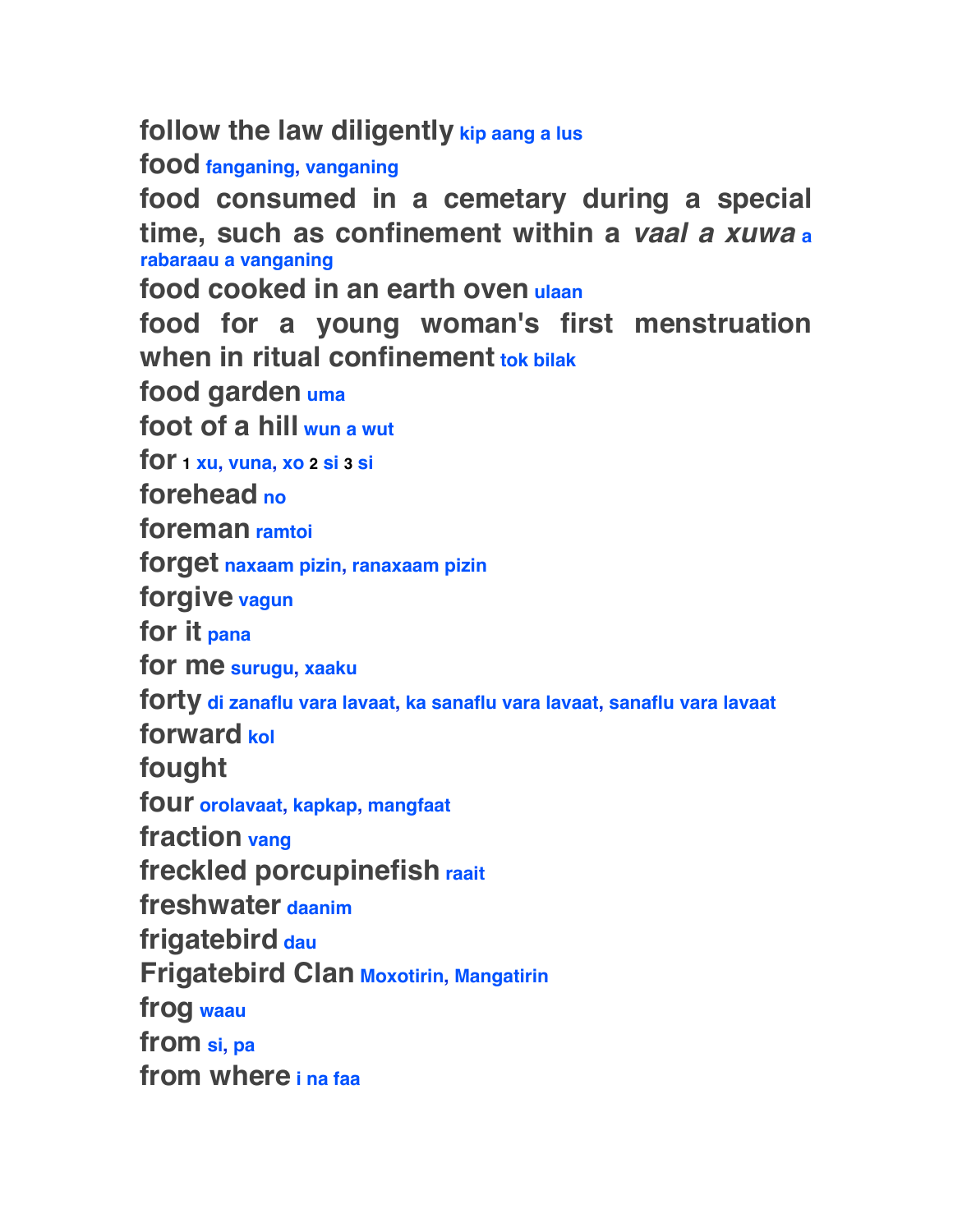**follow the law diligently** kip aang a lus

**food** fanganing, vanganing

**food consumed in a cemetary during a special time, such as confinement within a *vaal a xuwa*** a rabaraau a vanganing

**food cooked in an earth oven** ulaan

**food for a young woman's first menstruation when in ritual confinement** tok bilak

**food garden** uma

**foot of a hill** wun a wut

**for** 1 xu, vuna, xo 2 si 3 si

**forehead** no

**foreman** ramtoi

**forget** naxaam pizin, ranaxaam pizin

**forgive** vagun

**for it** pana

**for me** surugu, xaaku

**forty** di zanaflu vara lavaat, ka sanaflu vara lavaat, sanaflu vara lavaat

**forward** kol

**fought**

**four** orolavaat, kapkap, mangfaat

**fraction** vang

**freckled porcupinefish** raait

**freshwater** daanim

**frigatebird** dau

**Frigatebird Clan** Moxotirin, Mangatirin

**frog** waau

**from** si, pa

**from where** i na faa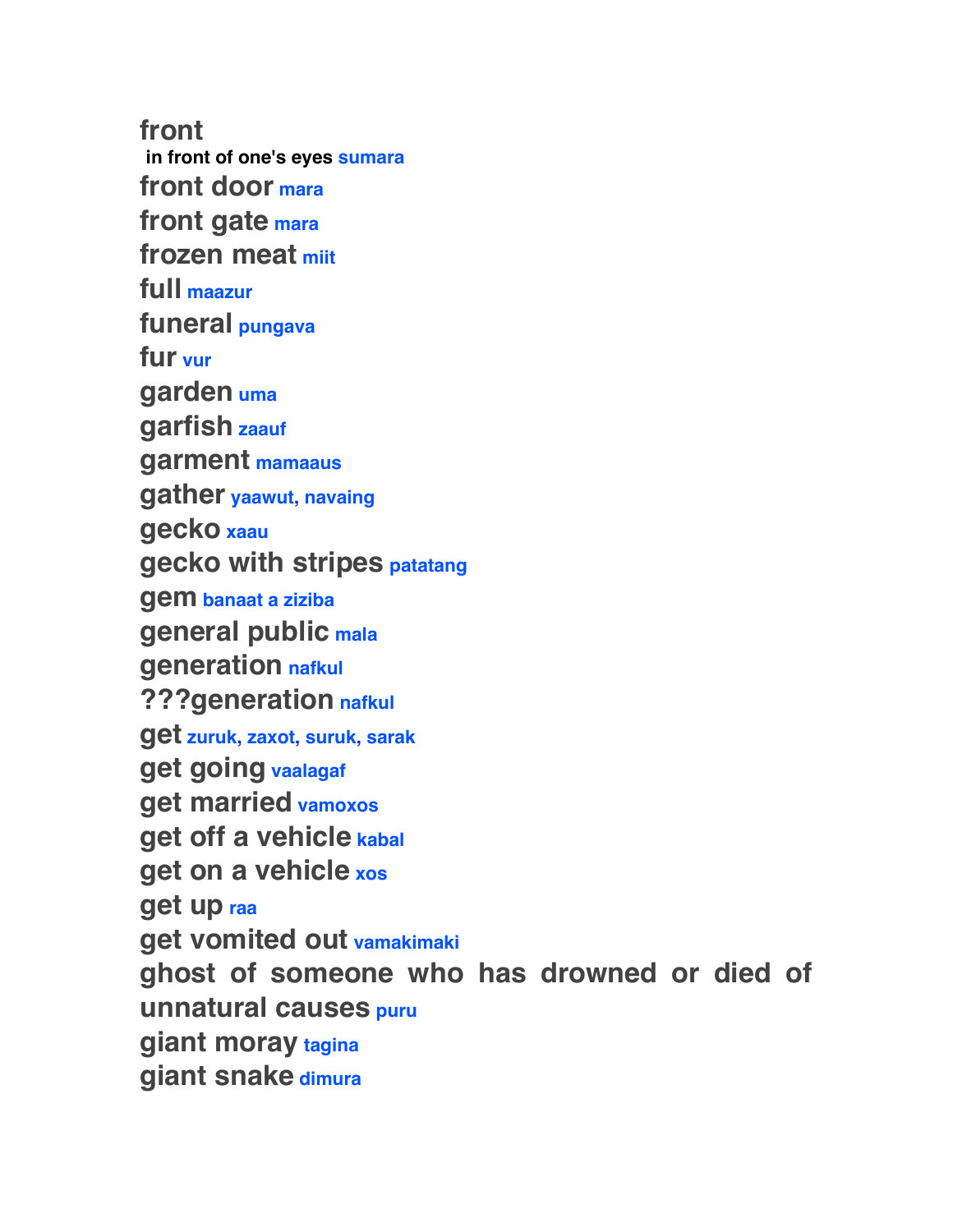**front**

**in front of one's eyes** sumara

**front door** mara

**front gate** mara

**frozen meat** miit

**full** maazur

**funeral** pungava

**fur** vur

**garden** uma

**garfish** zaauf

**garment** mamaaus

**gather** yaawut, navaing

**gecko** xaau

**gecko with stripes** patatang

**gem** banaat a ziziba

**general public** mala

**generation** nafkul

**???generation** nafkul

**get** zuruk, zaxot, suruk, sarak

**get going** vaalagaf

**get married** vamoxos

**get off a vehicle** kabal

**get on a vehicle** xos

**get up** raa

**get vomited out** vamakimaki

**ghost of someone who has drowned or died of unnatural causes** puru

**giant moray** tagina

**giant snake** dimura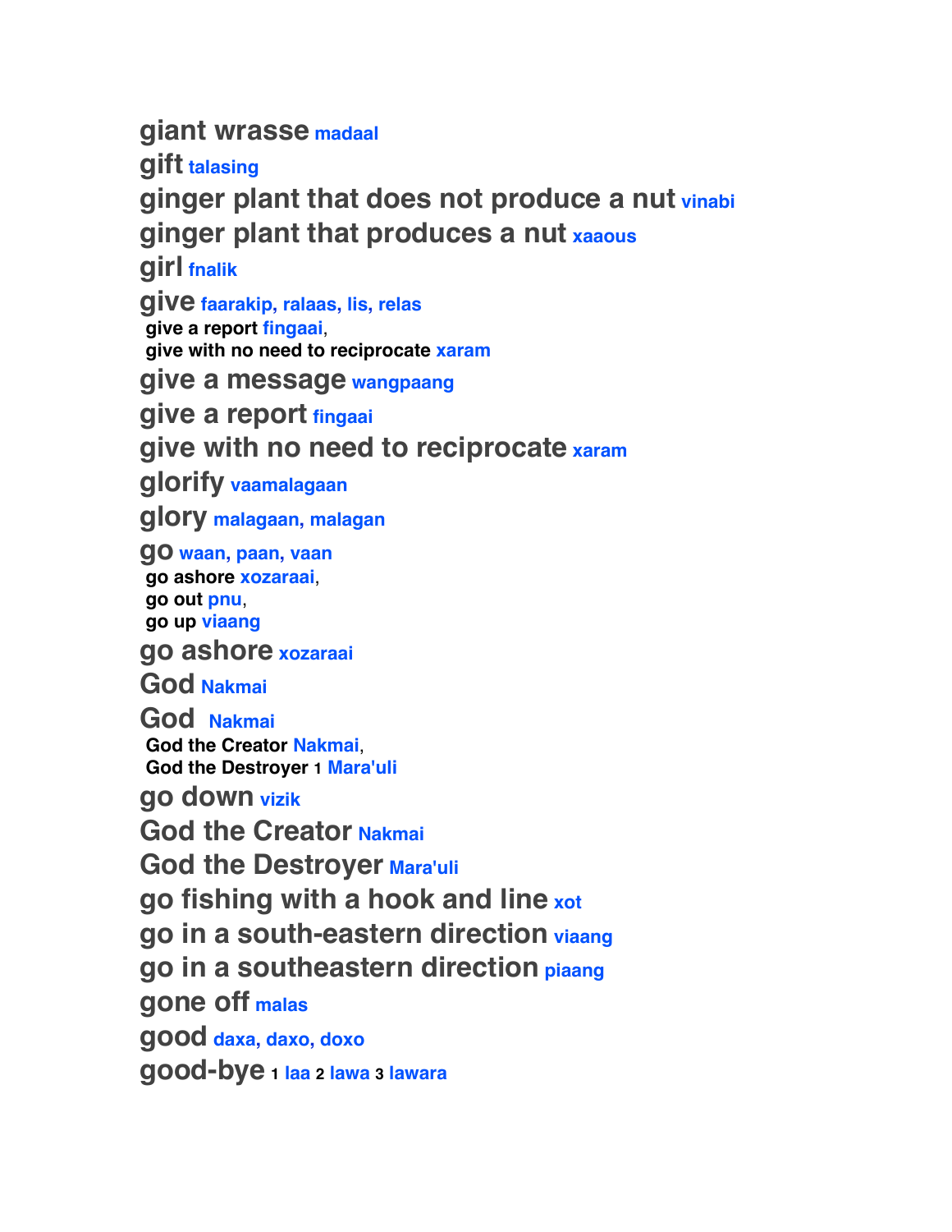**giant wrasse** madaal

**gift** talasing

**ginger plant that does not produce a nut** vinabi

**ginger plant that produces a nut** xaaous

**girl** fnalik

**give** faarakip, ralaas, lis, relas
- **give a report** fingaai,
- **give with no need to reciprocate** xaram

**give a message** wangpaang

**give a report** fingaai

**give with no need to reciprocate** xaram

**glorify** vaamalagaan

**glory** malagaan, malagan

**go** waan, paan, vaan
- **go ashore** xozaraai,
- **go out** pnu,
- **go up** viaang

**go ashore** xozaraai

**God** Nakmai

**God** Nakmai
- **God the Creator** Nakmai,
- **God the Destroyer** 1 Mara'uli

**go down** vizik

**God the Creator** Nakmai

**God the Destroyer** Mara'uli

**go fishing with a hook and line** xot

**go in a south-eastern direction** viaang

**go in a southeastern direction** piaang

**gone off** malas

**good** daxa, daxo, doxo

**good-bye** 1 laa 2 lawa 3 lawara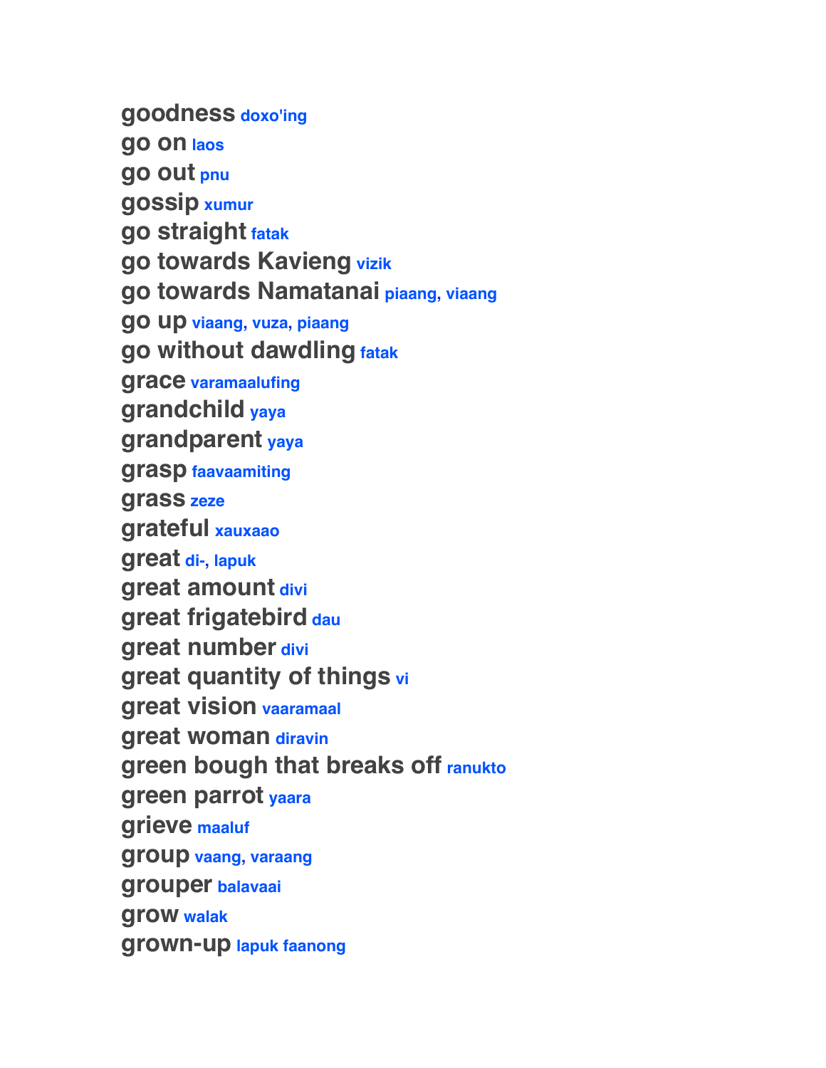**goodness** doxo'ing
**go on** laos
**go out** pnu
**gossip** xumur
**go straight** fatak
**go towards Kavieng** vizik
**go towards Namatanai** piaang, viaang
**go up** viaang, vuza, piaang
**go without dawdling** fatak
**grace** varamaalufing
**grandchild** yaya
**grandparent** yaya
**grasp** faavaamiting
**grass** zeze
**grateful** xauxaao
**great** di-, lapuk
**great amount** divi
**great frigatebird** dau
**great number** divi
**great quantity of things** vi
**great vision** vaaramaal
**great woman** diravin
**green bough that breaks off** ranukto
**green parrot** yaara
**grieve** maaluf
**group** vaang, varaang
**grouper** balavaai
**grow** walak
**grown-up** lapuk faanong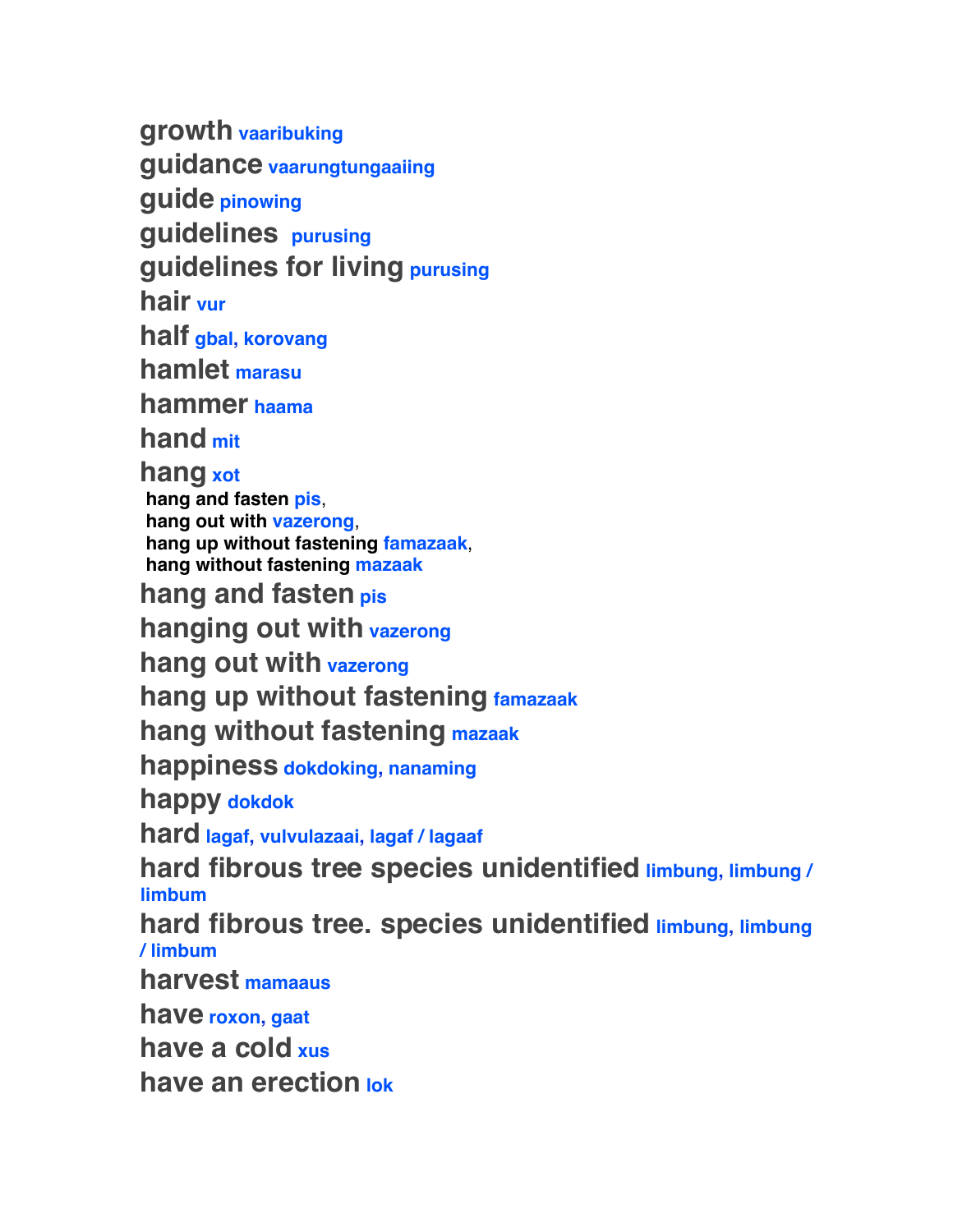**growth** vaaribuking

**guidance** vaarungtungaaiing

**guide** pinowing

**guidelines** purusing

**guidelines for living** purusing

**hair** vur

**half** gbal, korovang

**hamlet** marasu

**hammer** haama

**hand** mit

**hang** xot

- hang and fasten pis,
- hang out with vazerong,
- hang up without fastening famazaak,
- hang without fastening mazaak

**hang and fasten** pis

**hanging out with** vazerong

**hang out with** vazerong

**hang up without fastening** famazaak

**hang without fastening** mazaak

**happiness** dokdoking, nanaming

**happy** dokdok

**hard** lagaf, vulvulazaai, lagaf / lagaaf

**hard fibrous tree species unidentified** limbung, limbung / limbum

**hard fibrous tree. species unidentified** limbung, limbung / limbum

**harvest** mamaaus

**have** roxon, gaat

**have a cold** xus

**have an erection** lok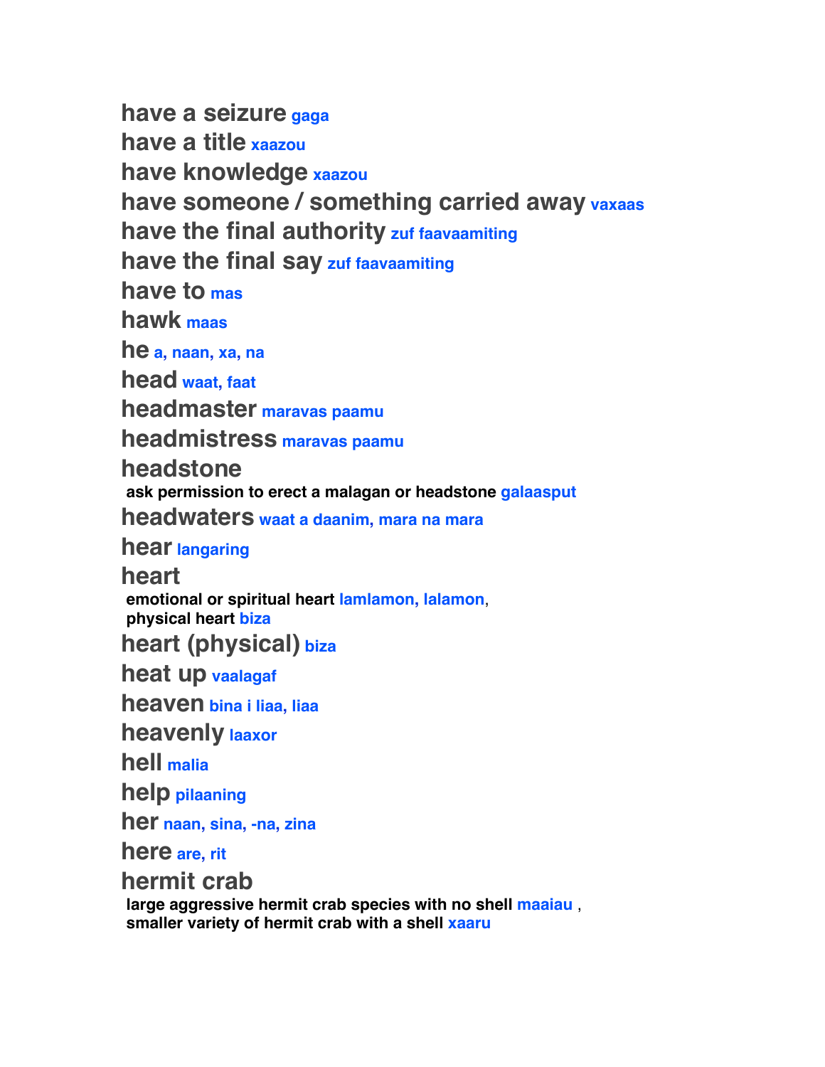**have a seizure** gaga

**have a title** xaazou

**have knowledge** xaazou

**have someone / something carried away** vaxaas

**have the final authority** zuf faavaamiting

**have the final say** zuf faavaamiting

**have to** mas

**hawk** maas

**he** a, naan, xa, na

**head** waat, faat

**headmaster** maravas paamu

**headmistress** maravas paamu

**headstone**
ask permission to erect a malagan or headstone galaasput

**headwaters** waat a daanim, mara na mara

**hear** langaring

**heart**
emotional or spiritual heart lamlamon, lalamon,
physical heart biza

**heart (physical)** biza

**heat up** vaalagaf

**heaven** bina i liaa, liaa

**heavenly** laaxor

**hell** malia

**help** pilaaning

**her** naan, sina, -na, zina

**here** are, rit

**hermit crab**
large aggressive hermit crab species with no shell maaiau ,
smaller variety of hermit crab with a shell xaaru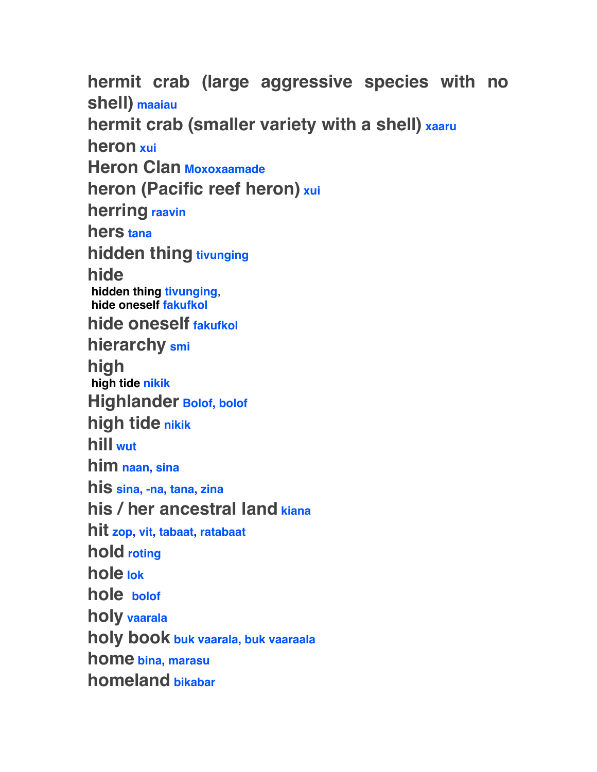**hermit crab (large aggressive species with no shell)** maaiau

**hermit crab (smaller variety with a shell)** xaaru

**heron** xui

**Heron Clan** Moxoxaamade

**heron (Pacific reef heron)** xui

**herring** raavin

**hers** tana

**hidden thing** tivunging

**hide**

- **hidden thing** tivunging,
- **hide oneself** fakufkol

**hide oneself** fakufkol

**hierarchy** smi

**high**

- **high tide** nikik

**Highlander** Bolof, bolof

**high tide** nikik

**hill** wut

**him** naan, sina

**his** sina, -na, tana, zina

**his / her ancestral land** kiana

**hit** zop, vit, tabaat, ratabaat

**hold** roting

**hole** lok

**hole** bolof

**holy** vaarala

**holy book** buk vaarala, buk vaaraala

**home** bina, marasu

**homeland** bikabar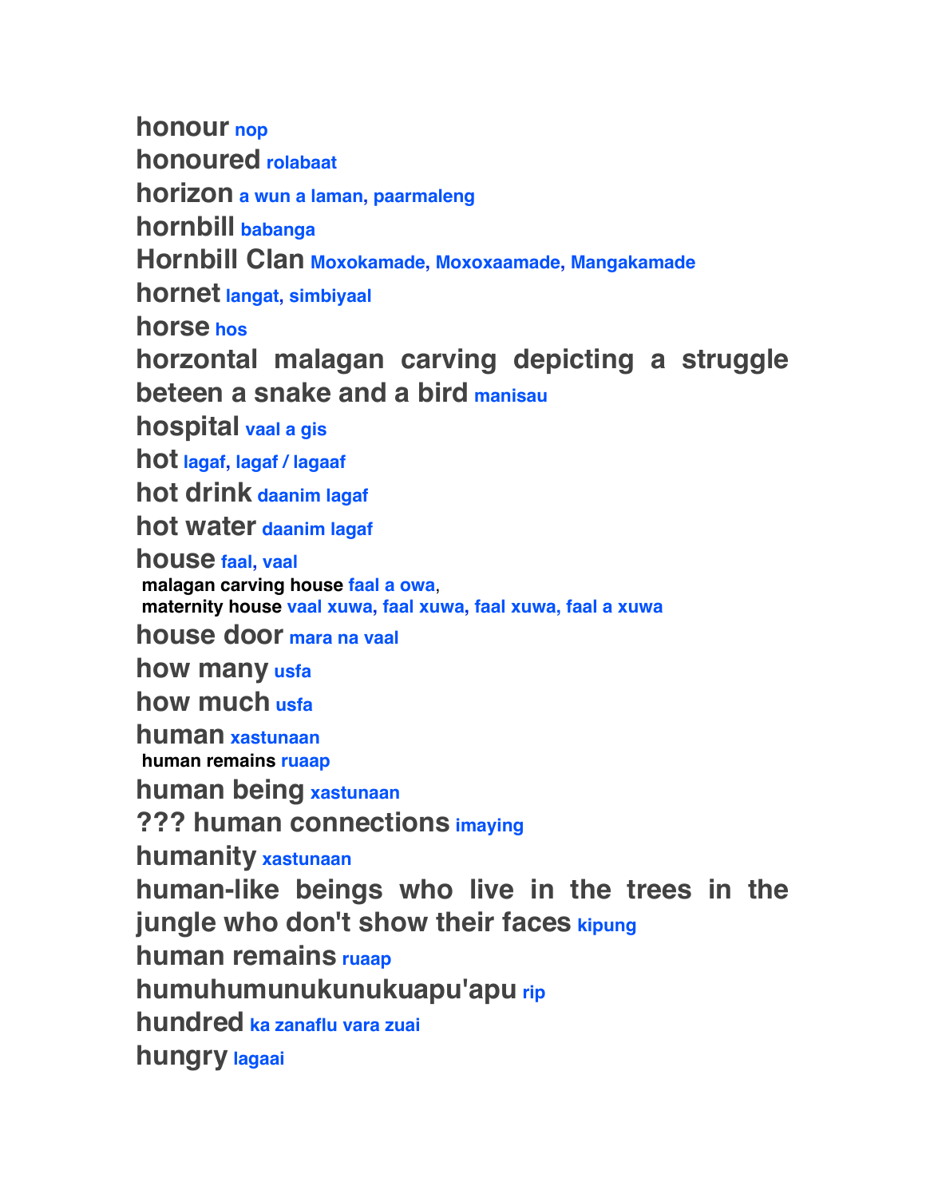**honour** nop

**honoured** rolabaat

**horizon** a wun a laman, paarmaleng

**hornbill** babanga

**Hornbill Clan** Moxokamade, Moxoxaamade, Mangakamade

**hornet** langat, simbiyaal

**horse** hos

**horzontal malagan carving depicting a struggle beteen a snake and a bird** manisau

**hospital** vaal a gis

**hot** lagaf, lagaf / lagaaf

**hot drink** daanim lagaf

**hot water** daanim lagaf

**house** faal, vaal

 **malagan carving house** faal a owa,

 **maternity house** vaal xuwa, faal xuwa, faal xuwa, faal a xuwa

**house door** mara na vaal

**how many** usfa

**how much** usfa

**human** xastunaan

 **human remains** ruaap

**human being** xastunaan

**??? human connections** imaying

**humanity** xastunaan

**human-like beings who live in the trees in the jungle who don't show their faces** kipung

**human remains** ruaap

**humuhumunukunukuapu'apu** rip

**hundred** ka zanaflu vara zuai

**hungry** lagaai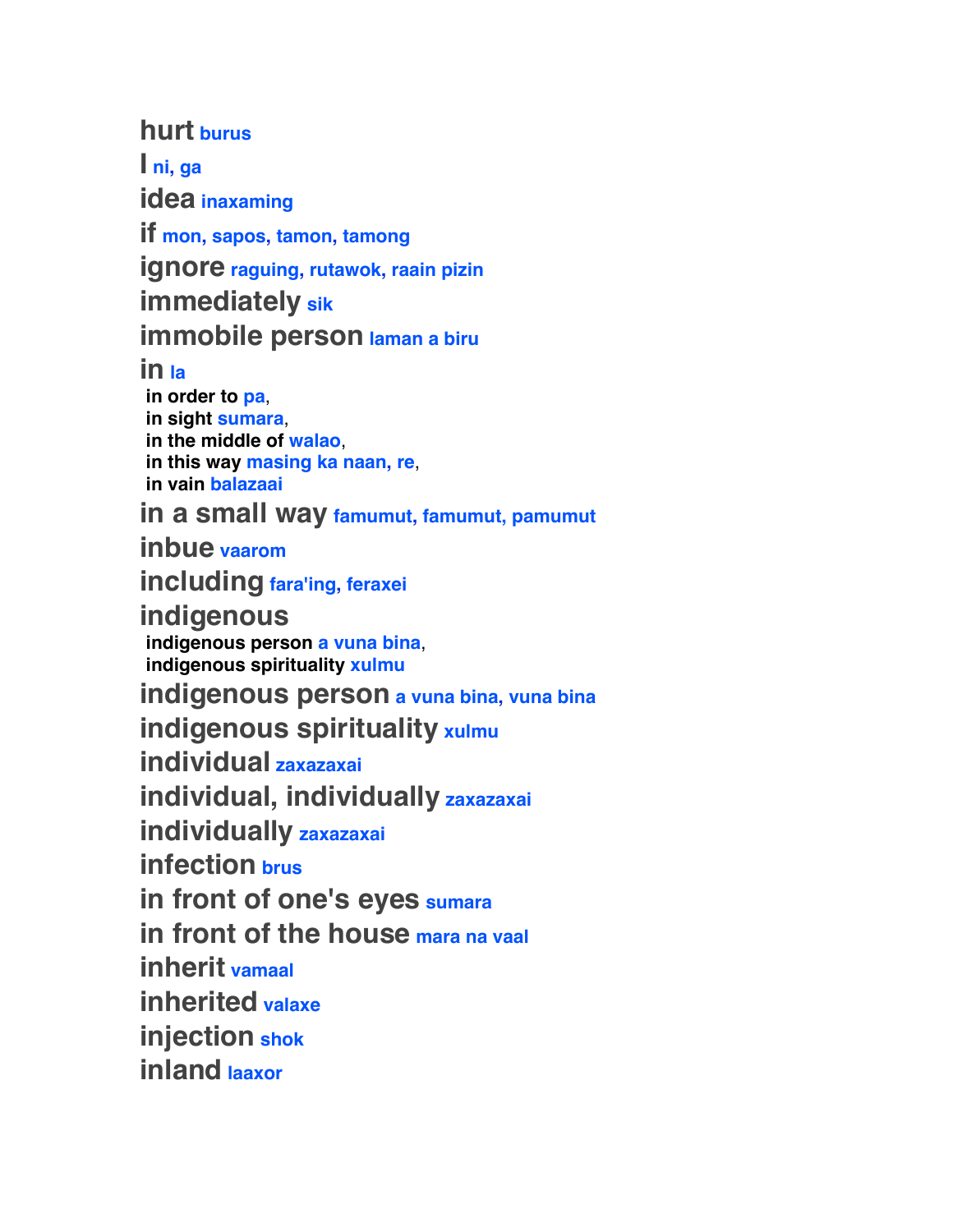**hurt** burus

**I** ni, ga

**idea** inaxaming

**if** mon, sapos, tamon, tamong

**ignore** raguing, rutawok, raain pizin

**immediately** sik

**immobile person** laman a biru

**in** la

- **in order to** pa,
- **in sight** sumara,
- **in the middle of** walao,
- **in this way** masing ka naan, re,
- **in vain** balazaai

**in a small way** famumut, famumut, pamumut

**inbue** vaarom

**including** fara'ing, feraxei

**indigenous**

- **indigenous person** a vuna bina,
- **indigenous spirituality** xulmu

**indigenous person** a vuna bina, vuna bina

**indigenous spirituality** xulmu

**individual** zaxazaxai

**individual, individually** zaxazaxai

**individually** zaxazaxai

**infection** brus

**in front of one's eyes** sumara

**in front of the house** mara na vaal

**inherit** vamaal

**inherited** valaxe

**injection** shok

**inland** laaxor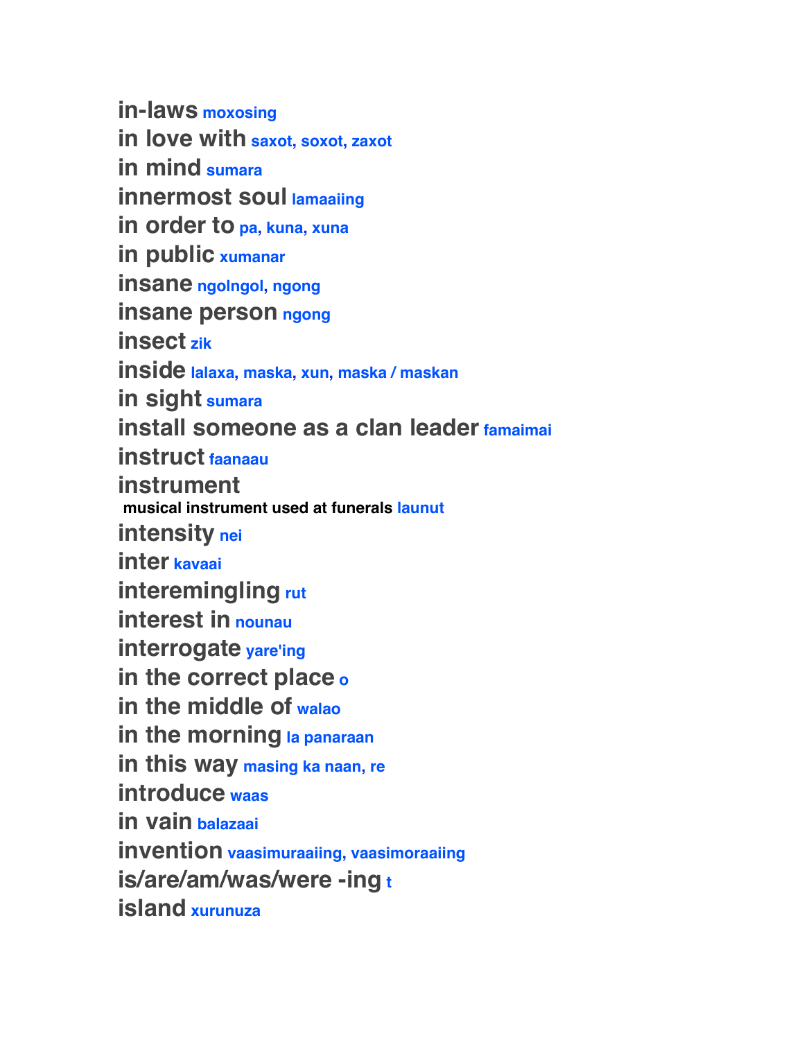**in-laws** moxosing

**in love with** saxot, soxot, zaxot

**in mind** sumara

**innermost soul** lamaaiing

**in order to** pa, kuna, xuna

**in public** xumanar

**insane** ngolngol, ngong

**insane person** ngong

**insect** zik

**inside** lalaxa, maska, xun, maska / maskan

**in sight** sumara

**install someone as a clan leader** famaimai

**instruct** faanaau

**instrument**

 **musical instrument used at funerals** launut

**intensity** nei

**inter** kavaai

**interemingling** rut

**interest in** nounau

**interrogate** yare'ing

**in the correct place** o

**in the middle of** walao

**in the morning** la panaraan

**in this way** masing ka naan, re

**introduce** waas

**in vain** balazaai

**invention** vaasimuraaiing, vaasimoraaiing

**is/are/am/was/were -ing** t

**island** xurunuza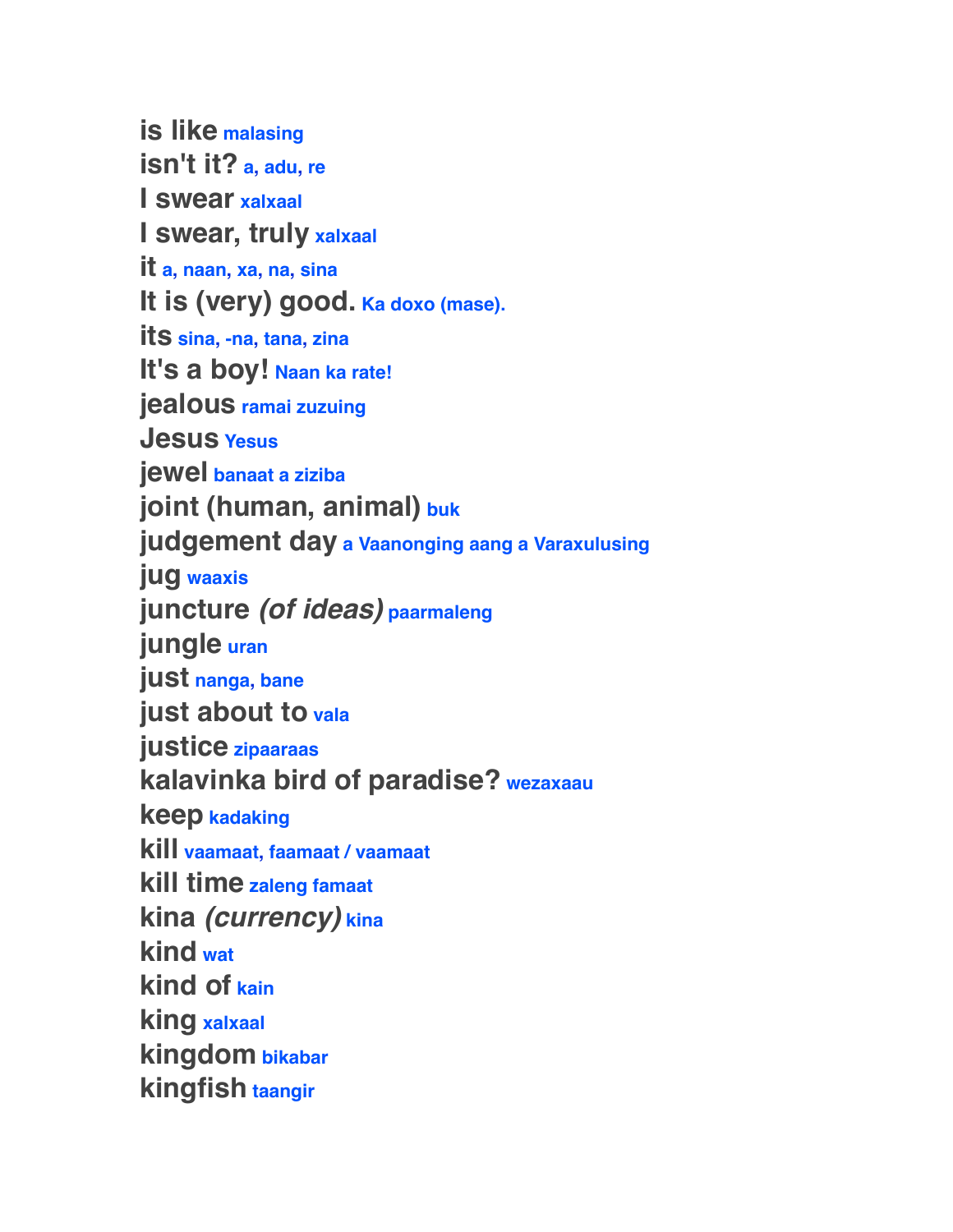**is like** malasing
**isn't it?** a, adu, re
**I swear** xalxaal
**I swear, truly** xalxaal
**it** a, naan, xa, na, sina
**It is (very) good.** Ka doxo (mase).
**its** sina, -na, tana, zina
**It's a boy!** Naan ka rate!
**jealous** ramai zuzuing
**Jesus** Yesus
**jewel** banaat a ziziba
**joint (human, animal)** buk
**judgement day** a Vaanonging aang a Varaxulusing
**jug** waaxis
**juncture** ***(of ideas)*** paarmaleng
**jungle** uran
**just** nanga, bane
**just about to** vala
**justice** zipaaraas
**kalavinka bird of paradise?** wezaxaau
**keep** kadaking
**kill** vaamaat, faamaat / vaamaat
**kill time** zaleng famaat
**kina** ***(currency)*** kina
**kind** wat
**kind of** kain
**king** xalxaal
**kingdom** bikabar
**kingfish** taangir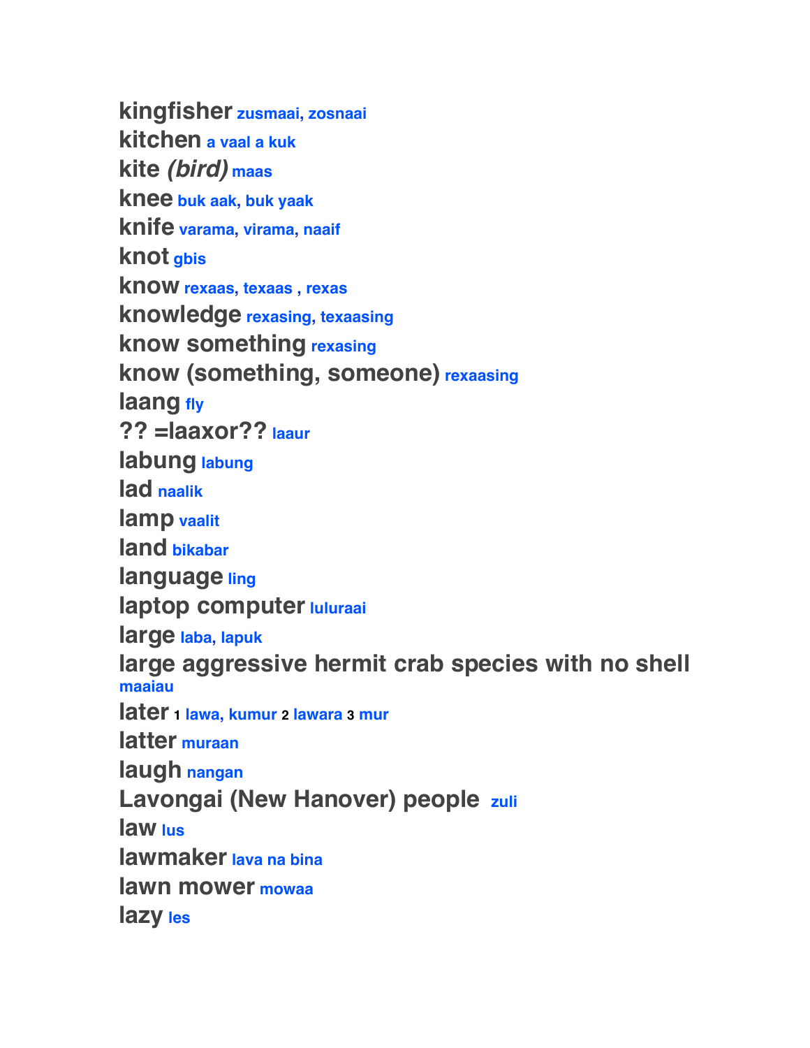**kingfisher** zusmaai, zosnaai
**kitchen** a vaal a kuk
**kite** ***(bird)*** maas
**knee** buk aak, buk yaak
**knife** varama, virama, naaif
**knot** gbis
**know** rexaas, texaas , rexas
**knowledge** rexasing, texaasing
**know something** rexasing
**know (something, someone)** rexaasing
**laang** fly
**?? =laaxor??** laaur
**labung** labung
**lad** naalik
**lamp** vaalit
**land** bikabar
**language** ling
**laptop computer** luluraai
**large** laba, lapuk
**large aggressive hermit crab species with no shell** maaiau
**later** 1 lawa, kumur 2 lawara 3 mur
**latter** muraan
**laugh** nangan
**Lavongai (New Hanover) people** zuli
**law** lus
**lawmaker** lava na bina
**lawn mower** mowaa
**lazy** les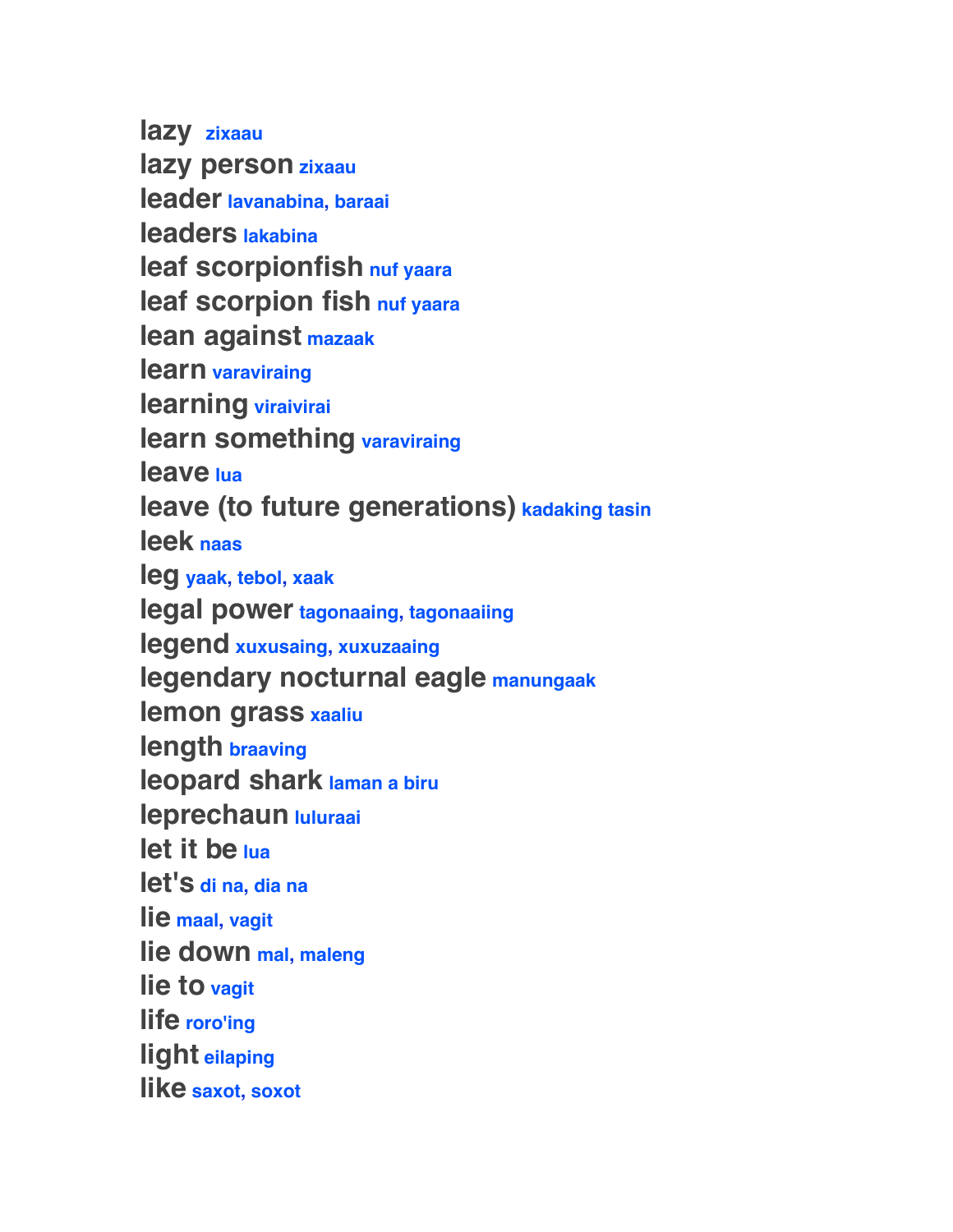**lazy** zixaau
**lazy person** zixaau
**leader** lavanabina, baraai
**leaders** lakabina
**leaf scorpionfish** nuf yaara
**leaf scorpion fish** nuf yaara
**lean against** mazaak
**learn** varaviraing
**learning** viraivirai
**learn something** varaviraing
**leave** lua
**leave (to future generations)** kadaking tasin
**leek** naas
**leg** yaak, tebol, xaak
**legal power** tagonaaing, tagonaaiing
**legend** xuxusaing, xuxuzaaing
**legendary nocturnal eagle** manungaak
**lemon grass** xaaliu
**length** braaving
**leopard shark** laman a biru
**leprechaun** luluraai
**let it be** lua
**let's** di na, dia na
**lie** maal, vagit
**lie down** mal, maleng
**lie to** vagit
**life** roro'ing
**light** eilaping
**like** saxot, soxot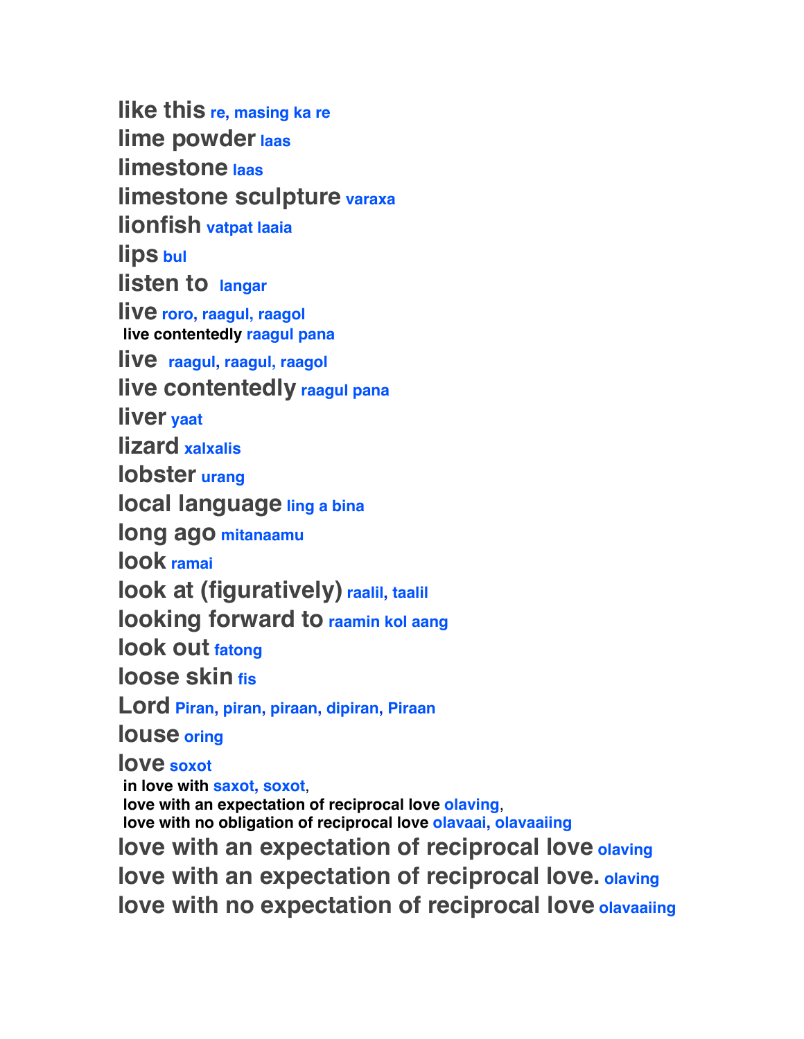**like this** re, masing ka re
**lime powder** laas
**limestone** laas
**limestone sculpture** varaxa
**lionfish** vatpat laaia
**lips** bul
**listen to** langar
**live** roro, raagul, raagol
  **live contentedly** raagul pana
**live** raagul, raagul, raagol
**live contentedly** raagul pana
**liver** yaat
**lizard** xalxalis
**lobster** urang
**local language** ling a bina
**long ago** mitanaamu
**look** ramai
**look at (figuratively)** raalil, taalil
**looking forward to** raamin kol aang
**look out** fatong
**loose skin** fis
**Lord** Piran, piran, piraan, dipiran, Piraan
**louse** oring
**love** soxot
  **in love with** saxot, soxot,
  **love with an expectation of reciprocal love** olaving,
  **love with no obligation of reciprocal love** olavaai, olavaaiing
**love with an expectation of reciprocal love** olaving
**love with an expectation of reciprocal love.** olaving
**love with no expectation of reciprocal love** olavaaiing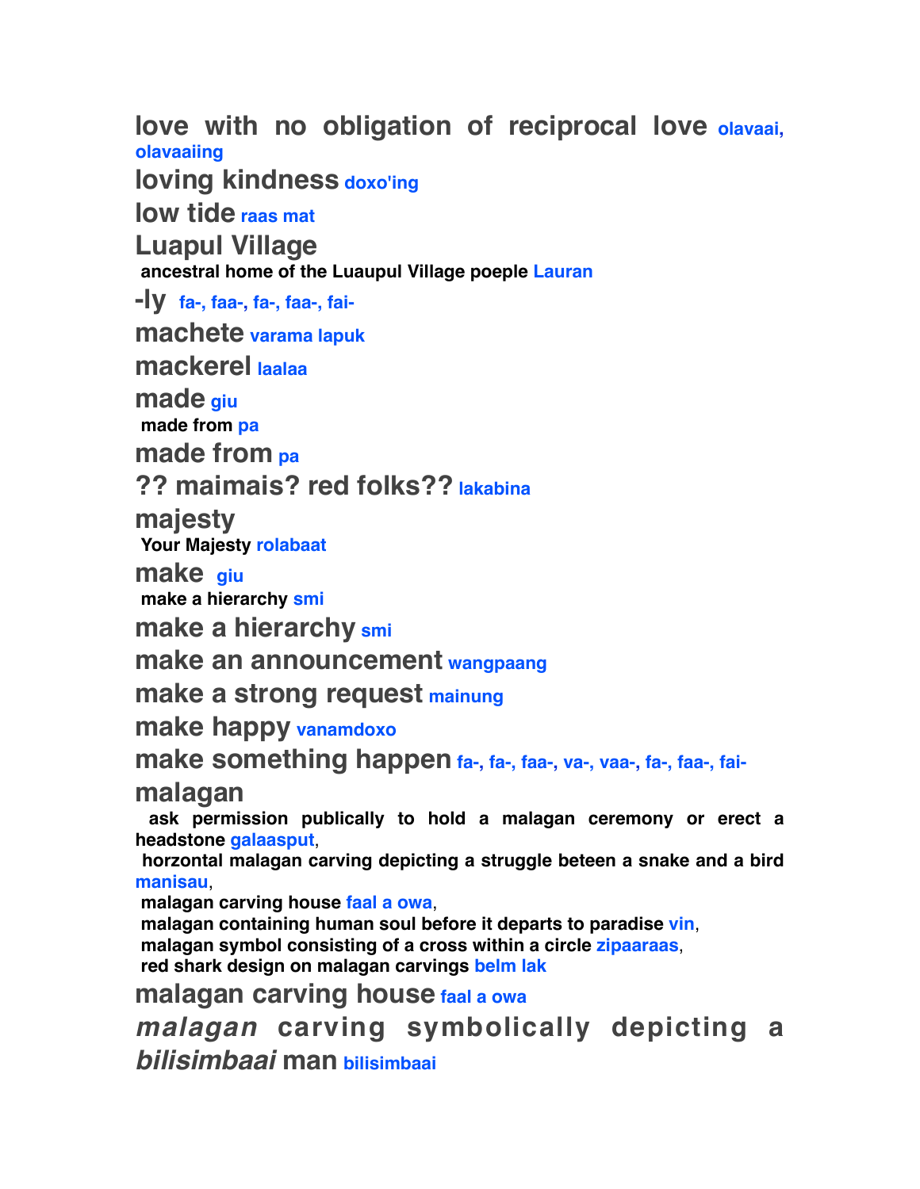**love with no obligation of reciprocal love** olavaai, olavaaiing

**loving kindness** doxo'ing

**low tide** raas mat

**Luapul Village**

**ancestral home of the Luaupul Village poeple** Lauran

**-ly** fa-, faa-, fa-, faa-, fai-

**machete** varama lapuk

**mackerel** laalaa

**made** giu

**made from** pa

**made from** pa

**?? maimais? red folks??** lakabina

**majesty**

**Your Majesty** rolabaat

**make** giu

**make a hierarchy** smi

**make a hierarchy** smi

**make an announcement** wangpaang

**make a strong request** mainung

**make happy** vanamdoxo

**make something happen** fa-, fa-, faa-, va-, vaa-, fa-, faa-, fai-

**malagan**

**ask permission publically to hold a malagan ceremony or erect a headstone** galaasput,

**horzontal malagan carving depicting a struggle beteen a snake and a bird** manisau,

**malagan carving house** faal a owa,

**malagan containing human soul before it departs to paradise** vin,

**malagan symbol consisting of a cross within a circle** zipaaraas,

**red shark design on malagan carvings** belm lak

**malagan carving house** faal a owa

***malagan* carving symbolically depicting a *bilisimbaai* man** bilisimbaai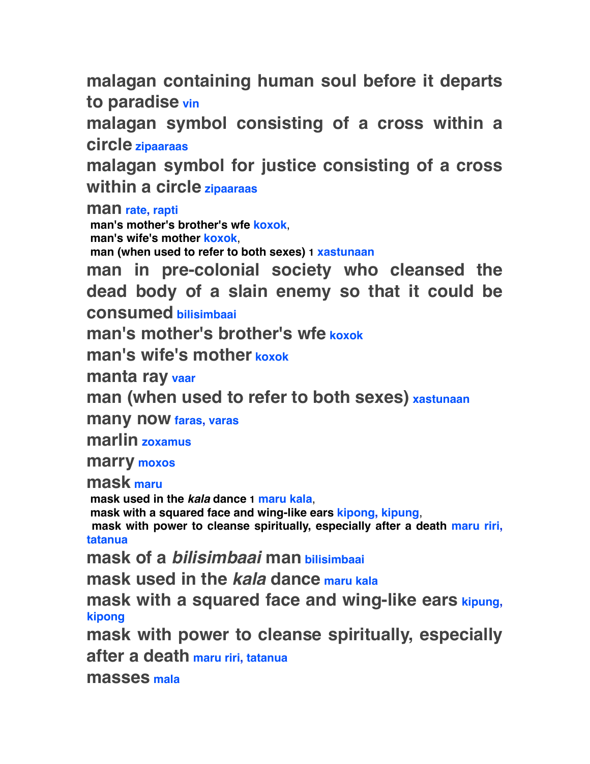**malagan containing human soul before it departs to paradise** vin

**malagan symbol consisting of a cross within a circle** zipaaraas

**malagan symbol for justice consisting of a cross within a circle** zipaaraas

**man** rate, rapti

 **man's mother's brother's wfe** koxok,
 **man's wife's mother** koxok,
 **man (when used to refer to both sexes)** 1 xastunaan

**man in pre-colonial society who cleansed the dead body of a slain enemy so that it could be consumed** bilisimbaai

**man's mother's brother's wfe** koxok

**man's wife's mother** koxok

**manta ray** vaar

**man (when used to refer to both sexes)** xastunaan

**many now** faras, varas

**marlin** zoxamus

**marry** moxos

**mask** maru

 **mask used in the *kala* dance** 1 maru kala,
 **mask with a squared face and wing-like ears** kipong, kipung,
 **mask with power to cleanse spiritually, especially after a death** maru riri, tatanua

**mask of a *bilisimbaai* man** bilisimbaai

**mask used in the *kala* dance** maru kala

**mask with a squared face and wing-like ears** kipung, kipong

**mask with power to cleanse spiritually, especially after a death** maru riri, tatanua

**masses** mala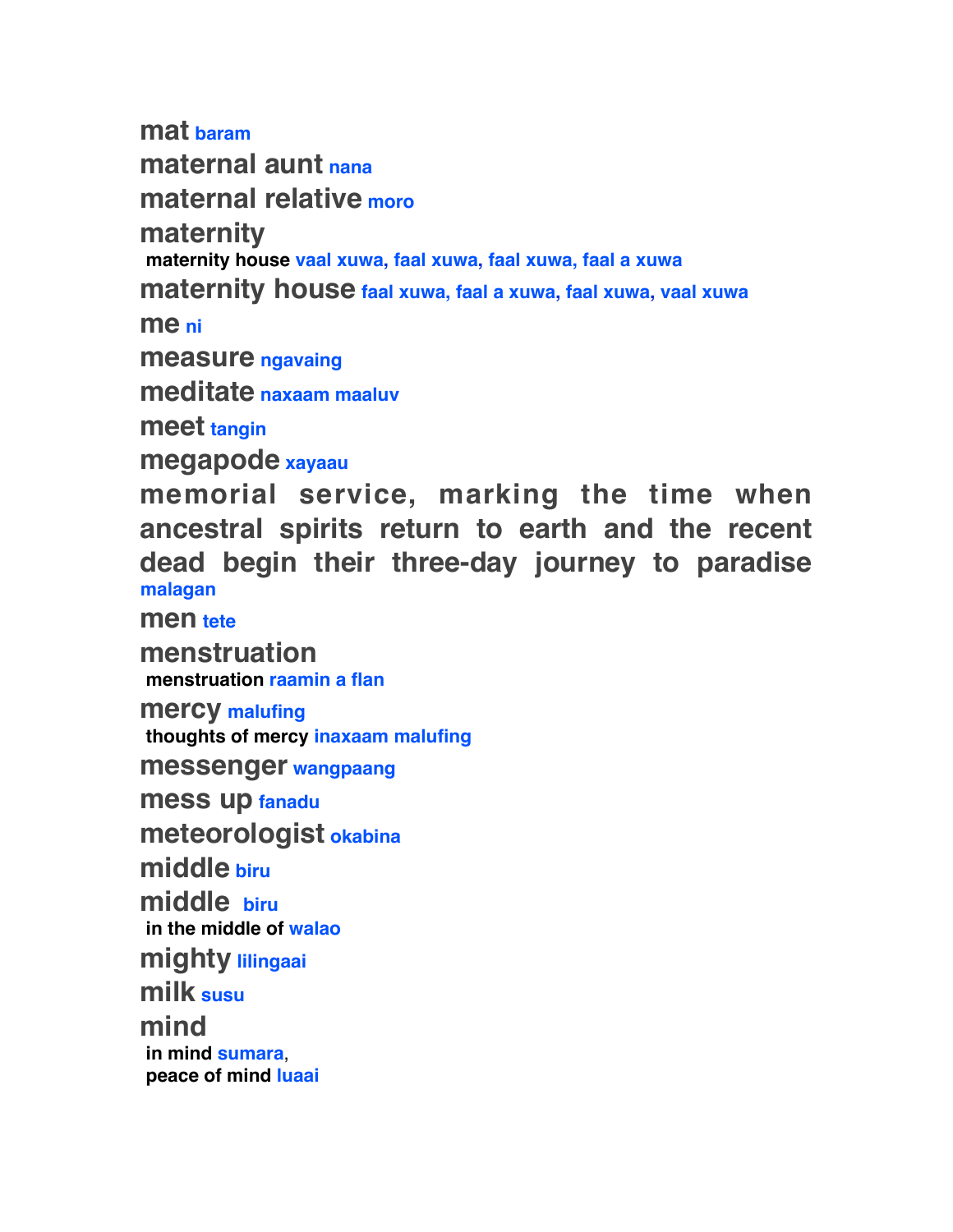**mat** baram

**maternal aunt** nana

**maternal relative** moro

**maternity**

maternity house vaal xuwa, faal xuwa, faal xuwa, faal a xuwa

**maternity house** faal xuwa, faal a xuwa, faal xuwa, vaal xuwa

**me** ni

**measure** ngavaing

**meditate** naxaam maaluv

**meet** tangin

**megapode** xayaau

**memorial service, marking the time when ancestral spirits return to earth and the recent dead begin their three-day journey to paradise** malagan

**men** tete

**menstruation**

menstruation raamin a flan

**mercy** malufing

thoughts of mercy inaxaam malufing

**messenger** wangpaang

**mess up** fanadu

**meteorologist** okabina

**middle** biru

**middle** biru

in the middle of walao

**mighty** lilingaai

**milk** susu

**mind**

in mind sumara,

peace of mind luaai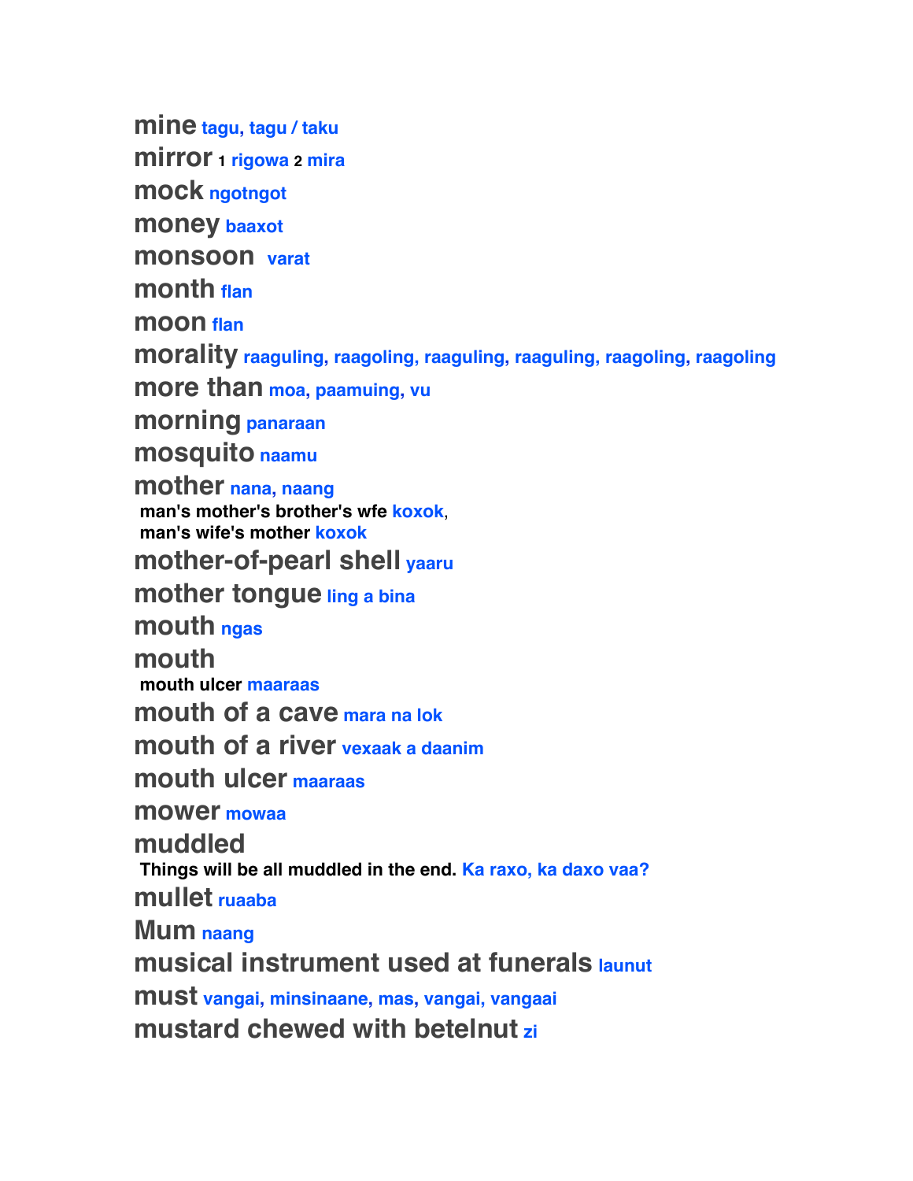**mine** tagu, tagu / taku

**mirror** 1 rigowa 2 mira

**mock** ngotngot

**money** baaxot

**monsoon** varat

**month** flan

**moon** flan

**morality** raaguling, raagoling, raaguling, raaguling, raagoling, raagoling

**more than** moa, paamuing, vu

**morning** panaraan

**mosquito** naamu

**mother** nana, naang
 man's mother's brother's wfe koxok,
 man's wife's mother koxok

**mother-of-pearl shell** yaaru

**mother tongue** ling a bina

**mouth** ngas

**mouth**
 mouth ulcer maaraas

**mouth of a cave** mara na lok

**mouth of a river** vexaak a daanim

**mouth ulcer** maaraas

**mower** mowaa

**muddled**
 Things will be all muddled in the end. Ka raxo, ka daxo vaa?

**mullet** ruaaba

**Mum** naang

**musical instrument used at funerals** launut

**must** vangai, minsinaane, mas, vangai, vangaai

**mustard chewed with betelnut** zi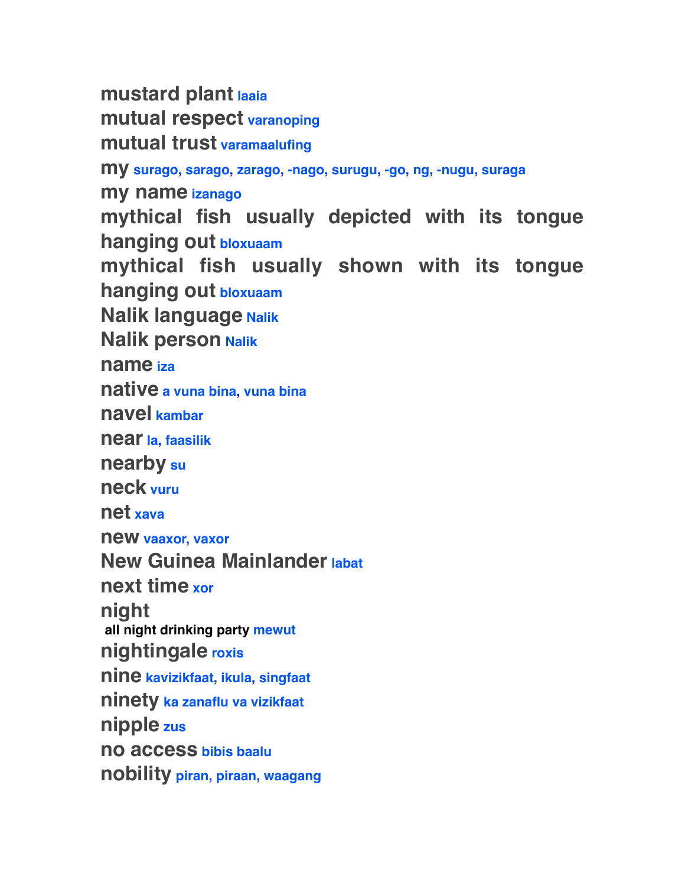**mustard plant** laaia

**mutual respect** varanoping

**mutual trust** varamaalufing

**my** surago, sarago, zarago, -nago, surugu, -go, ng, -nugu, suraga

**my name** izanago

**mythical fish usually depicted with its tongue hanging out** bloxuaam

**mythical fish usually shown with its tongue hanging out** bloxuaam

**Nalik language** Nalik

**Nalik person** Nalik

**name** iza

**native** a vuna bina, vuna bina

**navel** kambar

**near** la, faasilik

**nearby** su

**neck** vuru

**net** xava

**new** vaaxor, vaxor

**New Guinea Mainlander** labat

**next time** xor

**night**

**all night drinking party** mewut

**nightingale** roxis

**nine** kavizikfaat, ikula, singfaat

**ninety** ka zanaflu va vizikfaat

**nipple** zus

**no access** bibis baalu

**nobility** piran, piraan, waagang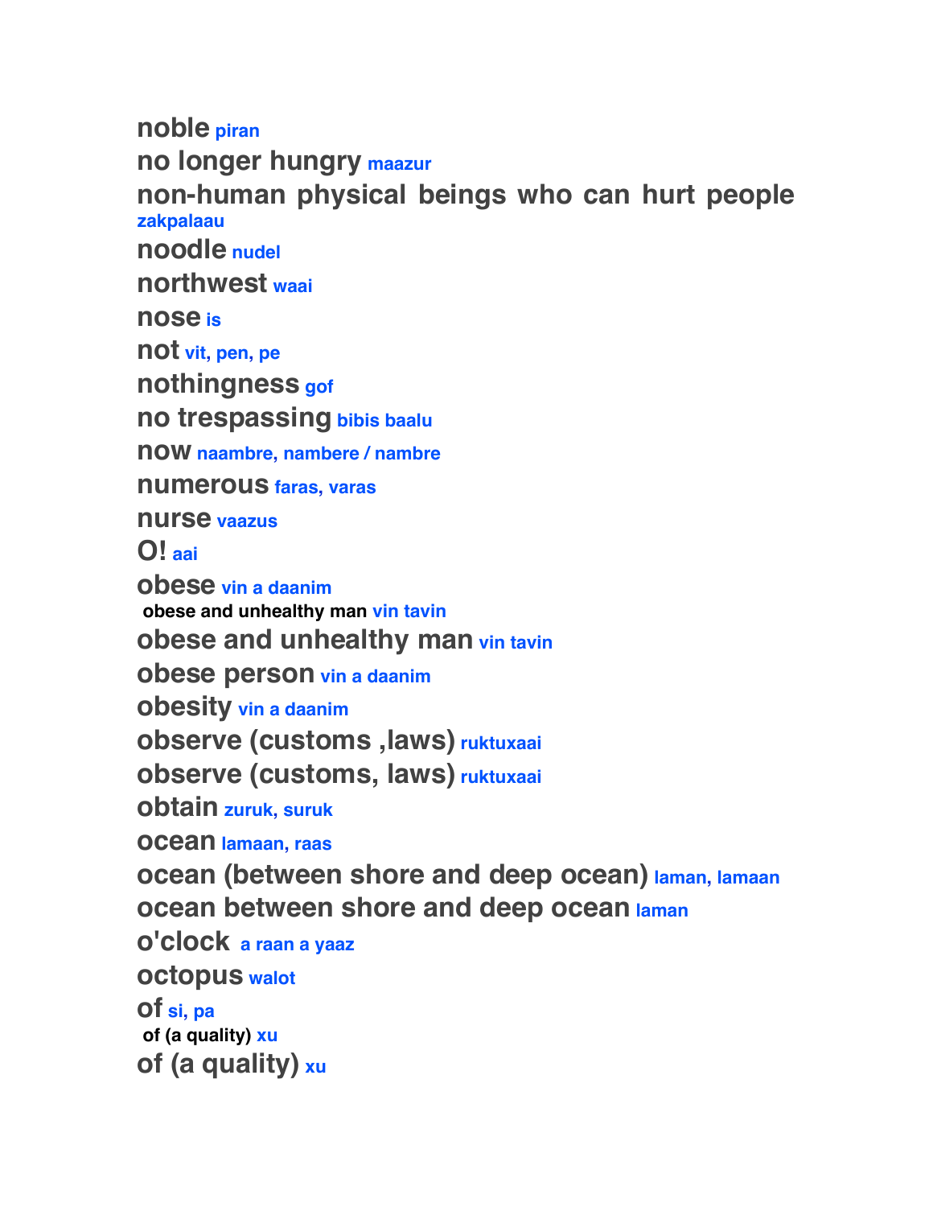**noble** piran

**no longer hungry** maazur

**non-human physical beings who can hurt people** zakpalaau

**noodle** nudel

**northwest** waai

**nose** is

**not** vit, pen, pe

**nothingness** gof

**no trespassing** bibis baalu

**now** naambre, nambere / nambre

**numerous** faras, varas

**nurse** vaazus

**O!** aai

**obese** vin a daanim

**obese and unhealthy man** vin tavin

**obese and unhealthy man** vin tavin

**obese person** vin a daanim

**obesity** vin a daanim

**observe (customs ,laws)** ruktuxaai

**observe (customs, laws)** ruktuxaai

**obtain** zuruk, suruk

**ocean** lamaan, raas

**ocean (between shore and deep ocean)** laman, lamaan

**ocean between shore and deep ocean** laman

**o'clock** a raan a yaaz

**octopus** walot

**of** si, pa

**of (a quality)** xu

**of (a quality)** xu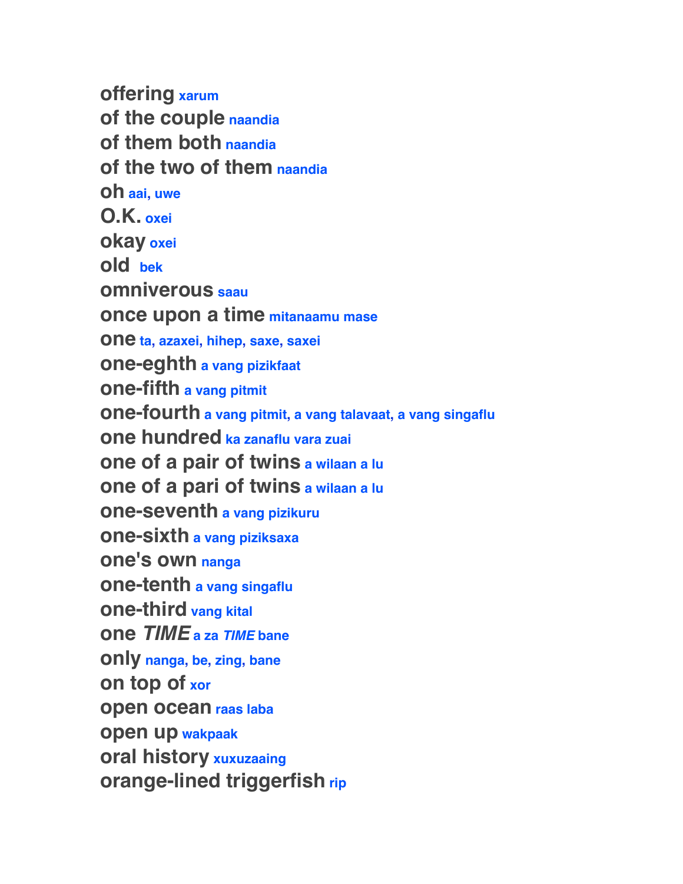**offering** xarum  
**of the couple** naandia  
**of them both** naandia  
**of the two of them** naandia  
**oh** aai, uwe  
**O.K.** oxei  
**okay** oxei  
**old** bek  
**omniverous** saau  
**once upon a time** mitanaamu mase  
**one** ta, azaxei, hihep, saxe, saxei  
**one-eghth** a vang pizikfaat  
**one-fifth** a vang pitmit  
**one-fourth** a vang pitmit, a vang talavaat, a vang singaflu  
**one hundred** ka zanaflu vara zuai  
**one of a pair of twins** a wilaan a lu  
**one of a pari of twins** a wilaan a lu  
**one-seventh** a vang pizikuru  
**one-sixth** a vang piziksaxa  
**one's own** nanga  
**one-tenth** a vang singaflu  
**one-third** vang kital  
**one *TIME*** a za ***TIME*** bane  
**only** nanga, be, zing, bane  
**on top of** xor  
**open ocean** raas laba  
**open up** wakpaak  
**oral history** xuxuzaaing  
**orange-lined triggerfish** rip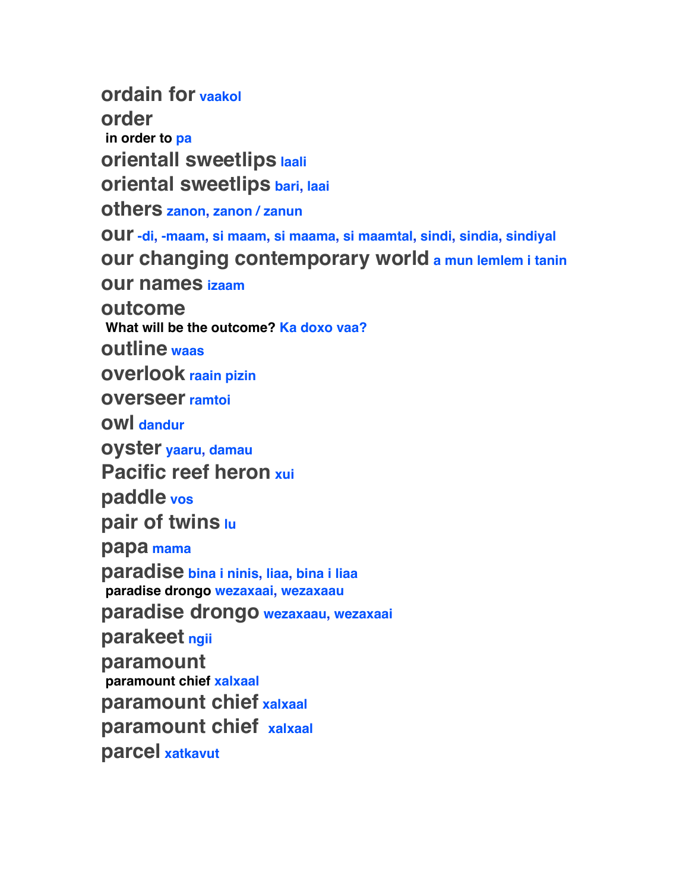**ordain for** vaakol

**order**

  **in order to** pa

**orientall sweetlips** laali

**oriental sweetlips** bari, laai

**others** zanon, zanon / zanun

**our** -di, -maam, si maam, si maama, si maamtal, sindi, sindia, sindiyal

**our changing contemporary world** a mun lemlem i tanin

**our names** izaam

**outcome**

  **What will be the outcome?** Ka doxo vaa?

**outline** waas

**overlook** raain pizin

**overseer** ramtoi

**owl** dandur

**oyster** yaaru, damau

**Pacific reef heron** xui

**paddle** vos

**pair of twins** lu

**papa** mama

**paradise** bina i ninis, liaa, bina i liaa

  **paradise drongo** wezaxaai, wezaxaau

**paradise drongo** wezaxaau, wezaxaai

**parakeet** ngii

**paramount**

  **paramount chief** xalxaal

**paramount chief** xalxaal

**paramount chief** xalxaal

**parcel** xatkavut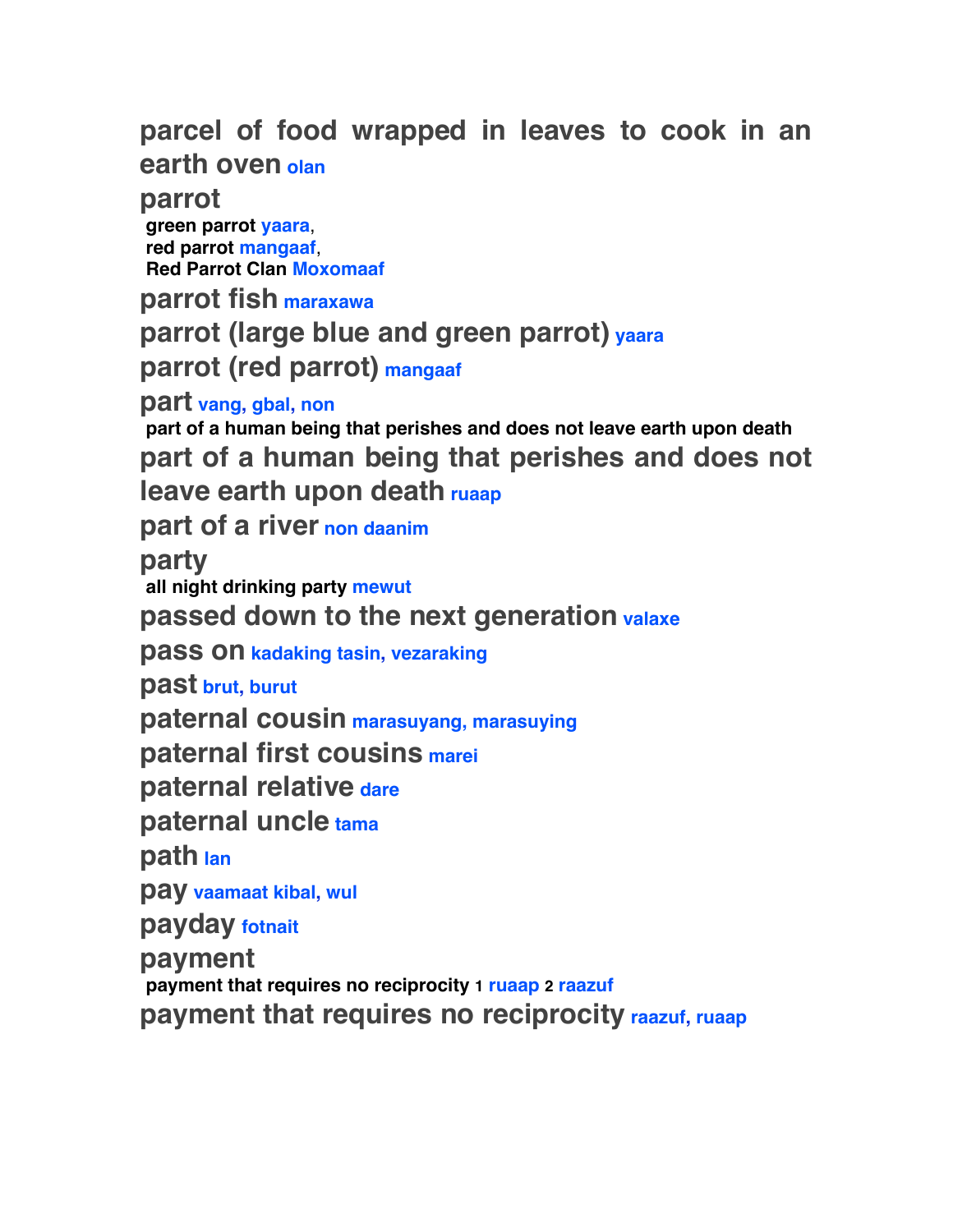**parcel of food wrapped in leaves to cook in an earth oven** olan

**parrot**

- **green parrot** yaara,
- **red parrot** mangaaf,
- **Red Parrot Clan** Moxomaaf

**parrot fish** maraxawa

**parrot (large blue and green parrot)** yaara

**parrot (red parrot)** mangaaf

**part** vang, gbal, non

- **part of a human being that perishes and does not leave earth upon death**

**part of a human being that perishes and does not leave earth upon death** ruaap

**part of a river** non daanim

**party**

- **all night drinking party** mewut

**passed down to the next generation** valaxe

**pass on** kadaking tasin, vezaraking

**past** brut, burut

**paternal cousin** marasuyang, marasuying

**paternal first cousins** marei

**paternal relative** dare

**paternal uncle** tama

**path** lan

**pay** vaamaat kibal, wul

**payday** fotnait

**payment**

- **payment that requires no reciprocity** 1 ruaap 2 raazuf

**payment that requires no reciprocity** raazuf, ruaap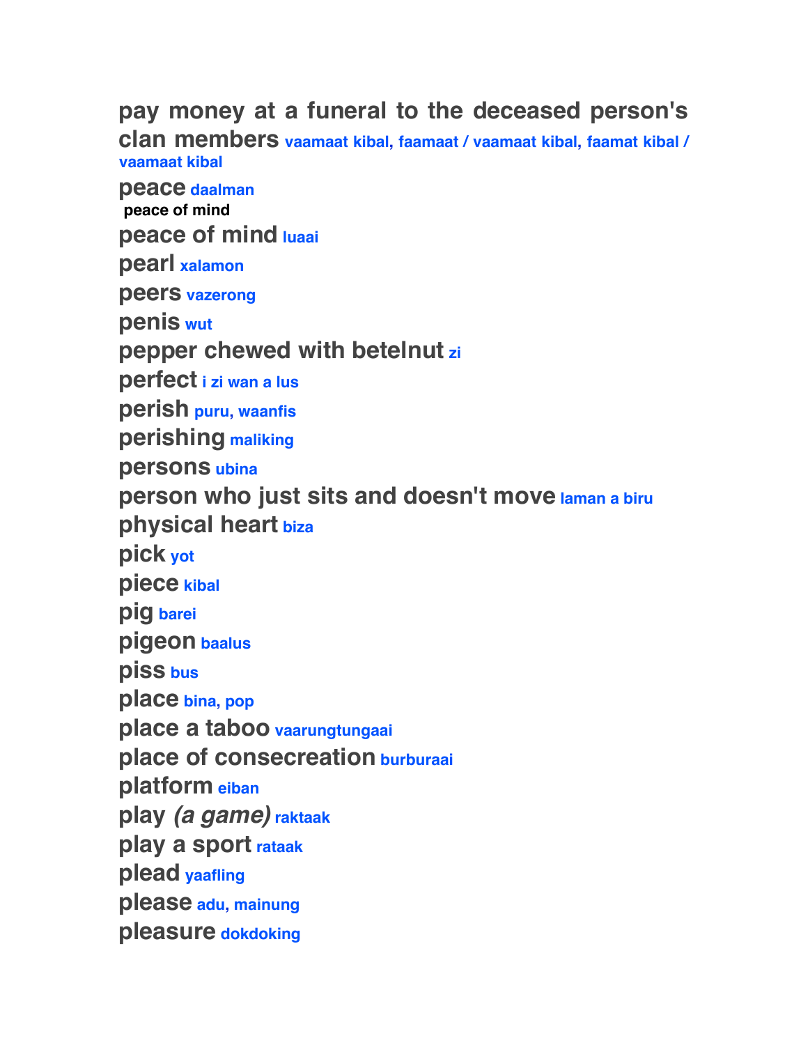**pay money at a funeral to the deceased person's clan members** vaamaat kibal, faamaat / vaamaat kibal, faamat kibal / vaamaat kibal

**peace** daalman

peace of mind

**peace of mind** luaai

**pearl** xalamon

**peers** vazerong

**penis** wut

**pepper chewed with betelnut** zi

**perfect** i zi wan a lus

**perish** puru, waanfis

**perishing** maliking

**persons** ubina

**person who just sits and doesn't move** laman a biru

**physical heart** biza

**pick** yot

**piece** kibal

**pig** barei

**pigeon** baalus

**piss** bus

**place** bina, pop

**place a taboo** vaarungtungaai

**place of consecreation** burburaai

**platform** eiban

**play *(a game)*** raktaak

**play a sport** rataak

**plead** yaafling

**please** adu, mainung

**pleasure** dokdoking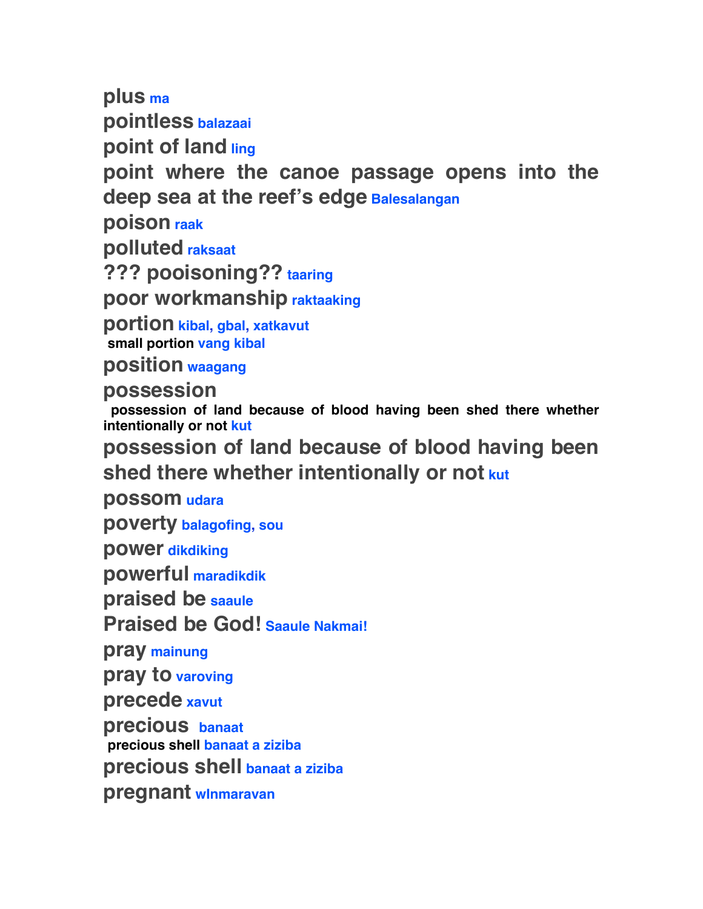**plus** ma

**pointless** balazaai

**point of land** ling

**point where the canoe passage opens into the deep sea at the reef's edge** Balesalangan

**poison** raak

**polluted** raksaat

**??? pooisoning??** taaring

**poor workmanship** raktaaking

**portion** kibal, gbal, xatkavut

small portion vang kibal

**position** waagang

**possession**

possession of land because of blood having been shed there whether intentionally or not kut

**possession of land because of blood having been shed there whether intentionally or not** kut

**possom** udara

**poverty** balagofing, sou

**power** dikdiking

**powerful** maradikdik

**praised be** saaule

**Praised be God!** Saaule Nakmai!

**pray** mainung

**pray to** varoving

**precede** xavut

**precious** banaat

precious shell banaat a ziziba

**precious shell** banaat a ziziba

**pregnant** wlnmaravan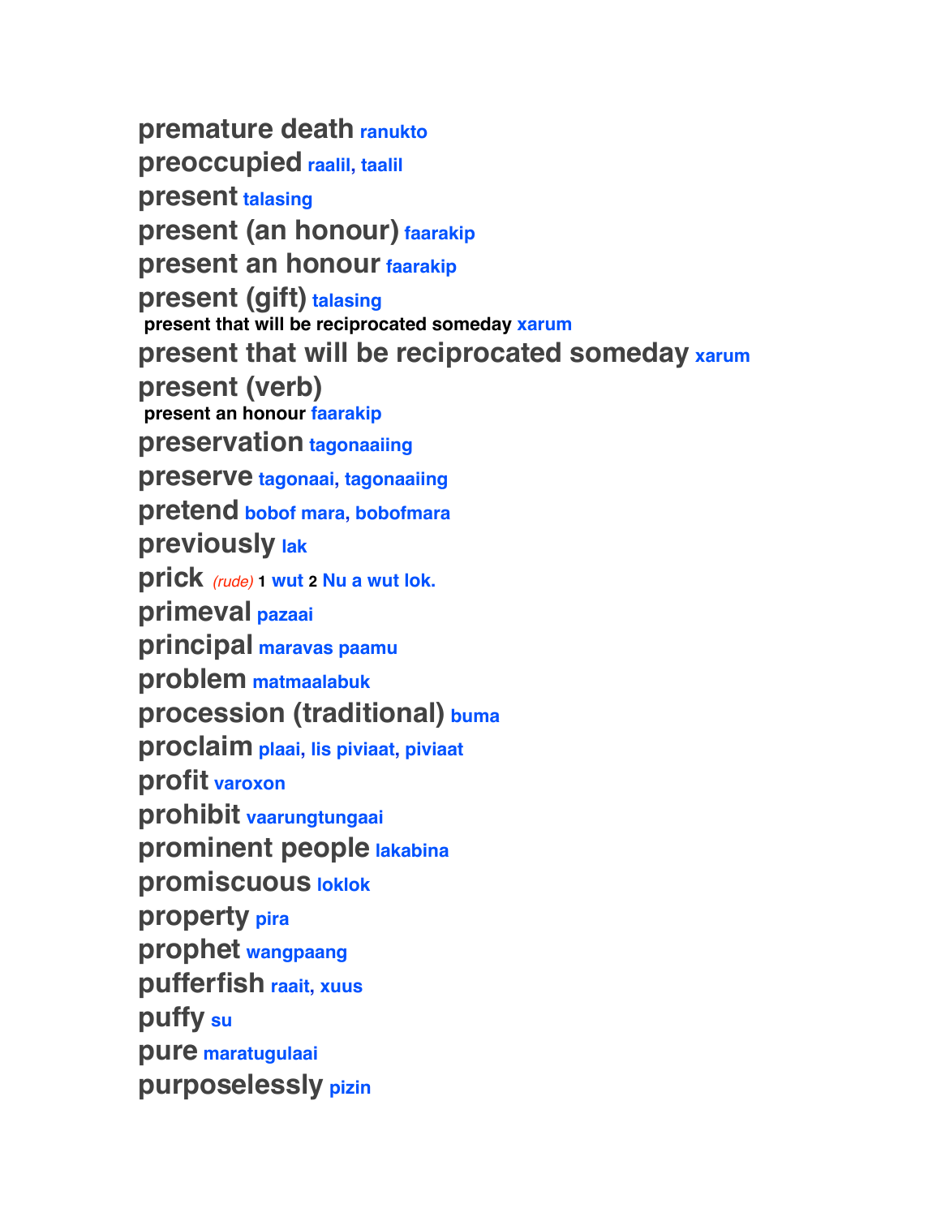**premature death** ranukto

**preoccupied** raalil, taalil

**present** talasing

**present (an honour)** faarakip

**present an honour** faarakip

**present (gift)** talasing

- **present that will be reciprocated someday** xarum

**present that will be reciprocated someday** xarum

**present (verb)**

- **present an honour** faarakip

**preservation** tagonaaiing

**preserve** tagonaai, tagonaaiing

**pretend** bobof mara, bobofmara

**previously** lak

**prick** *(rude)* 1 wut 2 Nu a wut lok.

**primeval** pazaai

**principal** maravas paamu

**problem** matmaalabuk

**procession (traditional)** buma

**proclaim** plaai, lis piviaat, piviaat

**profit** varoxon

**prohibit** vaarungtungaai

**prominent people** lakabina

**promiscuous** loklok

**property** pira

**prophet** wangpaang

**pufferfish** raait, xuus

**puffy** su

**pure** maratugulaai

**purposelessly** pizin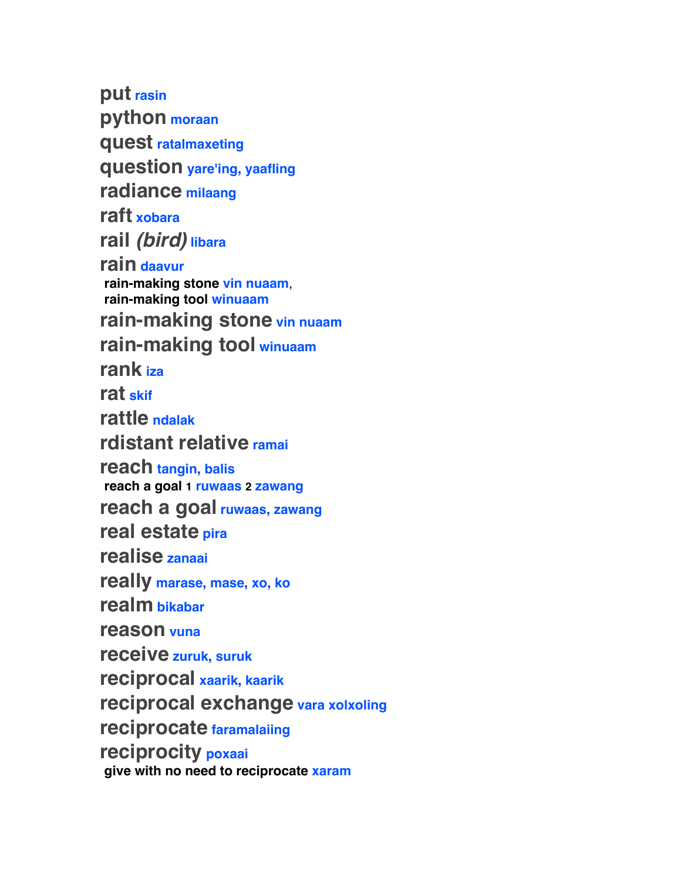**put** rasin

**python** moraan

**quest** ratalmaxeting

**question** yare'ing, yaafling

**radiance** milaang

**raft** xobara

**rail** ***(bird)*** libara

**rain** daavur

  **rain-making stone** vin nuaam,
  **rain-making tool** winuaam

**rain-making stone** vin nuaam

**rain-making tool** winuaam

**rank** iza

**rat** skif

**rattle** ndalak

**rdistant relative** ramai

**reach** tangin, balis

  **reach a goal** 1 ruwaas 2 zawang

**reach a goal** ruwaas, zawang

**real estate** pira

**realise** zanaai

**really** marase, mase, xo, ko

**realm** bikabar

**reason** vuna

**receive** zuruk, suruk

**reciprocal** xaarik, kaarik

**reciprocal exchange** vara xolxoling

**reciprocate** faramalaiing

**reciprocity** poxaai

  **give with no need to reciprocate** xaram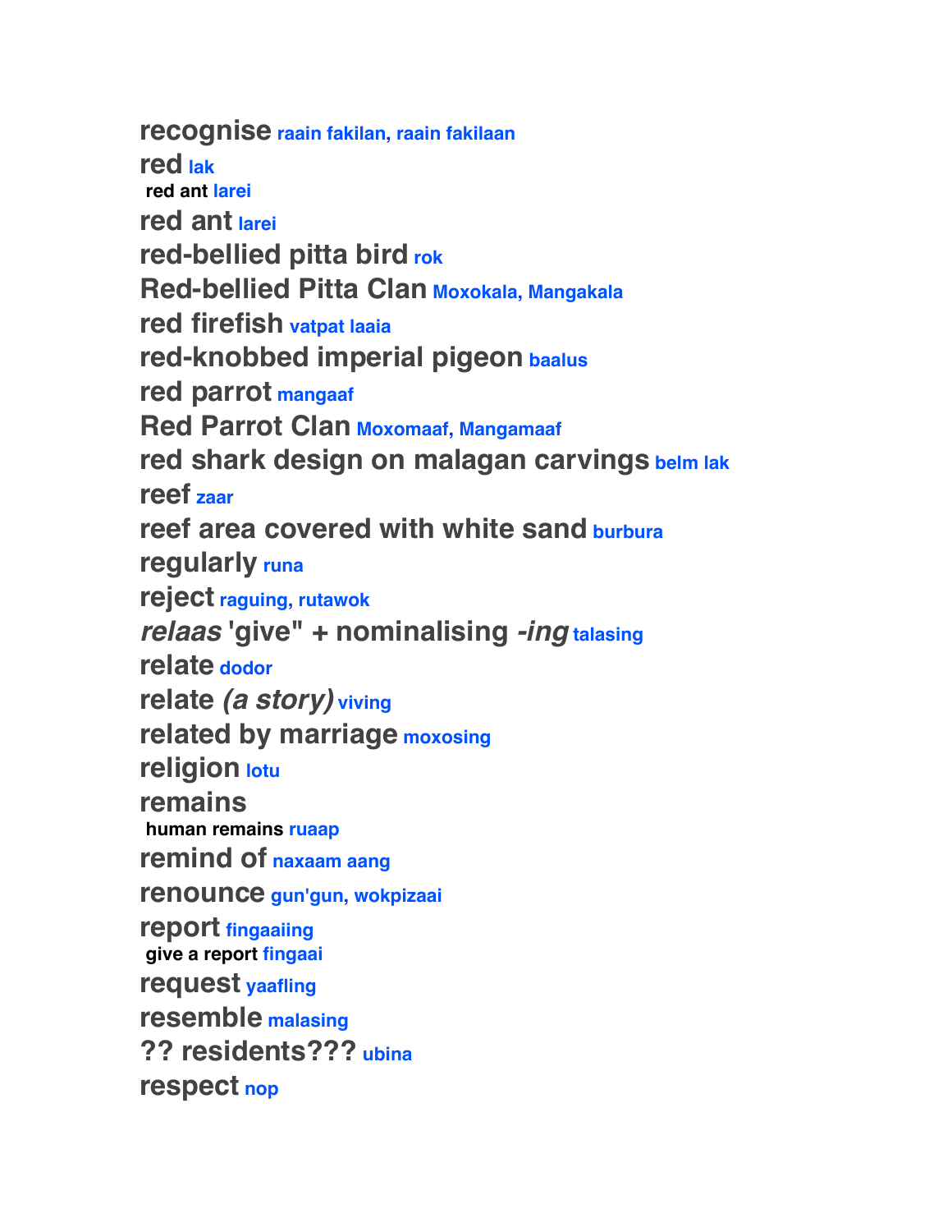**recognise** raain fakilan, raain fakilaan

**red** lak

  **red ant** larei

**red ant** larei

**red-bellied pitta bird** rok

**Red-bellied Pitta Clan** Moxokala, Mangakala

**red firefish** vatpat laaia

**red-knobbed imperial pigeon** baalus

**red parrot** mangaaf

**Red Parrot Clan** Moxomaaf, Mangamaaf

**red shark design on malagan carvings** belm lak

**reef** zaar

**reef area covered with white sand** burbura

**regularly** runa

**reject** raguing, rutawok

***relaas* 'give" + nominalising *-ing*** talasing

**relate** dodor

**relate *(a story)*** viving

**related by marriage** moxosing

**religion** lotu

**remains**

  **human remains** ruaap

**remind of** naxaam aang

**renounce** gun'gun, wokpizaai

**report** fingaaiing

  **give a report** fingaai

**request** yaafling

**resemble** malasing

**?? residents???** ubina

**respect** nop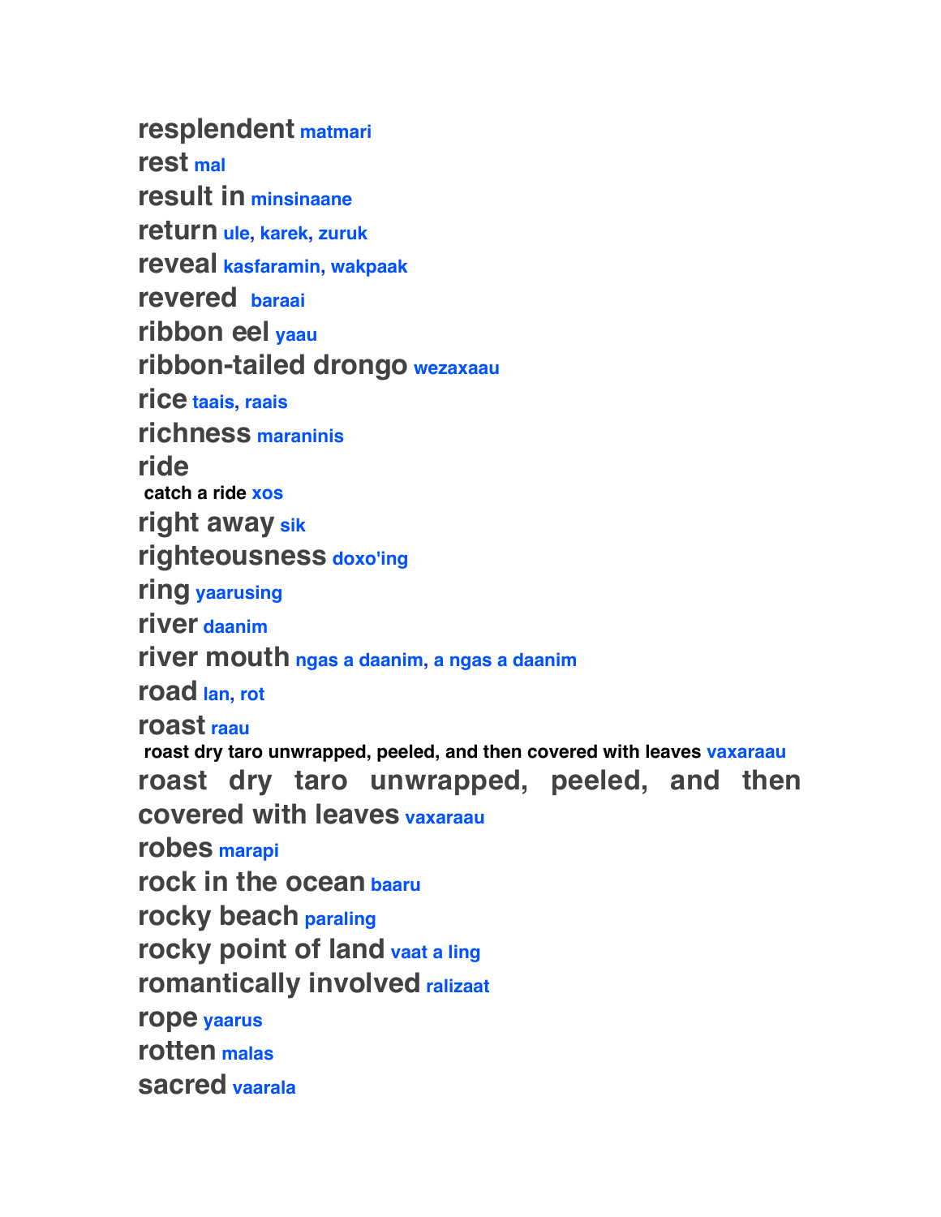**resplendent** matmari

**rest** mal

**result in** minsinaane

**return** ule, karek, zuruk

**reveal** kasfaramin, wakpaak

**revered** baraai

**ribbon eel** yaau

**ribbon-tailed drongo** wezaxaau

**rice** taais, raais

**richness** maraninis

**ride**

**catch a ride** xos

**right away** sik

**righteousness** doxo'ing

**ring** yaarusing

**river** daanim

**river mouth** ngas a daanim, a ngas a daanim

**road** lan, rot

**roast** raau

**roast dry taro unwrapped, peeled, and then covered with leaves** vaxaraau

**roast dry taro unwrapped, peeled, and then covered with leaves** vaxaraau

**robes** marapi

**rock in the ocean** baaru

**rocky beach** paraling

**rocky point of land** vaat a ling

**romantically involved** ralizaat

**rope** yaarus

**rotten** malas

**sacred** vaarala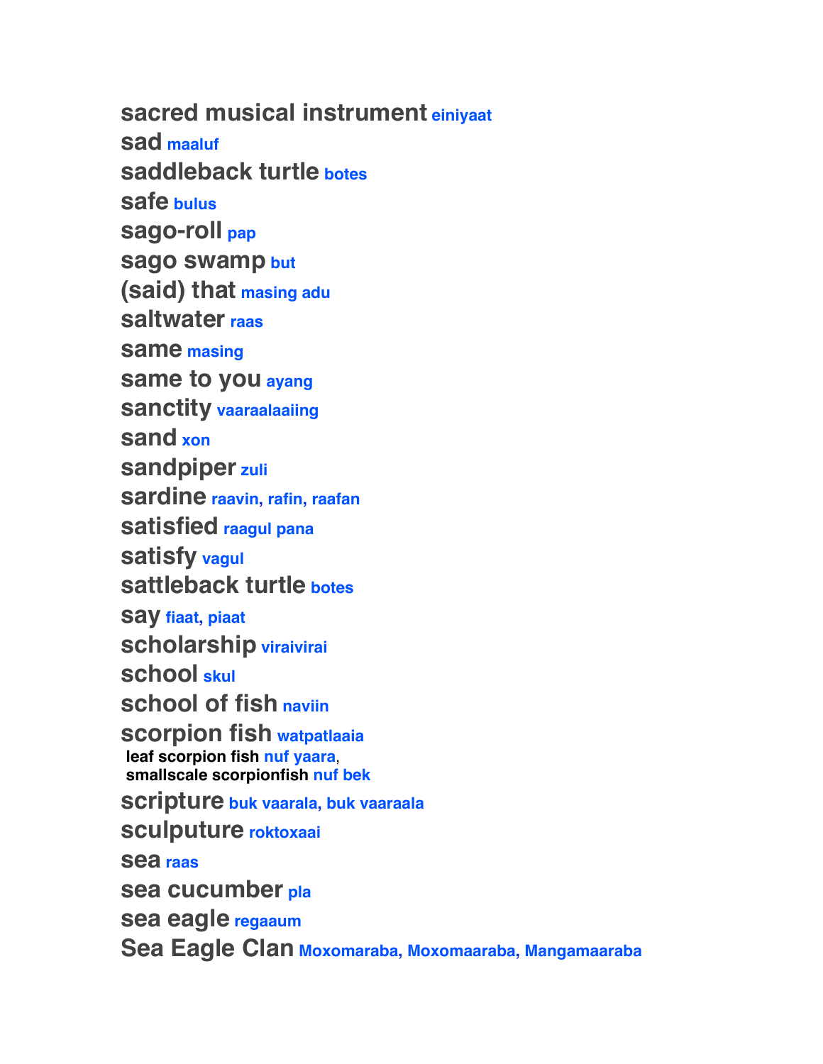**sacred musical instrument** einiyaat

**sad** maaluf

**saddleback turtle** botes

**safe** bulus

**sago-roll** pap

**sago swamp** but

**(said) that** masing adu

**saltwater** raas

**same** masing

**same to you** ayang

**sanctity** vaaraalaaiing

**sand** xon

**sandpiper** zuli

**sardine** raavin, rafin, raafan

**satisfied** raagul pana

**satisfy** vagul

**sattleback turtle** botes

**say** fiaat, piaat

**scholarship** viraivirai

**school** skul

**school of fish** naviin

**scorpion fish** watpatlaaia
 **leaf scorpion fish** nuf yaara,
 **smallscale scorpionfish** nuf bek

**scripture** buk vaarala, buk vaaraala

**sculputure** roktoxaai

**sea** raas

**sea cucumber** pla

**sea eagle** regaaum

**Sea Eagle Clan** Moxomaraba, Moxomaaraba, Mangamaaraba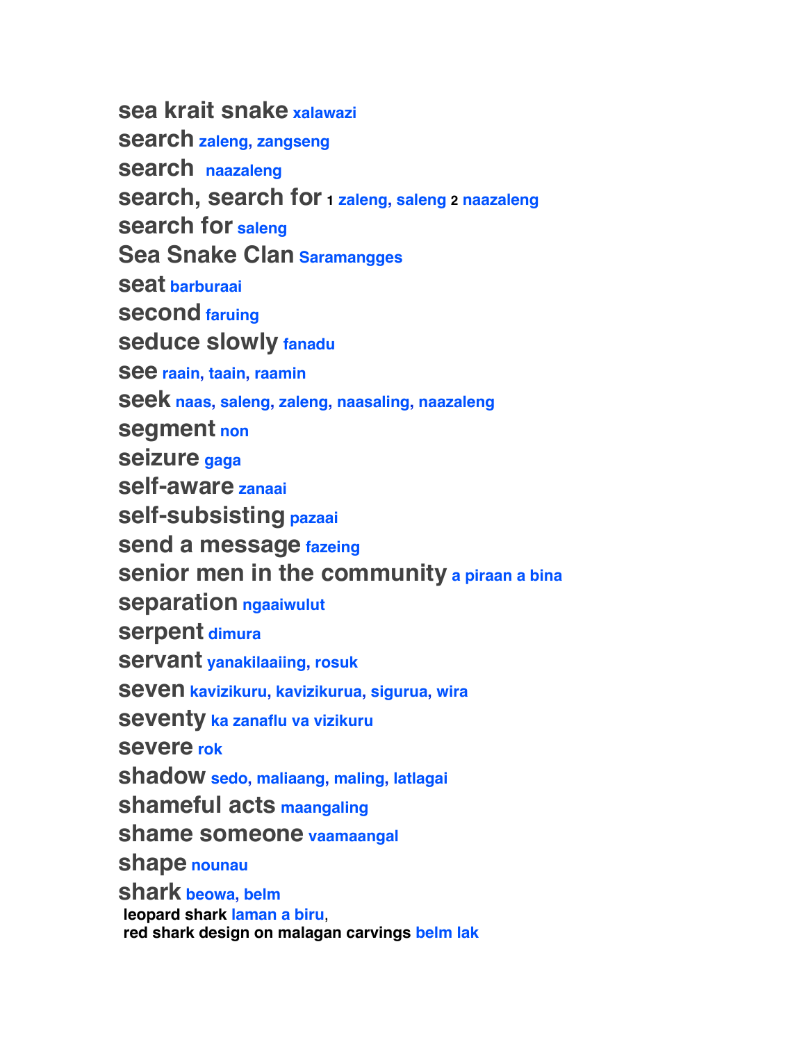**sea krait snake** xalawazi

**search** zaleng, zangseng

**search** naazaleng

**search, search for** 1 zaleng, saleng 2 naazaleng

**search for** saleng

**Sea Snake Clan** Saramangges

**seat** barburaai

**second** faruing

**seduce slowly** fanadu

**see** raain, taain, raamin

**seek** naas, saleng, zaleng, naasaling, naazaleng

**segment** non

**seizure** gaga

**self-aware** zanaai

**self-subsisting** pazaai

**send a message** fazeing

**senior men in the community** a piraan a bina

**separation** ngaaiwulut

**serpent** dimura

**servant** yanakilaaiing, rosuk

**seven** kavizikuru, kavizikurua, sigurua, wira

**seventy** ka zanaflu va vizikuru

**severe** rok

**shadow** sedo, maliaang, maling, latlagai

**shameful acts** maangaling

**shame someone** vaamaangal

**shape** nounau

**shark** beowa, belm

- **leopard shark** laman a biru,
- **red shark design on malagan carvings** belm lak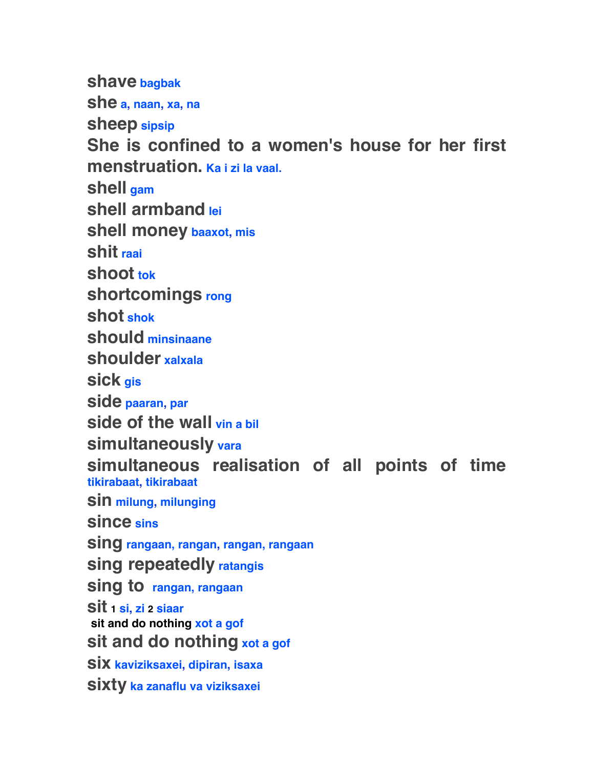**shave** bagbak

**she** a, naan, xa, na

**sheep** sipsip

**She is confined to a women's house for her first menstruation.** Ka i zi la vaal.

**shell** gam

**shell armband** lei

**shell money** baaxot, mis

**shit** raai

**shoot** tok

**shortcomings** rong

**shot** shok

**should** minsinaane

**shoulder** xalxala

**sick** gis

**side** paaran, par

**side of the wall** vin a bil

**simultaneously** vara

**simultaneous realisation of all points of time** tikirabaat, tikirabaat

**sin** milung, milunging

**since** sins

**sing** rangaan, rangan, rangan, rangaan

**sing repeatedly** ratangis

**sing to** rangan, rangaan

**sit** 1 si, zi 2 siaar

sit and do nothing xot a gof

**sit and do nothing** xot a gof

**six** kaviziksaxei, dipiran, isaxa

**sixty** ka zanaflu va viziksaxei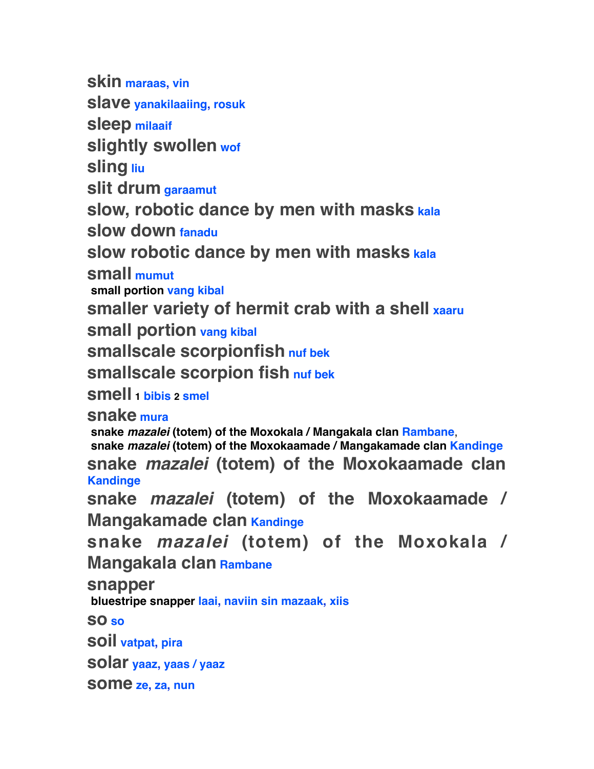**skin** maraas, vin

**slave** yanakilaaiing, rosuk

**sleep** milaaif

**slightly swollen** wof

**sling** liu

**slit drum** garaamut

**slow, robotic dance by men with masks** kala

**slow down** fanadu

**slow robotic dance by men with masks** kala

**small** mumut

 **small portion** vang kibal

**smaller variety of hermit crab with a shell** xaaru

**small portion** vang kibal

**smallscale scorpionfish** nuf bek

**smallscale scorpion fish** nuf bek

**smell** 1 bibis 2 smel

**snake** mura

 **snake *mazalei* (totem) of the Moxokala / Mangakala clan** Rambane,
 **snake *mazalei* (totem) of the Moxokaamade / Mangakamade clan** Kandinge

**snake *mazalei* (totem) of the Moxokaamade clan** Kandinge

**snake *mazalei* (totem) of the Moxokaamade / Mangakamade clan** Kandinge

**snake *mazalei* (totem) of the Moxokala / Mangakala clan** Rambane

**snapper**

 **bluestripe snapper** laai, naviin sin mazaak, xiis

**so** so

**soil** vatpat, pira

**solar** yaaz, yaas / yaaz

**some** ze, za, nun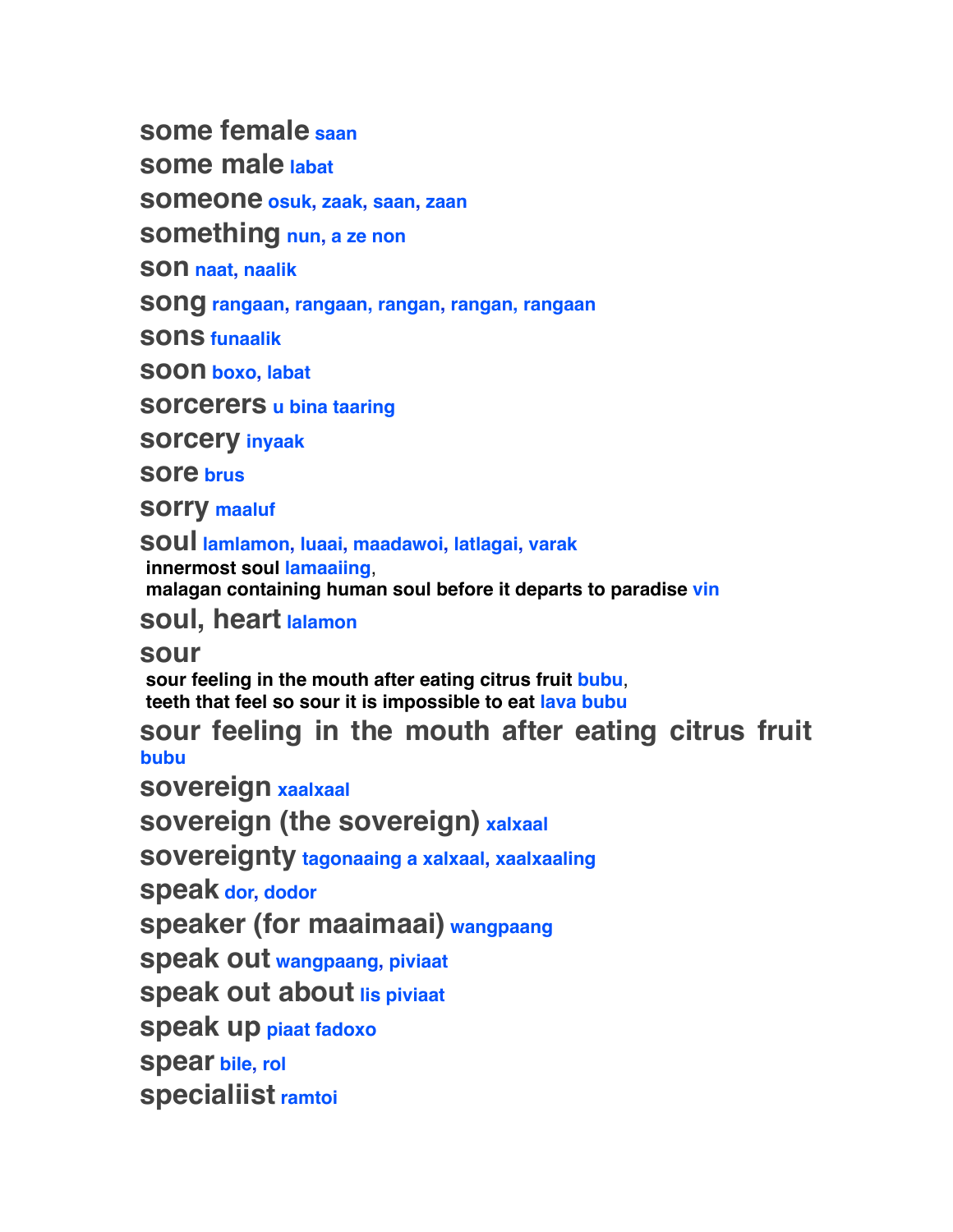**some female** saan

**some male** labat

**someone** osuk, zaak, saan, zaan

**something** nun, a ze non

**son** naat, naalik

**song** rangaan, rangaan, rangan, rangan, rangaan

**sons** funaalik

**soon** boxo, labat

**sorcerers** u bina taaring

**sorcery** inyaak

**sore** brus

**sorry** maaluf

**soul** lamlamon, luaai, maadawoi, latlagai, varak
 innermost soul lamaaiing,
 malagan containing human soul before it departs to paradise vin

**soul, heart** lalamon

**sour**
 sour feeling in the mouth after eating citrus fruit bubu,
 teeth that feel so sour it is impossible to eat lava bubu

**sour feeling in the mouth after eating citrus fruit** bubu

**sovereign** xaalxaal

**sovereign (the sovereign)** xalxaal

**sovereignty** tagonaaing a xalxaal, xaalxaaling

**speak** dor, dodor

**speaker (for maaimaai)** wangpaang

**speak out** wangpaang, piviaat

**speak out about** lis piviaat

**speak up** piaat fadoxo

**spear** bile, rol

**specialiist** ramtoi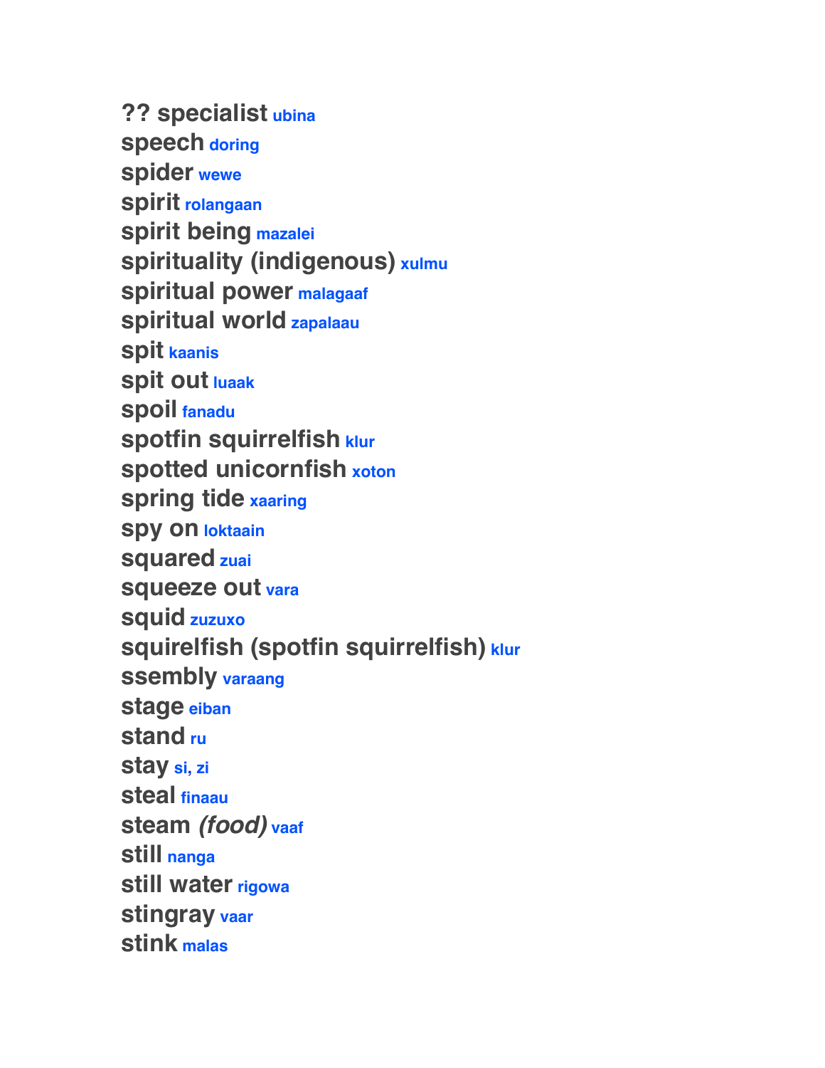**?? specialist** ubina
**speech** doring
**spider** wewe
**spirit** rolangaan
**spirit being** mazalei
**spirituality (indigenous)** xulmu
**spiritual power** malagaaf
**spiritual world** zapalaau
**spit** kaanis
**spit out** luaak
**spoil** fanadu
**spotfin squirrelfish** klur
**spotted unicornfish** xoton
**spring tide** xaaring
**spy on** loktaain
**squared** zuai
**squeeze out** vara
**squid** zuzuxo
**squirelfish (spotfin squirrelfish)** klur
**ssembly** varaang
**stage** eiban
**stand** ru
**stay** si, zi
**steal** finaau
**steam** ***(food)*** vaaf
**still** nanga
**still water** rigowa
**stingray** vaar
**stink** malas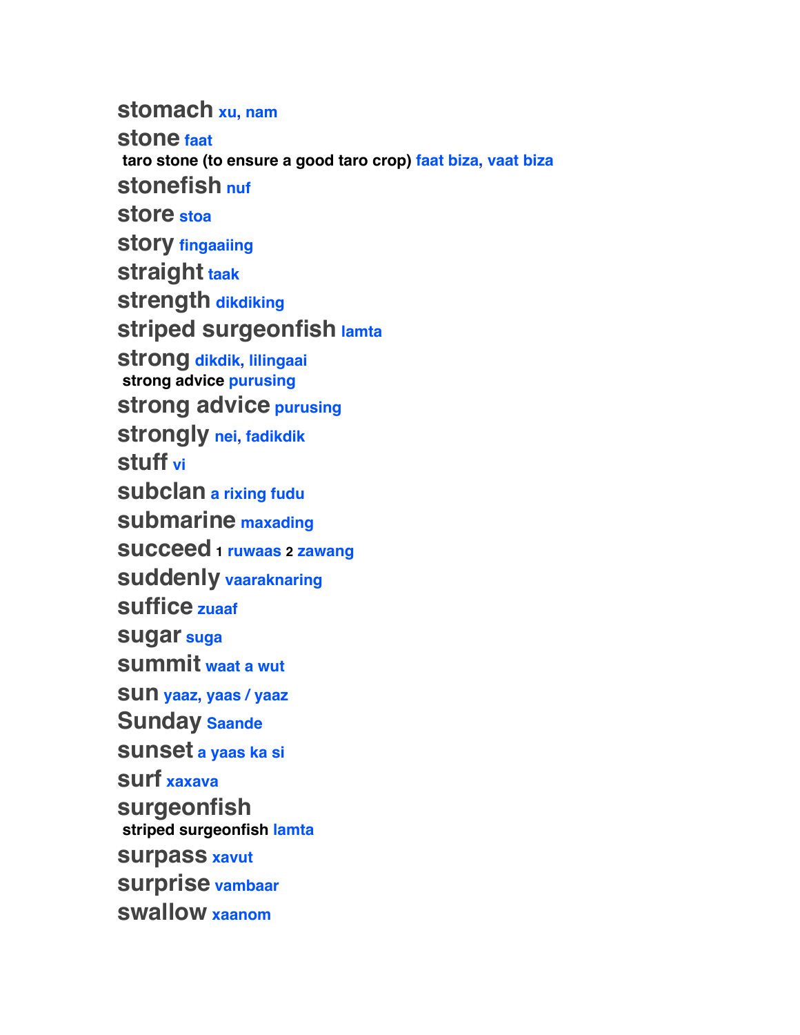**stomach** xu, nam

**stone** faat

  **taro stone (to ensure a good taro crop)** faat biza, vaat biza

**stonefish** nuf

**store** stoa

**story** fingaaiing

**straight** taak

**strength** dikdiking

**striped surgeonfish** lamta

**strong** dikdik, lilingaai

  **strong advice** purusing

**strong advice** purusing

**strongly** nei, fadikdik

**stuff** vi

**subclan** a rixing fudu

**submarine** maxading

**succeed** 1 ruwaas 2 zawang

**suddenly** vaaraknaring

**suffice** zuaaf

**sugar** suga

**summit** waat a wut

**sun** yaaz, yaas / yaaz

**Sunday** Saande

**sunset** a yaas ka si

**surf** xaxava

**surgeonfish**

  **striped surgeonfish** lamta

**surpass** xavut

**surprise** vambaar

**swallow** xaanom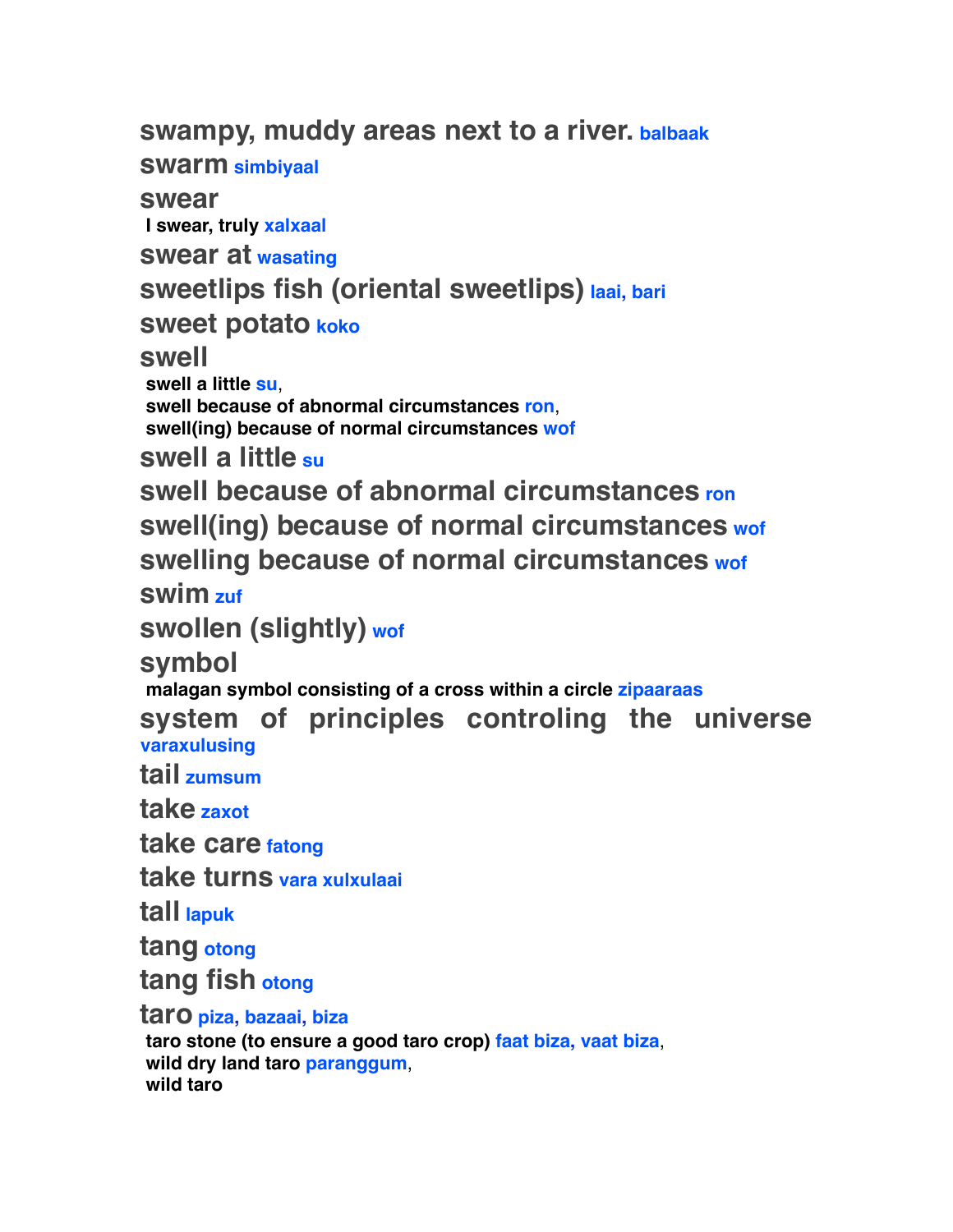**swampy, muddy areas next to a river.** balbaak

**swarm** simbiyaal

**swear**

- **I swear, truly** xalxaal

**swear at** wasating

**sweetlips fish (oriental sweetlips)** laai, bari

**sweet potato** koko

**swell**

- **swell a little** su,
- **swell because of abnormal circumstances** ron,
- **swell(ing) because of normal circumstances** wof

**swell a little** su

**swell because of abnormal circumstances** ron

**swell(ing) because of normal circumstances** wof

**swelling because of normal circumstances** wof

**swim** zuf

**swollen (slightly)** wof

**symbol**

- **malagan symbol consisting of a cross within a circle** zipaaraas

**system of principles controling the universe** varaxulusing

**tail** zumsum

**take** zaxot

**take care** fatong

**take turns** vara xulxulaai

**tall** lapuk

**tang** otong

**tang fish** otong

**taro** piza, bazaai, biza

- **taro stone (to ensure a good taro crop)** faat biza, vaat biza,
- **wild dry land taro** paranggum,
- **wild taro**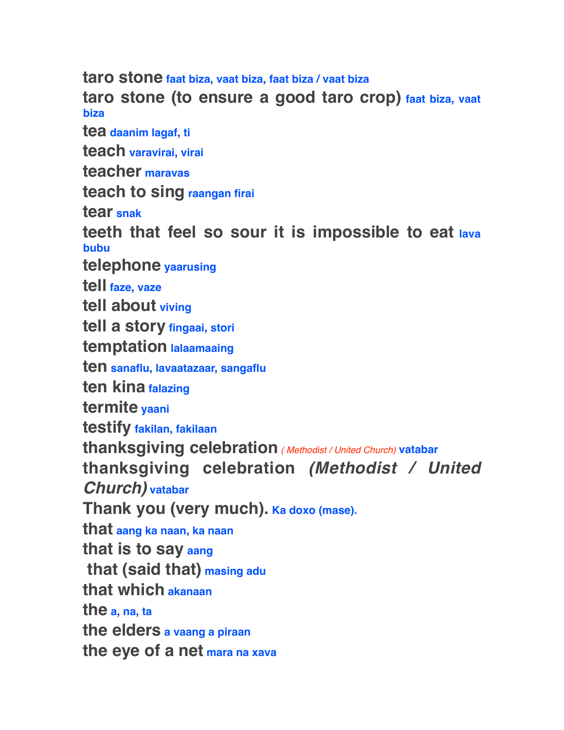**taro stone** faat biza, vaat biza, faat biza / vaat biza

**taro stone (to ensure a good taro crop)** faat biza, vaat biza

**tea** daanim lagaf, ti

**teach** varavirai, virai

**teacher** maravas

**teach to sing** raangan firai

**tear** snak

**teeth that feel so sour it is impossible to eat** lava bubu

**telephone** yaarusing

**tell** faze, vaze

**tell about** viving

**tell a story** fingaai, stori

**temptation** lalaamaaing

**ten** sanaflu, lavaatazaar, sangaflu

**ten kina** falazing

**termite** yaani

**testify** fakilan, fakilaan

**thanksgiving celebration** *( Methodist / United Church)* vatabar

**thanksgiving celebration *(Methodist / United Church)*** vatabar

**Thank you (very much).** Ka doxo (mase).

**that** aang ka naan, ka naan

**that is to say** aang

**that (said that)** masing adu

**that which** akanaan

**the** a, na, ta

**the elders** a vaang a piraan

**the eye of a net** mara na xava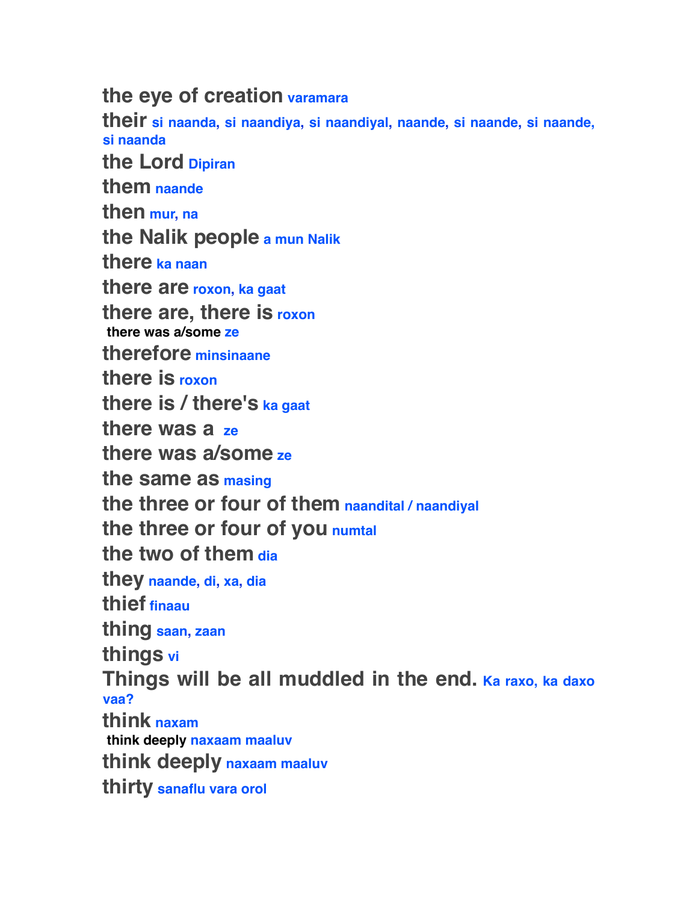**the eye of creation** varamara

**their** si naanda, si naandiya, si naandiyal, naande, si naande, si naande, si naanda

**the Lord** Dipiran

**them** naande

**then** mur, na

**the Nalik people** a mun Nalik

**there** ka naan

**there are** roxon, ka gaat

**there are, there is** roxon

**there was a/some** ze

**therefore** minsinaane

**there is** roxon

**there is / there's** ka gaat

**there was a** ze

**there was a/some** ze

**the same as** masing

**the three or four of them** naandital / naandiyal

**the three or four of you** numtal

**the two of them** dia

**they** naande, di, xa, dia

**thief** finaau

**thing** saan, zaan

**things** vi

**Things will be all muddled in the end.** Ka raxo, ka daxo vaa?

**think** naxam

**think deeply** naxaam maaluv

**think deeply** naxaam maaluv

**thirty** sanaflu vara orol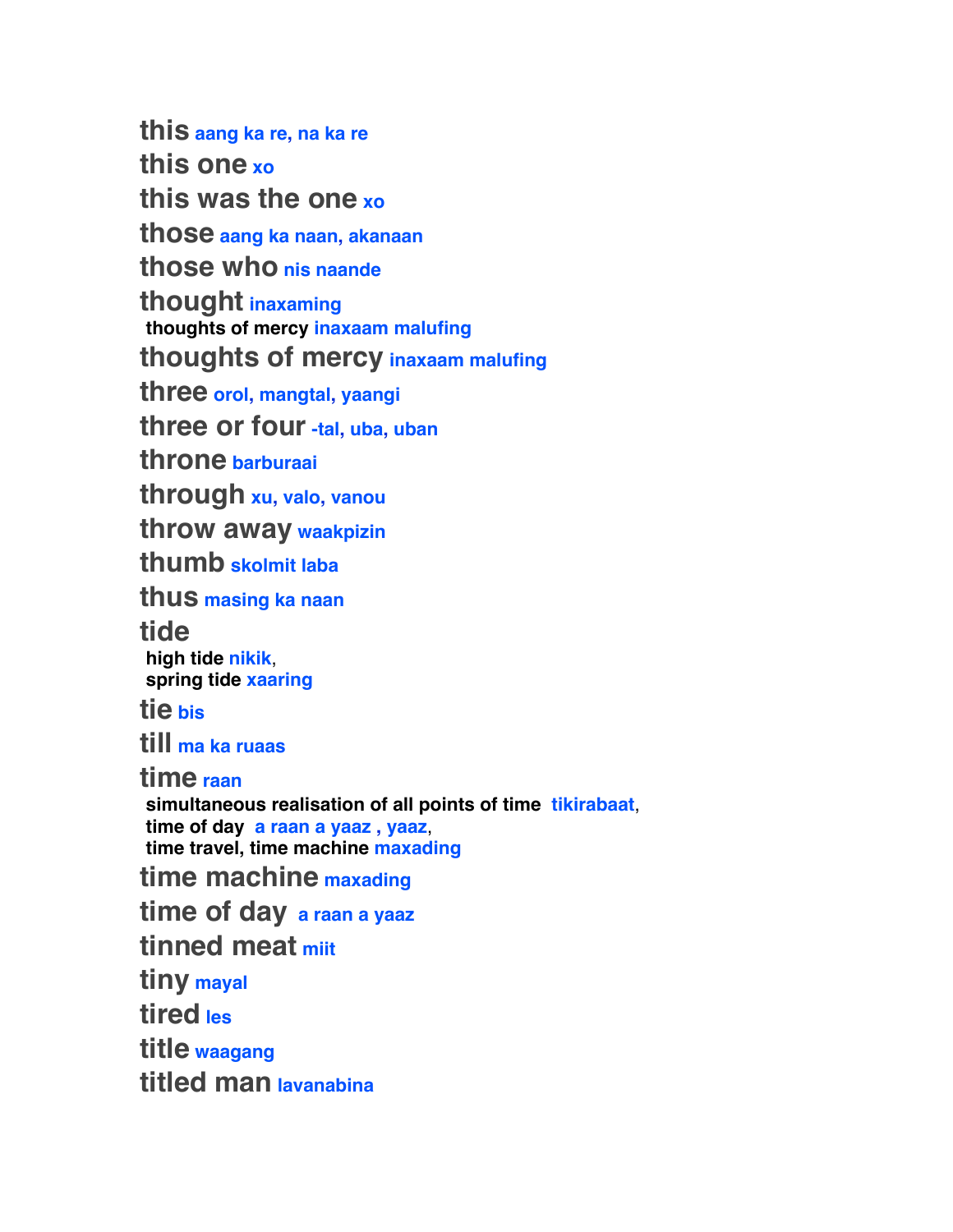**this** aang ka re, na ka re

**this one** xo

**this was the one** xo

**those** aang ka naan, akanaan

**those who** nis naande

**thought** inaxaming

  thoughts of mercy inaxaam malufing

**thoughts of mercy** inaxaam malufing

**three** orol, mangtal, yaangi

**three or four** -tal, uba, uban

**throne** barburaai

**through** xu, valo, vanou

**throw away** waakpizin

**thumb** skolmit laba

**thus** masing ka naan

**tide**

  high tide nikik,
  spring tide xaaring

**tie** bis

**till** ma ka ruaas

**time** raan

  simultaneous realisation of all points of time tikirabaat,
  time of day a raan a yaaz , yaaz,
  time travel, time machine maxading

**time machine** maxading

**time of day** a raan a yaaz

**tinned meat** miit

**tiny** mayal

**tired** les

**title** waagang

**titled man** lavanabina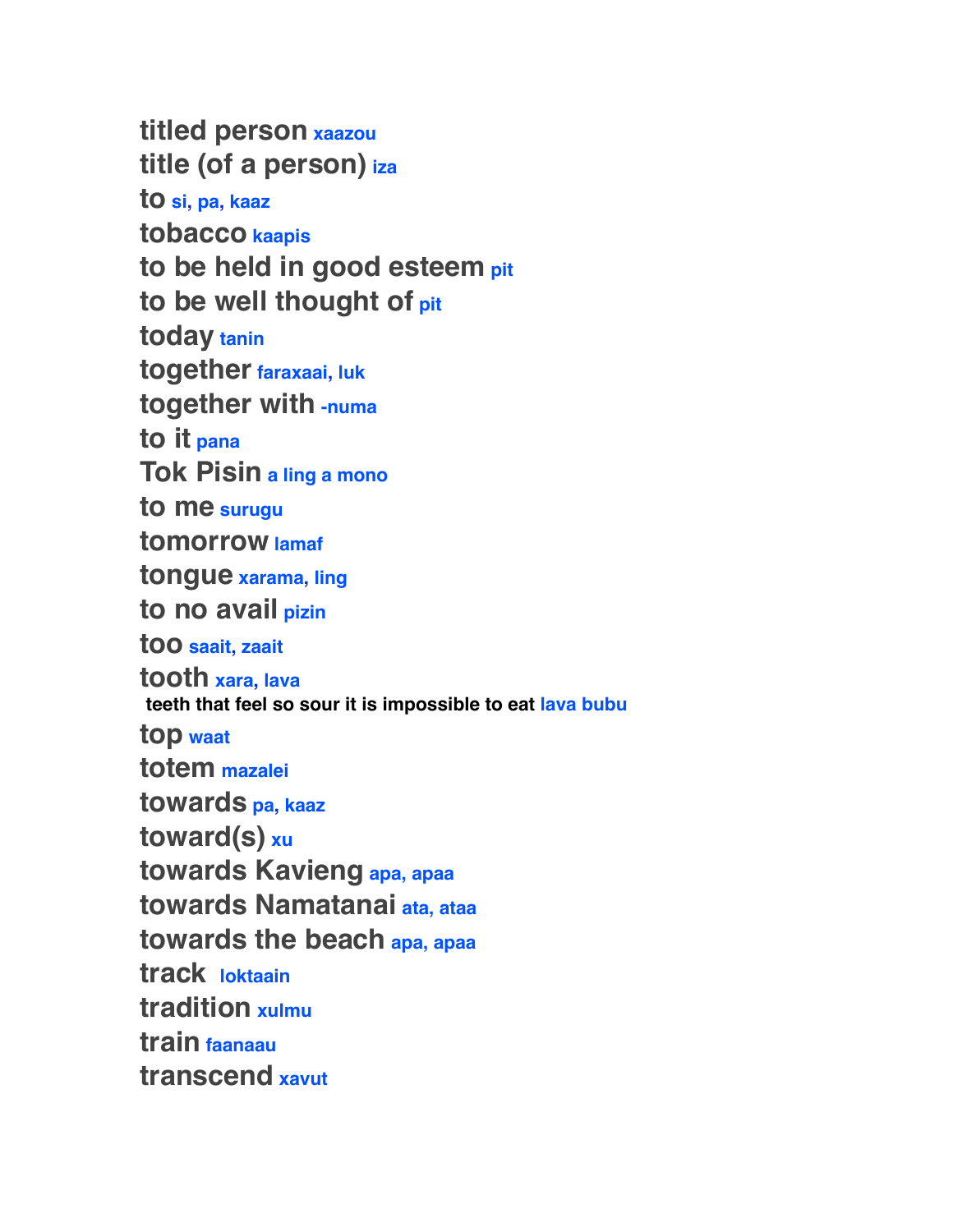**titled person** xaazou

**title (of a person)** iza

**to** si, pa, kaaz

**tobacco** kaapis

**to be held in good esteem** pit

**to be well thought of** pit

**today** tanin

**together** faraxaai, luk

**together with** -numa

**to it** pana

**Tok Pisin** a ling a mono

**to me** surugu

**tomorrow** lamaf

**tongue** xarama, ling

**to no avail** pizin

**too** saait, zaait

**tooth** xara, lava

**teeth that feel so sour it is impossible to eat** lava bubu

**top** waat

**totem** mazalei

**towards** pa, kaaz

**toward(s)** xu

**towards Kavieng** apa, apaa

**towards Namatanai** ata, ataa

**towards the beach** apa, apaa

**track** loktaain

**tradition** xulmu

**train** faanaau

**transcend** xavut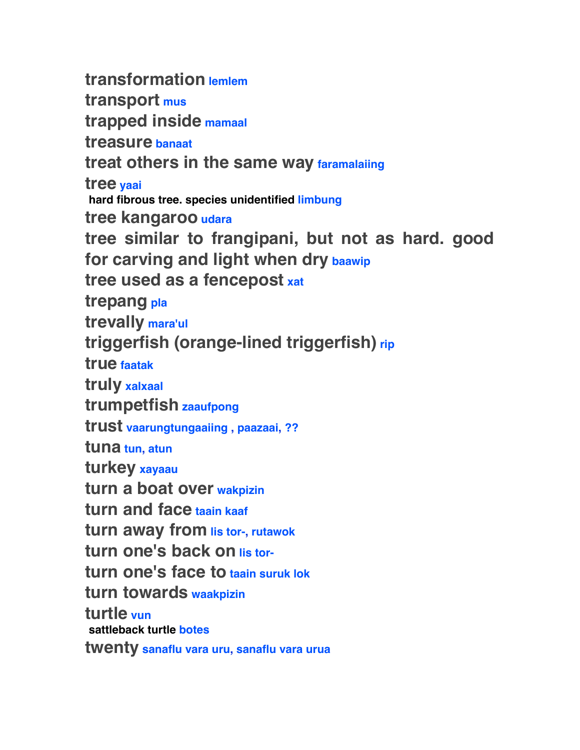**transformation** lemlem

**transport** mus

**trapped inside** mamaal

**treasure** banaat

**treat others in the same way** faramalaiing

**tree** yaai

 **hard fibrous tree. species unidentified** limbung

**tree kangaroo** udara

**tree similar to frangipani, but not as hard. good for carving and light when dry** baawip

**tree used as a fencepost** xat

**trepang** pla

**trevally** mara'ul

**triggerfish (orange-lined triggerfish)** rip

**true** faatak

**truly** xalxaal

**trumpetfish** zaaufpong

**trust** vaarungtungaaiing , paazaai, ??

**tuna** tun, atun

**turkey** xayaau

**turn a boat over** wakpizin

**turn and face** taain kaaf

**turn away from** lis tor-, rutawok

**turn one's back on** lis tor-

**turn one's face to** taain suruk lok

**turn towards** waakpizin

**turtle** vun

 **sattleback turtle** botes

**twenty** sanaflu vara uru, sanaflu vara urua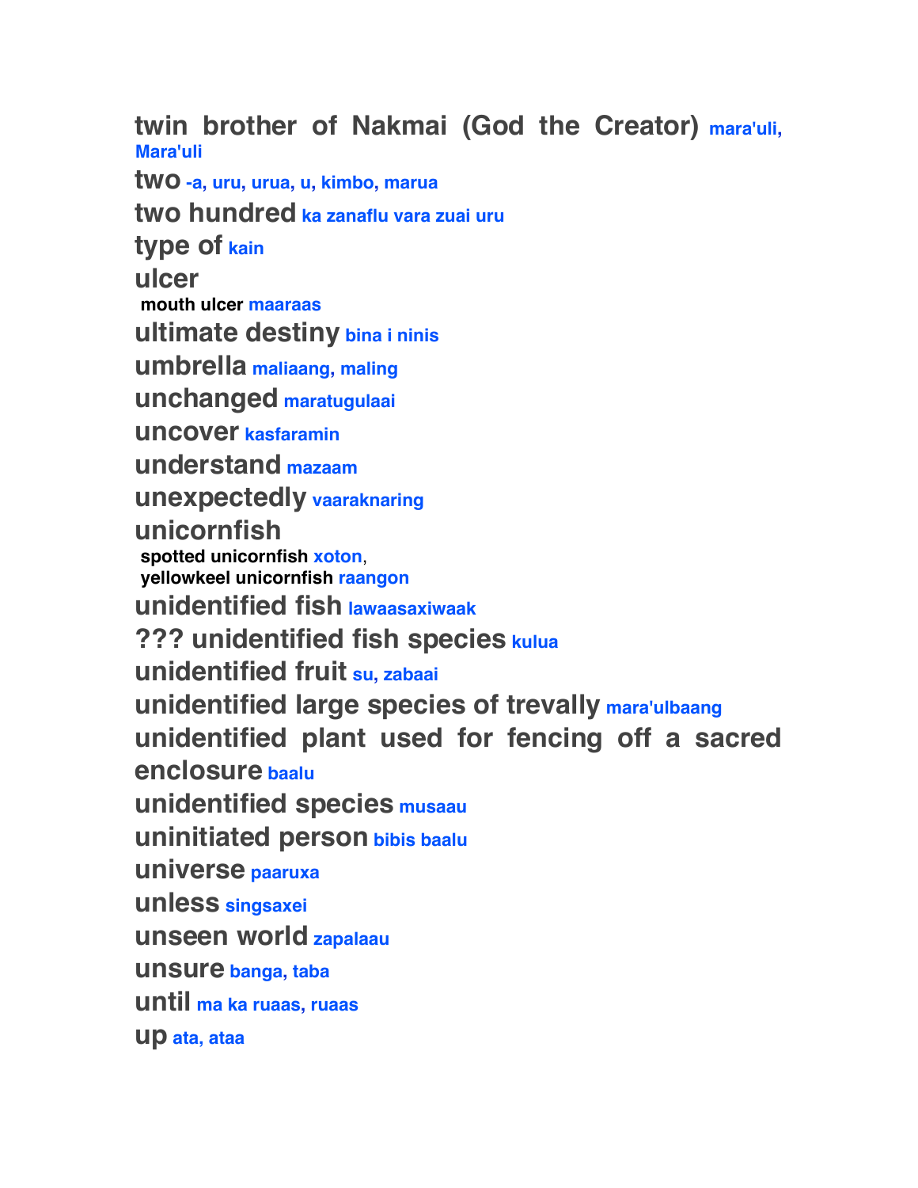**twin brother of Nakmai (God the Creator)** mara'uli, Mara'uli

**two** -a, uru, urua, u, kimbo, marua

**two hundred** ka zanaflu vara zuai uru

**type of** kain

**ulcer**

mouth ulcer maaraas

**ultimate destiny** bina i ninis

**umbrella** maliaang, maling

**unchanged** maratugulaai

**uncover** kasfaramin

**understand** mazaam

**unexpectedly** vaaraknaring

**unicornfish**

spotted unicornfish xoton,
yellowkeel unicornfish raangon

**unidentified fish** lawaasaxiwaak

**??? unidentified fish species** kulua

**unidentified fruit** su, zabaai

**unidentified large species of trevally** mara'ulbaang

**unidentified plant used for fencing off a sacred enclosure** baalu

**unidentified species** musaau

**uninitiated person** bibis baalu

**universe** paaruxa

**unless** singsaxei

**unseen world** zapalaau

**unsure** banga, taba

**until** ma ka ruaas, ruaas

**up** ata, ataa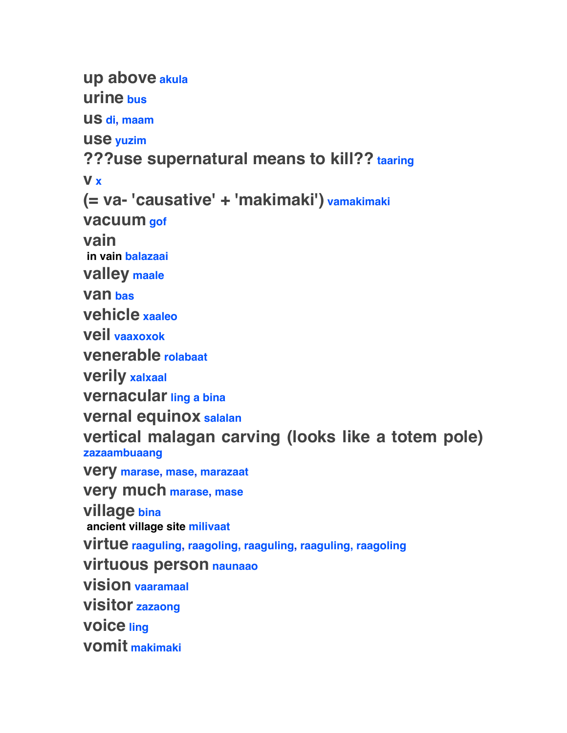**up above** akula

**urine** bus

**us** di, maam

**use** yuzim

**???use supernatural means to kill??** taaring

**v** x

**(= va- 'causative' + 'makimaki')** vamakimaki

**vacuum** gof

**vain**

**in vain** balazaai

**valley** maale

**van** bas

**vehicle** xaaleo

**veil** vaaxoxok

**venerable** rolabaat

**verily** xalxaal

**vernacular** ling a bina

**vernal equinox** salalan

**vertical malagan carving (looks like a totem pole)** zazaambuaang

**very** marase, mase, marazaat

**very much** marase, mase

**village** bina

**ancient village site** milivaat

**virtue** raaguling, raagoling, raaguling, raaguling, raagoling

**virtuous person** naunaao

**vision** vaaramaal

**visitor** zazaong

**voice** ling

**vomit** makimaki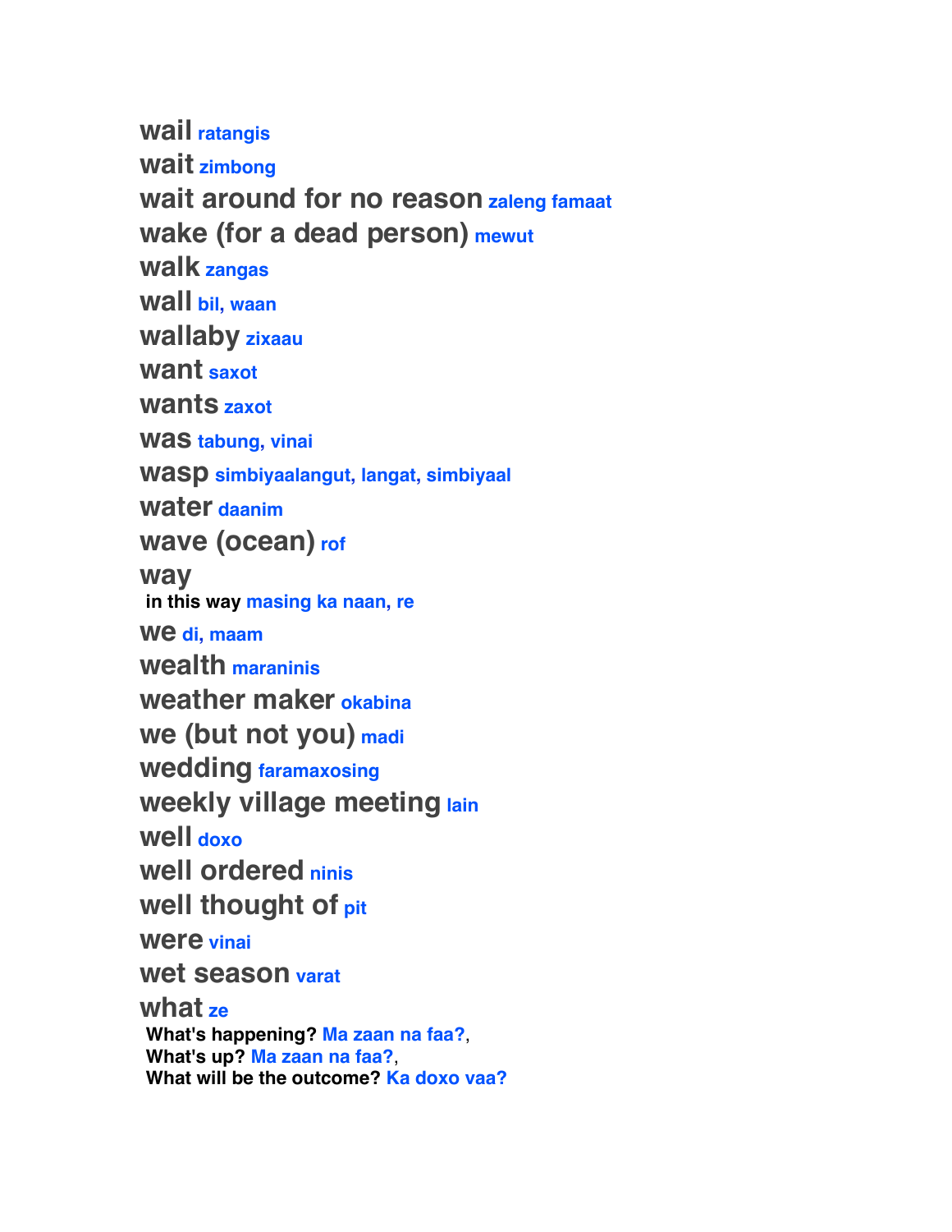**wail** ratangis

**wait** zimbong

**wait around for no reason** zaleng famaat

**wake (for a dead person)** mewut

**walk** zangas

**wall** bil, waan

**wallaby** zixaau

**want** saxot

**wants** zaxot

**was** tabung, vinai

**wasp** simbiyaalangut, langat, simbiyaal

**water** daanim

**wave (ocean)** rof

**way**

- **in this way** masing ka naan, re

**we** di, maam

**wealth** maraninis

**weather maker** okabina

**we (but not you)** madi

**wedding** faramaxosing

**weekly village meeting** lain

**well** doxo

**well ordered** ninis

**well thought of** pit

**were** vinai

**wet season** varat

**what** ze

- **What's happening?** Ma zaan na faa?,
- **What's up?** Ma zaan na faa?,
- **What will be the outcome?** Ka doxo vaa?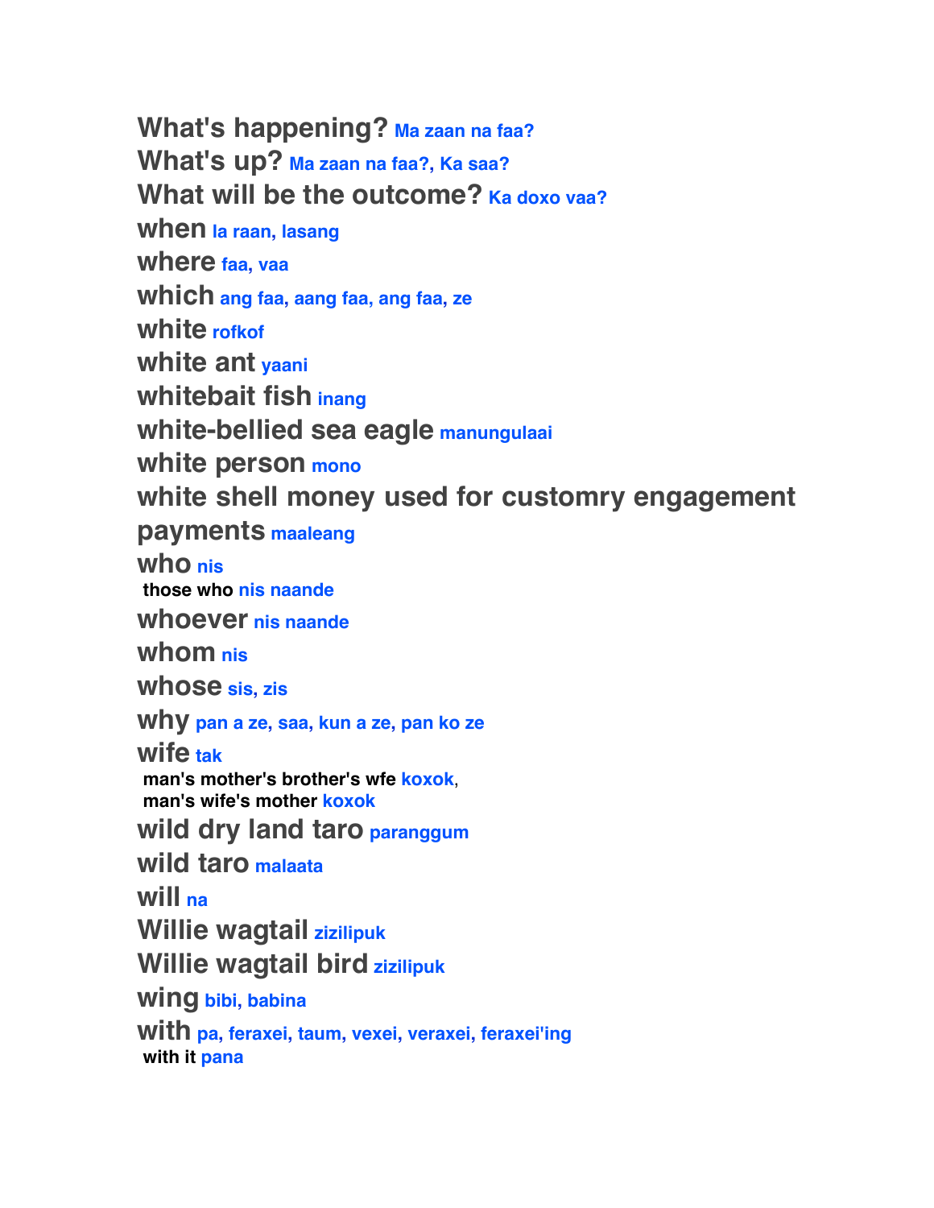**What's happening?** Ma zaan na faa?

**What's up?** Ma zaan na faa?, Ka saa?

**What will be the outcome?** Ka doxo vaa?

**when** la raan, lasang

**where** faa, vaa

**which** ang faa, aang faa, ang faa, ze

**white** rofkof

**white ant** yaani

**whitebait fish** inang

**white-bellied sea eagle** manungulaai

**white person** mono

**white shell money used for customry engagement payments** maaleang

**who** nis

 those who nis naande

**whoever** nis naande

**whom** nis

**whose** sis, zis

**why** pan a ze, saa, kun a ze, pan ko ze

**wife** tak

 man's mother's brother's wfe koxok,
 man's wife's mother koxok

**wild dry land taro** paranggum

**wild taro** malaata

**will** na

**Willie wagtail** zizilipuk

**Willie wagtail bird** zizilipuk

**wing** bibi, babina

**with** pa, feraxei, taum, vexei, veraxei, feraxei'ing

 with it pana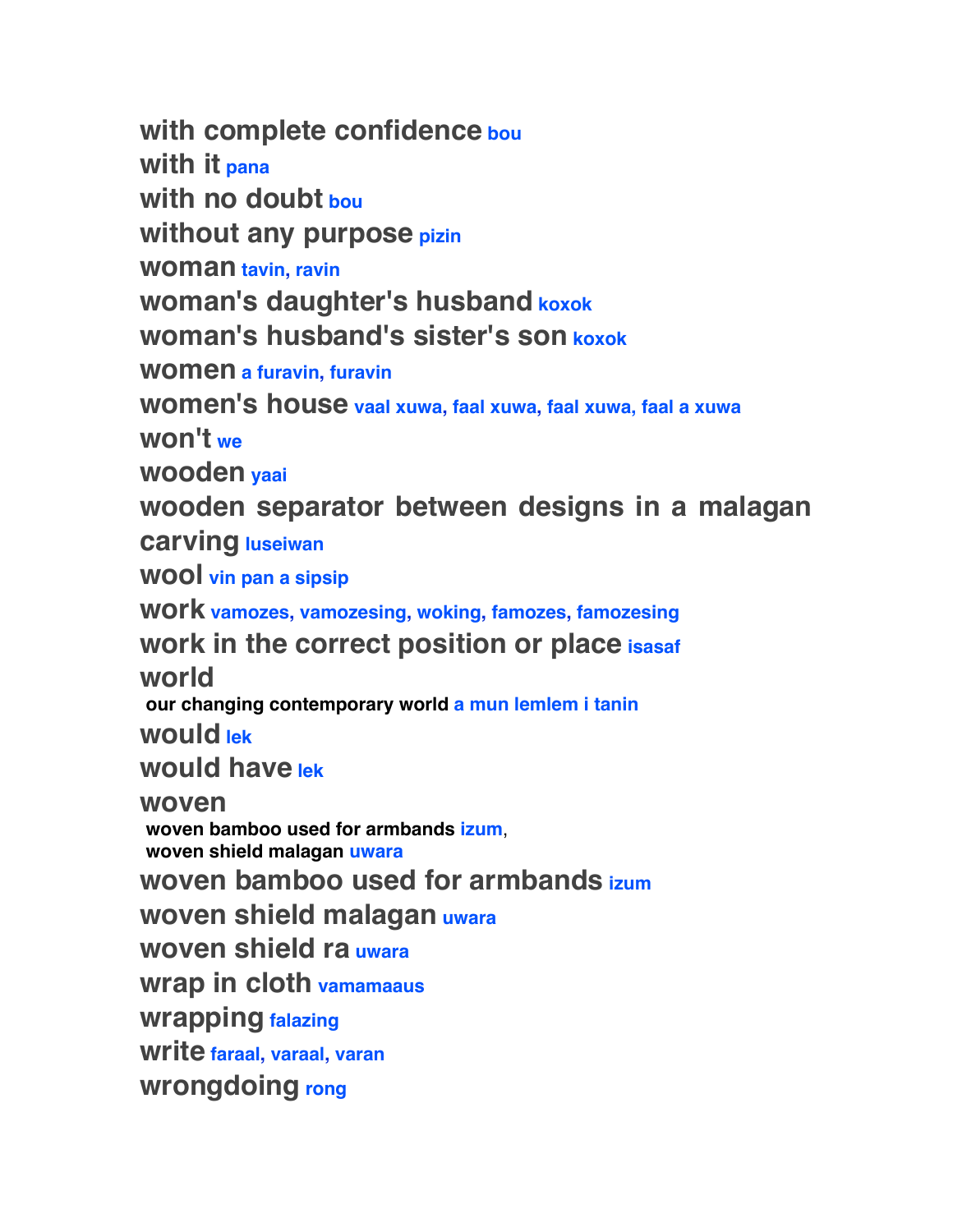**with complete confidence** bou

**with it** pana

**with no doubt** bou

**without any purpose** pizin

**woman** tavin, ravin

**woman's daughter's husband** koxok

**woman's husband's sister's son** koxok

**women** a furavin, furavin

**women's house** vaal xuwa, faal xuwa, faal xuwa, faal a xuwa

**won't** we

**wooden** yaai

**wooden separator between designs in a malagan carving** luseiwan

**wool** vin pan a sipsip

**work** vamozes, vamozesing, woking, famozes, famozesing

**work in the correct position or place** isasaf

**world**

- our changing contemporary world a mun lemlem i tanin

**would** lek

**would have** lek

**woven**

- woven bamboo used for armbands izum,
- woven shield malagan uwara

**woven bamboo used for armbands** izum

**woven shield malagan** uwara

**woven shield ra** uwara

**wrap in cloth** vamamaaus

**wrapping** falazing

**write** faraal, varaal, varan

**wrongdoing** rong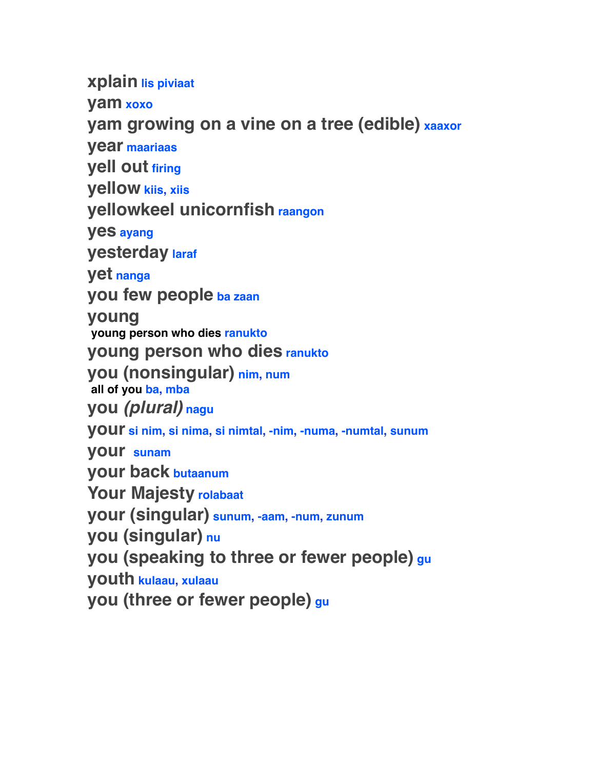**xplain** lis piviaat

**yam** xoxo

**yam growing on a vine on a tree (edible)** xaaxor

**year** maariaas

**yell out** firing

**yellow** kiis, xiis

**yellowkeel unicornfish** raangon

**yes** ayang

**yesterday** laraf

**yet** nanga

**you few people** ba zaan

**young**

young person who dies ranukto

**young person who dies** ranukto

**you (nonsingular)** nim, num

all of you ba, mba

**you *(plural)*** nagu

**your** si nim, si nima, si nimtal, -nim, -numa, -numtal, sunum

**your** sunam

**your back** butaanum

**Your Majesty** rolabaat

**your (singular)** sunum, -aam, -num, zunum

**you (singular)** nu

**you (speaking to three or fewer people)** gu

**youth** kulaau, xulaau

**you (three or fewer people)** gu